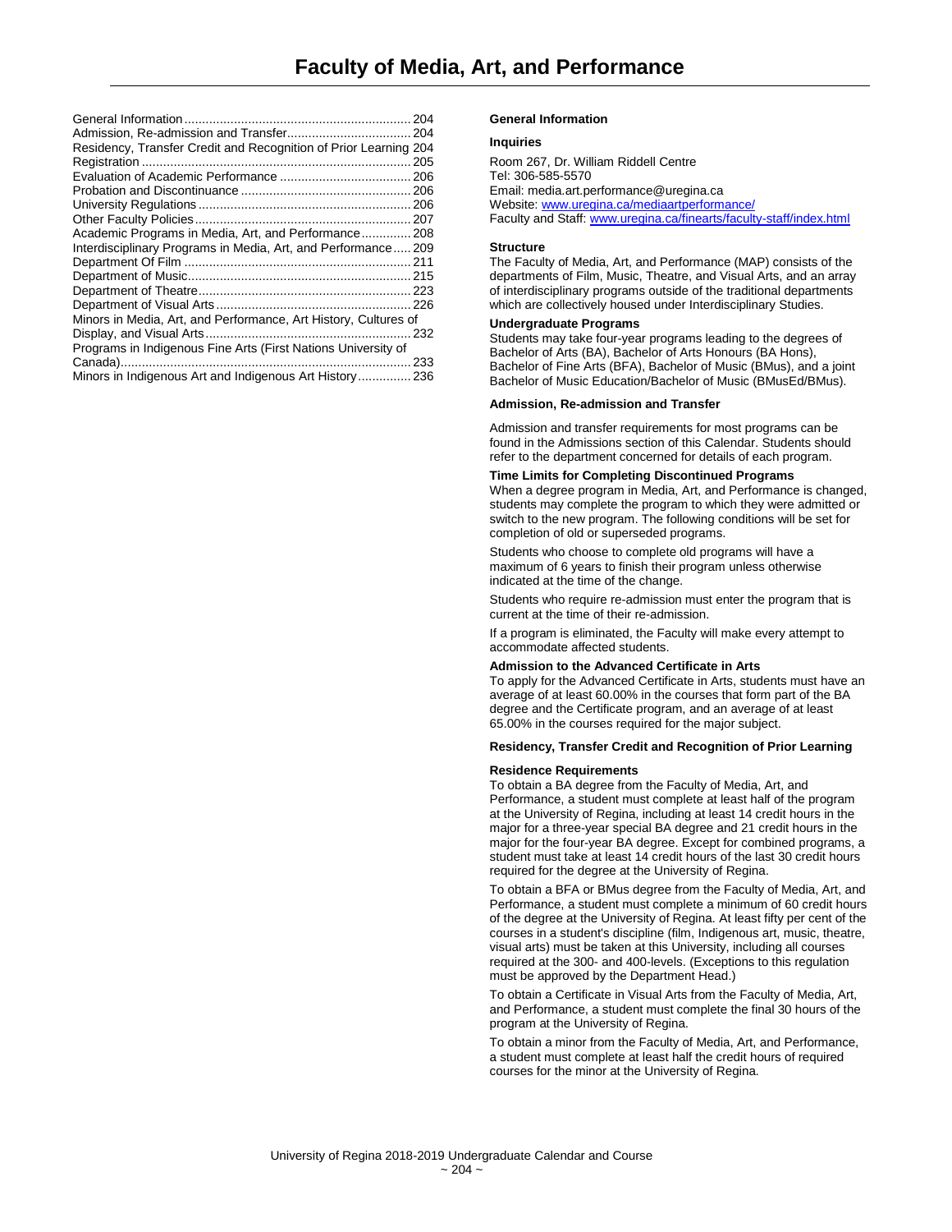# Faculty of Media, Art, and Performance

- General Information ... 204
- Admission, Re-admission and Transfer ... 204
- Residency, Transfer Credit and Recognition of Prior Learning 204
- Registration ... 205
- Evaluation of Academic Performance ... 206
- Probation and Discontinuance ... 206
- University Regulations ... 206
- Other Faculty Policies ... 207
- Academic Programs in Media, Art, and Performance ... 208
- Interdisciplinary Programs in Media, Art, and Performance ... 209
- Department Of Film ... 211
- Department of Music ... 215
- Department of Theatre ... 223
- Department of Visual Arts ... 226
- Minors in Media, Art, and Performance, Art History, Cultures of Display, and Visual Arts ... 232
- Programs in Indigenous Fine Arts (First Nations University of Canada) ... 233
- Minors in Indigenous Art and Indigenous Art History ... 236

## General Information

### Inquiries

Room 267, Dr. William Riddell Centre
Tel: 306-585-5570
Email: media.art.performance@uregina.ca
Website: www.uregina.ca/mediaartperformance/
Faculty and Staff: www.uregina.ca/finearts/faculty-staff/index.html

### Structure

The Faculty of Media, Art, and Performance (MAP) consists of the departments of Film, Music, Theatre, and Visual Arts, and an array of interdisciplinary programs outside of the traditional departments which are collectively housed under Interdisciplinary Studies.

### Undergraduate Programs

Students may take four-year programs leading to the degrees of Bachelor of Arts (BA), Bachelor of Arts Honours (BA Hons), Bachelor of Fine Arts (BFA), Bachelor of Music (BMus), and a joint Bachelor of Music Education/Bachelor of Music (BMusEd/BMus).

## Admission, Re-admission and Transfer

Admission and transfer requirements for most programs can be found in the Admissions section of this Calendar. Students should refer to the department concerned for details of each program.

### Time Limits for Completing Discontinued Programs

When a degree program in Media, Art, and Performance is changed, students may complete the program to which they were admitted or switch to the new program. The following conditions will be set for completion of old or superseded programs.

Students who choose to complete old programs will have a maximum of 6 years to finish their program unless otherwise indicated at the time of the change.

Students who require re-admission must enter the program that is current at the time of their re-admission.

If a program is eliminated, the Faculty will make every attempt to accommodate affected students.

### Admission to the Advanced Certificate in Arts

To apply for the Advanced Certificate in Arts, students must have an average of at least 60.00% in the courses that form part of the BA degree and the Certificate program, and an average of at least 65.00% in the courses required for the major subject.

## Residency, Transfer Credit and Recognition of Prior Learning

### Residence Requirements

To obtain a BA degree from the Faculty of Media, Art, and Performance, a student must complete at least half of the program at the University of Regina, including at least 14 credit hours in the major for a three-year special BA degree and 21 credit hours in the major for the four-year BA degree. Except for combined programs, a student must take at least 14 credit hours of the last 30 credit hours required for the degree at the University of Regina.

To obtain a BFA or BMus degree from the Faculty of Media, Art, and Performance, a student must complete a minimum of 60 credit hours of the degree at the University of Regina. At least fifty per cent of the courses in a student's discipline (film, Indigenous art, music, theatre, visual arts) must be taken at this University, including all courses required at the 300- and 400-levels. (Exceptions to this regulation must be approved by the Department Head.)

To obtain a Certificate in Visual Arts from the Faculty of Media, Art, and Performance, a student must complete the final 30 hours of the program at the University of Regina.

To obtain a minor from the Faculty of Media, Art, and Performance, a student must complete at least half the credit hours of required courses for the minor at the University of Regina.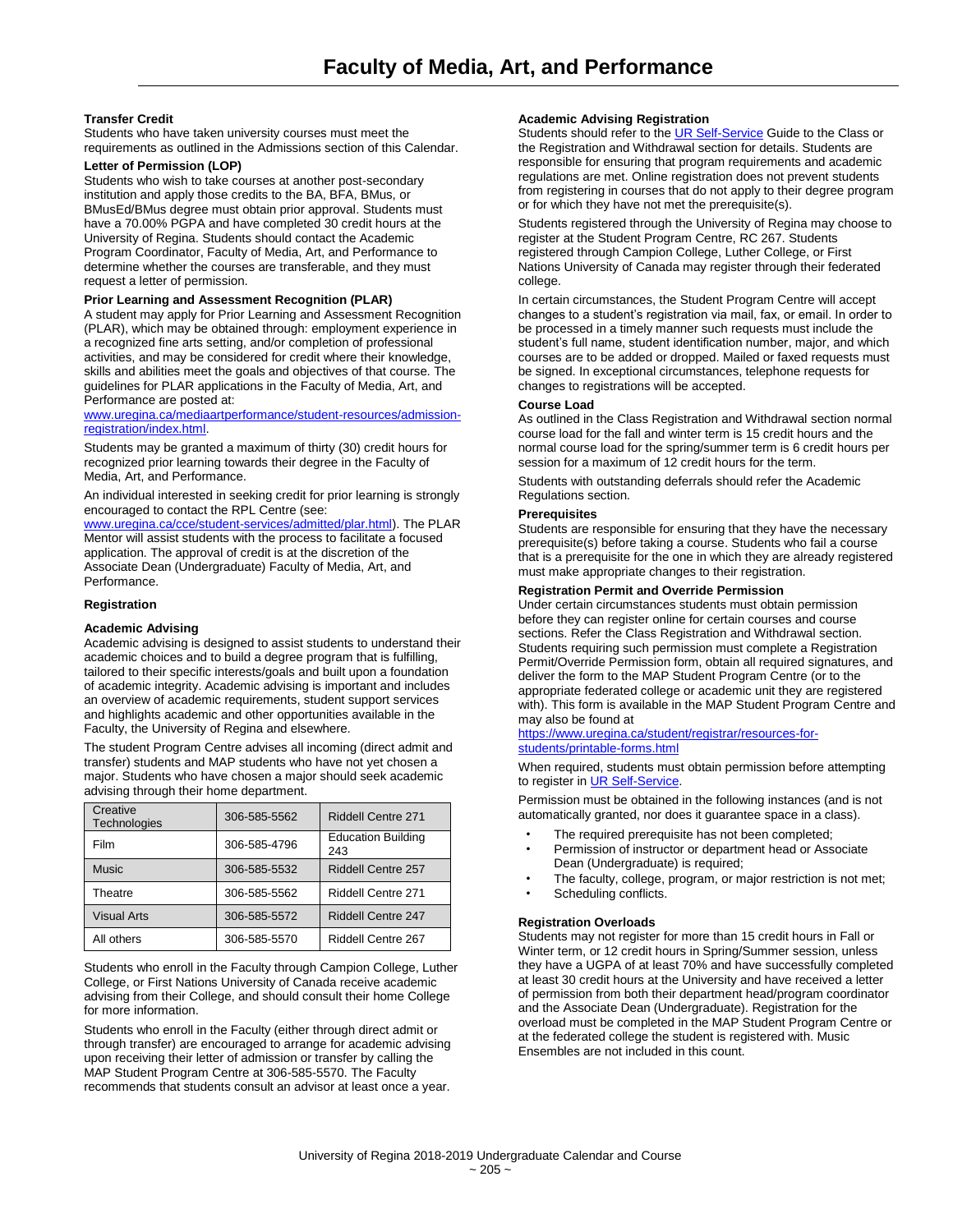# Faculty of Media, Art, and Performance

**Transfer Credit**

Students who have taken university courses must meet the requirements as outlined in the Admissions section of this Calendar.

**Letter of Permission (LOP)**

Students who wish to take courses at another post-secondary institution and apply those credits to the BA, BFA, BMus, or BMusEd/BMus degree must obtain prior approval. Students must have a 70.00% PGPA and have completed 30 credit hours at the University of Regina. Students should contact the Academic Program Coordinator, Faculty of Media, Art, and Performance to determine whether the courses are transferable, and they must request a letter of permission.

**Prior Learning and Assessment Recognition (PLAR)**

A student may apply for Prior Learning and Assessment Recognition (PLAR), which may be obtained through: employment experience in a recognized fine arts setting, and/or completion of professional activities, and may be considered for credit where their knowledge, skills and abilities meet the goals and objectives of that course. The guidelines for PLAR applications in the Faculty of Media, Art, and Performance are posted at: www.uregina.ca/mediaartperformance/student-resources/admission-registration/index.html.

Students may be granted a maximum of thirty (30) credit hours for recognized prior learning towards their degree in the Faculty of Media, Art, and Performance.

An individual interested in seeking credit for prior learning is strongly encouraged to contact the RPL Centre (see: www.uregina.ca/cce/student-services/admitted/plar.html). The PLAR Mentor will assist students with the process to facilitate a focused application. The approval of credit is at the discretion of the Associate Dean (Undergraduate) Faculty of Media, Art, and Performance.

**Registration**

**Academic Advising**

Academic advising is designed to assist students to understand their academic choices and to build a degree program that is fulfilling, tailored to their specific interests/goals and built upon a foundation of academic integrity. Academic advising is important and includes an overview of academic requirements, student support services and highlights academic and other opportunities available in the Faculty, the University of Regina and elsewhere.

The student Program Centre advises all incoming (direct admit and transfer) students and MAP students who have not yet chosen a major. Students who have chosen a major should seek academic advising through their home department.

| | | |
|---|---|---|
| Creative Technologies | 306-585-5562 | Riddell Centre 271 |
| Film | 306-585-4796 | Education Building 243 |
| Music | 306-585-5532 | Riddell Centre 257 |
| Theatre | 306-585-5562 | Riddell Centre 271 |
| Visual Arts | 306-585-5572 | Riddell Centre 247 |
| All others | 306-585-5570 | Riddell Centre 267 |

Students who enroll in the Faculty through Campion College, Luther College, or First Nations University of Canada receive academic advising from their College, and should consult their home College for more information.

Students who enroll in the Faculty (either through direct admit or through transfer) are encouraged to arrange for academic advising upon receiving their letter of admission or transfer by calling the MAP Student Program Centre at 306-585-5570. The Faculty recommends that students consult an advisor at least once a year.

**Academic Advising Registration**

Students should refer to the UR Self-Service Guide to the Class or the Registration and Withdrawal section for details. Students are responsible for ensuring that program requirements and academic regulations are met. Online registration does not prevent students from registering in courses that do not apply to their degree program or for which they have not met the prerequisite(s).

Students registered through the University of Regina may choose to register at the Student Program Centre, RC 267. Students registered through Campion College, Luther College, or First Nations University of Canada may register through their federated college.

In certain circumstances, the Student Program Centre will accept changes to a student's registration via mail, fax, or email. In order to be processed in a timely manner such requests must include the student's full name, student identification number, major, and which courses are to be added or dropped. Mailed or faxed requests must be signed. In exceptional circumstances, telephone requests for changes to registrations will be accepted.

**Course Load**

As outlined in the Class Registration and Withdrawal section normal course load for the fall and winter term is 15 credit hours and the normal course load for the spring/summer term is 6 credit hours per session for a maximum of 12 credit hours for the term.

Students with outstanding deferrals should refer the Academic Regulations section.

**Prerequisites**

Students are responsible for ensuring that they have the necessary prerequisite(s) before taking a course. Students who fail a course that is a prerequisite for the one in which they are already registered must make appropriate changes to their registration.

**Registration Permit and Override Permission**

Under certain circumstances students must obtain permission before they can register online for certain courses and course sections. Refer the Class Registration and Withdrawal section. Students requiring such permission must complete a Registration Permit/Override Permission form, obtain all required signatures, and deliver the form to the MAP Student Program Centre (or to the appropriate federated college or academic unit they are registered with). This form is available in the MAP Student Program Centre and may also be found at https://www.uregina.ca/student/registrar/resources-for-students/printable-forms.html

When required, students must obtain permission before attempting to register in UR Self-Service.

Permission must be obtained in the following instances (and is not automatically granted, nor does it guarantee space in a class).

- The required prerequisite has not been completed;
- Permission of instructor or department head or Associate Dean (Undergraduate) is required;
- The faculty, college, program, or major restriction is not met;
- Scheduling conflicts.

**Registration Overloads**

Students may not register for more than 15 credit hours in Fall or Winter term, or 12 credit hours in Spring/Summer session, unless they have a UGPA of at least 70% and have successfully completed at least 30 credit hours at the University and have received a letter of permission from both their department head/program coordinator and the Associate Dean (Undergraduate). Registration for the overload must be completed in the MAP Student Program Centre or at the federated college the student is registered with. Music Ensembles are not included in this count.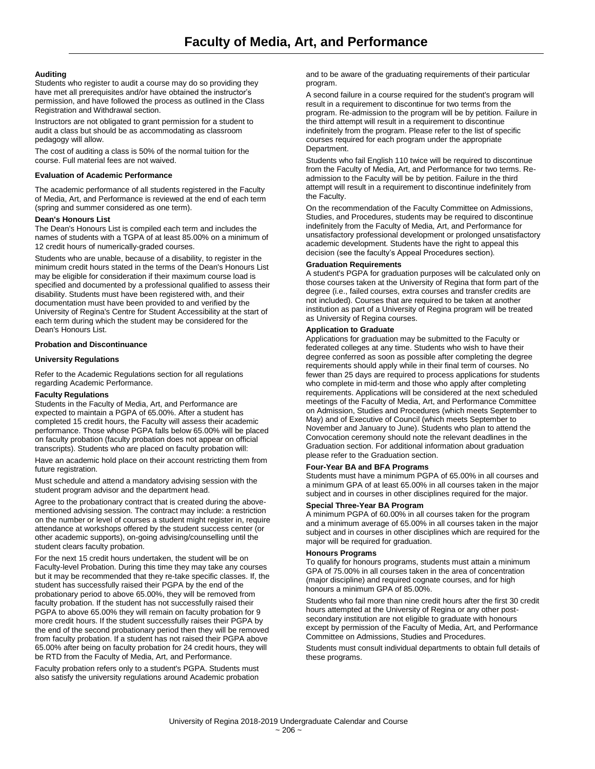# Faculty of Media, Art, and Performance

**Auditing**

Students who register to audit a course may do so providing they have met all prerequisites and/or have obtained the instructor's permission, and have followed the process as outlined in the Class Registration and Withdrawal section.

Instructors are not obligated to grant permission for a student to audit a class but should be as accommodating as classroom pedagogy will allow.

The cost of auditing a class is 50% of the normal tuition for the course. Full material fees are not waived.

**Evaluation of Academic Performance**

The academic performance of all students registered in the Faculty of Media, Art, and Performance is reviewed at the end of each term (spring and summer considered as one term).

**Dean's Honours List**

The Dean's Honours List is compiled each term and includes the names of students with a TGPA of at least 85.00% on a minimum of 12 credit hours of numerically-graded courses.

Students who are unable, because of a disability, to register in the minimum credit hours stated in the terms of the Dean's Honours List may be eligible for consideration if their maximum course load is specified and documented by a professional qualified to assess their disability. Students must have been registered with, and their documentation must have been provided to and verified by the University of Regina's Centre for Student Accessibility at the start of each term during which the student may be considered for the Dean's Honours List.

**Probation and Discontinuance**

**University Regulations**

Refer to the Academic Regulations section for all regulations regarding Academic Performance.

**Faculty Regulations**

Students in the Faculty of Media, Art, and Performance are expected to maintain a PGPA of 65.00%. After a student has completed 15 credit hours, the Faculty will assess their academic performance. Those whose PGPA falls below 65.00% will be placed on faculty probation (faculty probation does not appear on official transcripts). Students who are placed on faculty probation will:

Have an academic hold place on their account restricting them from future registration.

Must schedule and attend a mandatory advising session with the student program advisor and the department head.

Agree to the probationary contract that is created during the above-mentioned advising session. The contract may include: a restriction on the number or level of courses a student might register in, require attendance at workshops offered by the student success center (or other academic supports), on-going advising/counselling until the student clears faculty probation.

For the next 15 credit hours undertaken, the student will be on Faculty-level Probation. During this time they may take any courses but it may be recommended that they re-take specific classes. If, the student has successfully raised their PGPA by the end of the probationary period to above 65.00%, they will be removed from faculty probation. If the student has not successfully raised their PGPA to above 65.00% they will remain on faculty probation for 9 more credit hours. If the student successfully raises their PGPA by the end of the second probationary period then they will be removed from faculty probation. If a student has not raised their PGPA above 65.00% after being on faculty probation for 24 credit hours, they will be RTD from the Faculty of Media, Art, and Performance.

Faculty probation refers only to a student's PGPA. Students must also satisfy the university regulations around Academic probation and to be aware of the graduating requirements of their particular program.

A second failure in a course required for the student's program will result in a requirement to discontinue for two terms from the program. Re-admission to the program will be by petition. Failure in the third attempt will result in a requirement to discontinue indefinitely from the program. Please refer to the list of specific courses required for each program under the appropriate Department.

Students who fail English 110 twice will be required to discontinue from the Faculty of Media, Art, and Performance for two terms. Re-admission to the Faculty will be by petition. Failure in the third attempt will result in a requirement to discontinue indefinitely from the Faculty.

On the recommendation of the Faculty Committee on Admissions, Studies, and Procedures, students may be required to discontinue indefinitely from the Faculty of Media, Art, and Performance for unsatisfactory professional development or prolonged unsatisfactory academic development. Students have the right to appeal this decision (see the faculty's Appeal Procedures section).

**Graduation Requirements**

A student's PGPA for graduation purposes will be calculated only on those courses taken at the University of Regina that form part of the degree (i.e., failed courses, extra courses and transfer credits are not included). Courses that are required to be taken at another institution as part of a University of Regina program will be treated as University of Regina courses.

**Application to Graduate**

Applications for graduation may be submitted to the Faculty or federated colleges at any time. Students who wish to have their degree conferred as soon as possible after completing the degree requirements should apply while in their final term of courses. No fewer than 25 days are required to process applications for students who complete in mid-term and those who apply after completing requirements. Applications will be considered at the next scheduled meetings of the Faculty of Media, Art, and Performance Committee on Admission, Studies and Procedures (which meets September to May) and of Executive of Council (which meets September to November and January to June). Students who plan to attend the Convocation ceremony should note the relevant deadlines in the Graduation section. For additional information about graduation please refer to the Graduation section.

**Four-Year BA and BFA Programs**

Students must have a minimum PGPA of 65.00% in all courses and a minimum GPA of at least 65.00% in all courses taken in the major subject and in courses in other disciplines required for the major.

**Special Three-Year BA Program**

A minimum PGPA of 60.00% in all courses taken for the program and a minimum average of 65.00% in all courses taken in the major subject and in courses in other disciplines which are required for the major will be required for graduation.

**Honours Programs**

To qualify for honours programs, students must attain a minimum GPA of 75.00% in all courses taken in the area of concentration (major discipline) and required cognate courses, and for high honours a minimum GPA of 85.00%.

Students who fail more than nine credit hours after the first 30 credit hours attempted at the University of Regina or any other post-secondary institution are not eligible to graduate with honours except by permission of the Faculty of Media, Art, and Performance Committee on Admissions, Studies and Procedures.

Students must consult individual departments to obtain full details of these programs.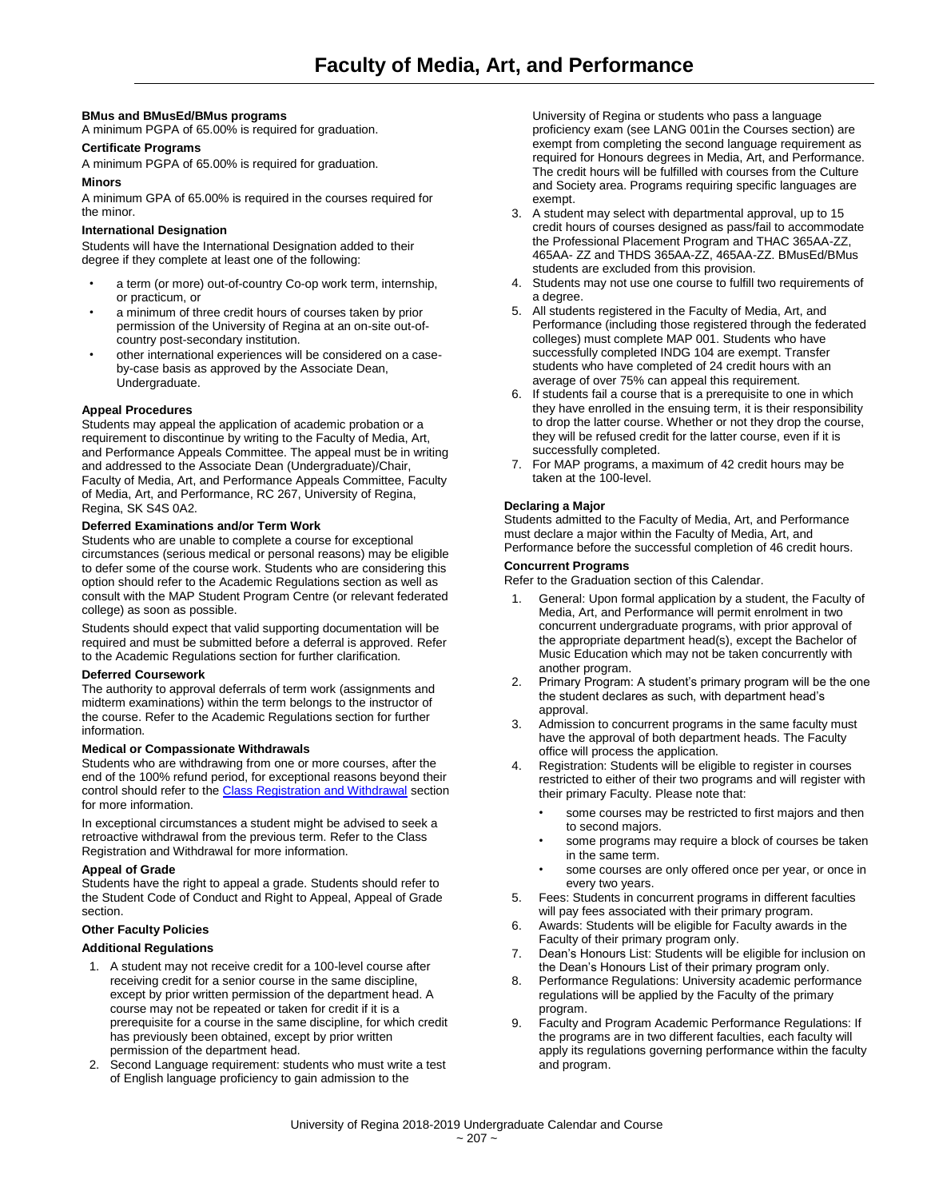# Faculty of Media, Art, and Performance

**BMus and BMusEd/BMus programs**

A minimum PGPA of 65.00% is required for graduation.

**Certificate Programs**

A minimum PGPA of 65.00% is required for graduation.

**Minors**

A minimum GPA of 65.00% is required in the courses required for the minor.

**International Designation**

Students will have the International Designation added to their degree if they complete at least one of the following:

- a term (or more) out-of-country Co-op work term, internship, or practicum, or
- a minimum of three credit hours of courses taken by prior permission of the University of Regina at an on-site out-of-country post-secondary institution.
- other international experiences will be considered on a case-by-case basis as approved by the Associate Dean, Undergraduate.

**Appeal Procedures**

Students may appeal the application of academic probation or a requirement to discontinue by writing to the Faculty of Media, Art, and Performance Appeals Committee. The appeal must be in writing and addressed to the Associate Dean (Undergraduate)/Chair, Faculty of Media, Art, and Performance Appeals Committee, Faculty of Media, Art, and Performance, RC 267, University of Regina, Regina, SK S4S 0A2.

**Deferred Examinations and/or Term Work**

Students who are unable to complete a course for exceptional circumstances (serious medical or personal reasons) may be eligible to defer some of the course work. Students who are considering this option should refer to the Academic Regulations section as well as consult with the MAP Student Program Centre (or relevant federated college) as soon as possible.

Students should expect that valid supporting documentation will be required and must be submitted before a deferral is approved. Refer to the Academic Regulations section for further clarification.

**Deferred Coursework**

The authority to approval deferrals of term work (assignments and midterm examinations) within the term belongs to the instructor of the course. Refer to the Academic Regulations section for further information.

**Medical or Compassionate Withdrawals**

Students who are withdrawing from one or more courses, after the end of the 100% refund period, for exceptional reasons beyond their control should refer to the Class Registration and Withdrawal section for more information.

In exceptional circumstances a student might be advised to seek a retroactive withdrawal from the previous term. Refer to the Class Registration and Withdrawal for more information.

**Appeal of Grade**

Students have the right to appeal a grade. Students should refer to the Student Code of Conduct and Right to Appeal, Appeal of Grade section.

**Other Faculty Policies**

**Additional Regulations**

1. A student may not receive credit for a 100-level course after receiving credit for a senior course in the same discipline, except by prior written permission of the department head. A course may not be repeated or taken for credit if it is a prerequisite for a course in the same discipline, for which credit has previously been obtained, except by prior written permission of the department head.
2. Second Language requirement: students who must write a test of English language proficiency to gain admission to the University of Regina or students who pass a language proficiency exam (see LANG 001in the Courses section) are exempt from completing the second language requirement as required for Honours degrees in Media, Art, and Performance. The credit hours will be fulfilled with courses from the Culture and Society area. Programs requiring specific languages are exempt.
3. A student may select with departmental approval, up to 15 credit hours of courses designed as pass/fail to accommodate the Professional Placement Program and THAC 365AA-ZZ, 465AA- ZZ and THDS 365AA-ZZ, 465AA-ZZ. BMusEd/BMus students are excluded from this provision.
4. Students may not use one course to fulfill two requirements of a degree.
5. All students registered in the Faculty of Media, Art, and Performance (including those registered through the federated colleges) must complete MAP 001. Students who have successfully completed INDG 104 are exempt. Transfer students who have completed of 24 credit hours with an average of over 75% can appeal this requirement.
6. If students fail a course that is a prerequisite to one in which they have enrolled in the ensuing term, it is their responsibility to drop the latter course. Whether or not they drop the course, they will be refused credit for the latter course, even if it is successfully completed.
7. For MAP programs, a maximum of 42 credit hours may be taken at the 100-level.

**Declaring a Major**

Students admitted to the Faculty of Media, Art, and Performance must declare a major within the Faculty of Media, Art, and Performance before the successful completion of 46 credit hours.

**Concurrent Programs**

Refer to the Graduation section of this Calendar.

1. General: Upon formal application by a student, the Faculty of Media, Art, and Performance will permit enrolment in two concurrent undergraduate programs, with prior approval of the appropriate department head(s), except the Bachelor of Music Education which may not be taken concurrently with another program.
2. Primary Program: A student's primary program will be the one the student declares as such, with department head's approval.
3. Admission to concurrent programs in the same faculty must have the approval of both department heads. The Faculty office will process the application.
4. Registration: Students will be eligible to register in courses restricted to either of their two programs and will register with their primary Faculty. Please note that:
   - some courses may be restricted to first majors and then to second majors.
   - some programs may require a block of courses be taken in the same term.
   - some courses are only offered once per year, or once in every two years.
5. Fees: Students in concurrent programs in different faculties will pay fees associated with their primary program.
6. Awards: Students will be eligible for Faculty awards in the Faculty of their primary program only.
7. Dean's Honours List: Students will be eligible for inclusion on the Dean's Honours List of their primary program only.
8. Performance Regulations: University academic performance regulations will be applied by the Faculty of the primary program.
9. Faculty and Program Academic Performance Regulations: If the programs are in two different faculties, each faculty will apply its regulations governing performance within the faculty and program.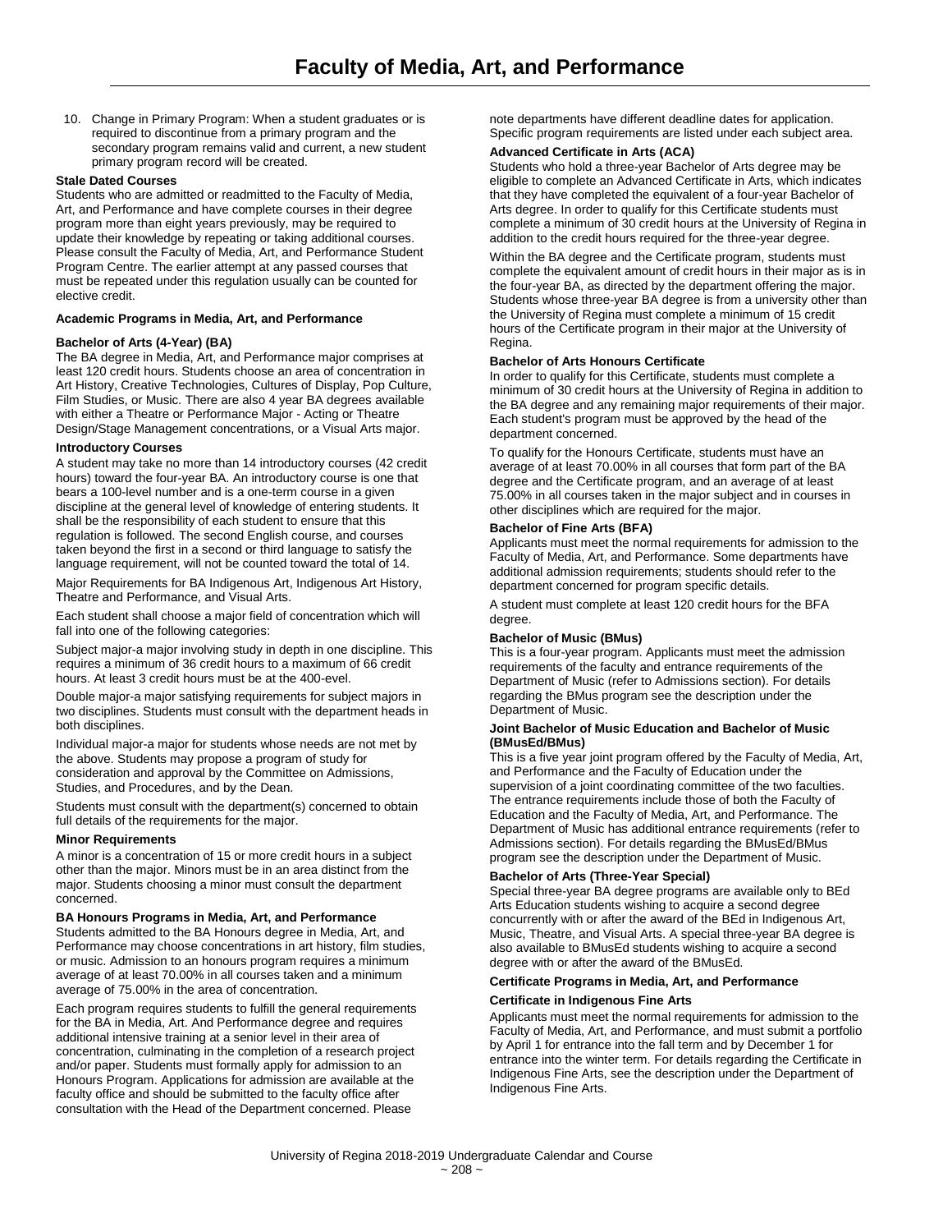10. Change in Primary Program: When a student graduates or is required to discontinue from a primary program and the secondary program remains valid and current, a new student primary program record will be created.

**Stale Dated Courses**

Students who are admitted or readmitted to the Faculty of Media, Art, and Performance and have complete courses in their degree program more than eight years previously, may be required to update their knowledge by repeating or taking additional courses. Please consult the Faculty of Media, Art, and Performance Student Program Centre. The earlier attempt at any passed courses that must be repeated under this regulation usually can be counted for elective credit.

**Academic Programs in Media, Art, and Performance**

**Bachelor of Arts (4-Year) (BA)**

The BA degree in Media, Art, and Performance major comprises at least 120 credit hours. Students choose an area of concentration in Art History, Creative Technologies, Cultures of Display, Pop Culture, Film Studies, or Music. There are also 4 year BA degrees available with either a Theatre or Performance Major - Acting or Theatre Design/Stage Management concentrations, or a Visual Arts major.

**Introductory Courses**

A student may take no more than 14 introductory courses (42 credit hours) toward the four-year BA. An introductory course is one that bears a 100-level number and is a one-term course in a given discipline at the general level of knowledge of entering students. It shall be the responsibility of each student to ensure that this regulation is followed. The second English course, and courses taken beyond the first in a second or third language to satisfy the language requirement, will not be counted toward the total of 14.

Major Requirements for BA Indigenous Art, Indigenous Art History, Theatre and Performance, and Visual Arts.

Each student shall choose a major field of concentration which will fall into one of the following categories:

Subject major-a major involving study in depth in one discipline. This requires a minimum of 36 credit hours to a maximum of 66 credit hours. At least 3 credit hours must be at the 400-evel.

Double major-a major satisfying requirements for subject majors in two disciplines. Students must consult with the department heads in both disciplines.

Individual major-a major for students whose needs are not met by the above. Students may propose a program of study for consideration and approval by the Committee on Admissions, Studies, and Procedures, and by the Dean.

Students must consult with the department(s) concerned to obtain full details of the requirements for the major.

**Minor Requirements**

A minor is a concentration of 15 or more credit hours in a subject other than the major. Minors must be in an area distinct from the major. Students choosing a minor must consult the department concerned.

**BA Honours Programs in Media, Art, and Performance**

Students admitted to the BA Honours degree in Media, Art, and Performance may choose concentrations in art history, film studies, or music. Admission to an honours program requires a minimum average of at least 70.00% in all courses taken and a minimum average of 75.00% in the area of concentration.

Each program requires students to fulfill the general requirements for the BA in Media, Art. And Performance degree and requires additional intensive training at a senior level in their area of concentration, culminating in the completion of a research project and/or paper. Students must formally apply for admission to an Honours Program. Applications for admission are available at the faculty office and should be submitted to the faculty office after consultation with the Head of the Department concerned. Please note departments have different deadline dates for application. Specific program requirements are listed under each subject area.

**Advanced Certificate in Arts (ACA)**

Students who hold a three-year Bachelor of Arts degree may be eligible to complete an Advanced Certificate in Arts, which indicates that they have completed the equivalent of a four-year Bachelor of Arts degree. In order to qualify for this Certificate students must complete a minimum of 30 credit hours at the University of Regina in addition to the credit hours required for the three-year degree.

Within the BA degree and the Certificate program, students must complete the equivalent amount of credit hours in their major as is in the four-year BA, as directed by the department offering the major. Students whose three-year BA degree is from a university other than the University of Regina must complete a minimum of 15 credit hours of the Certificate program in their major at the University of Regina.

**Bachelor of Arts Honours Certificate**

In order to qualify for this Certificate, students must complete a minimum of 30 credit hours at the University of Regina in addition to the BA degree and any remaining major requirements of their major. Each student's program must be approved by the head of the department concerned.

To qualify for the Honours Certificate, students must have an average of at least 70.00% in all courses that form part of the BA degree and the Certificate program, and an average of at least 75.00% in all courses taken in the major subject and in courses in other disciplines which are required for the major.

**Bachelor of Fine Arts (BFA)**

Applicants must meet the normal requirements for admission to the Faculty of Media, Art, and Performance. Some departments have additional admission requirements; students should refer to the department concerned for program specific details.

A student must complete at least 120 credit hours for the BFA degree.

**Bachelor of Music (BMus)**

This is a four-year program. Applicants must meet the admission requirements of the faculty and entrance requirements of the Department of Music (refer to Admissions section). For details regarding the BMus program see the description under the Department of Music.

**Joint Bachelor of Music Education and Bachelor of Music (BMusEd/BMus)**

This is a five year joint program offered by the Faculty of Media, Art, and Performance and the Faculty of Education under the supervision of a joint coordinating committee of the two faculties. The entrance requirements include those of both the Faculty of Education and the Faculty of Media, Art, and Performance. The Department of Music has additional entrance requirements (refer to Admissions section). For details regarding the BMusEd/BMus program see the description under the Department of Music.

**Bachelor of Arts (Three-Year Special)**

Special three-year BA degree programs are available only to BEd Arts Education students wishing to acquire a second degree concurrently with or after the award of the BEd in Indigenous Art, Music, Theatre, and Visual Arts. A special three-year BA degree is also available to BMusEd students wishing to acquire a second degree with or after the award of the BMusEd.

**Certificate Programs in Media, Art, and Performance**

**Certificate in Indigenous Fine Arts**

Applicants must meet the normal requirements for admission to the Faculty of Media, Art, and Performance, and must submit a portfolio by April 1 for entrance into the fall term and by December 1 for entrance into the winter term. For details regarding the Certificate in Indigenous Fine Arts, see the description under the Department of Indigenous Fine Arts.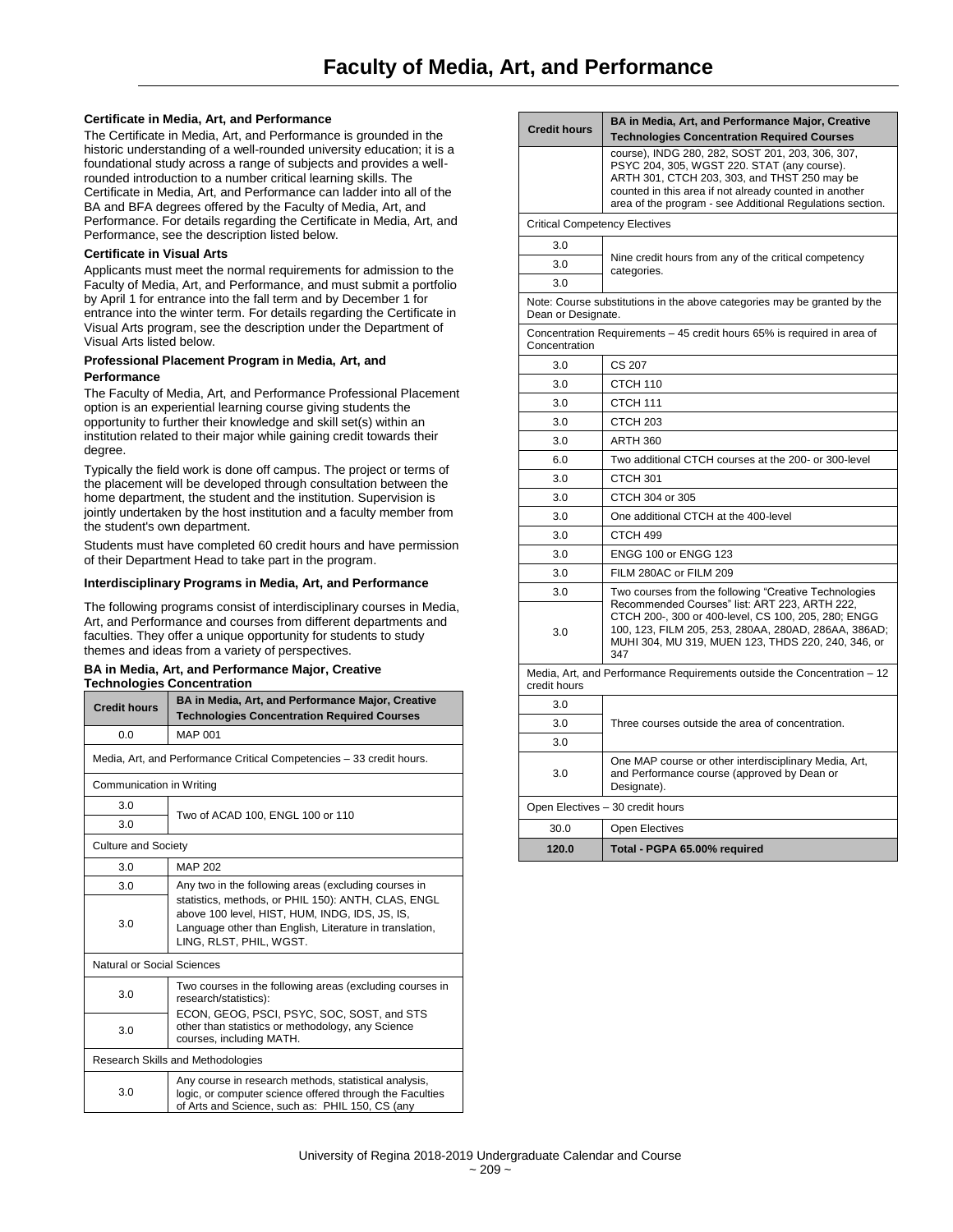# Faculty of Media, Art, and Performance

### Certificate in Media, Art, and Performance

The Certificate in Media, Art, and Performance is grounded in the historic understanding of a well-rounded university education; it is a foundational study across a range of subjects and provides a well-rounded introduction to a number critical learning skills. The Certificate in Media, Art, and Performance can ladder into all of the BA and BFA degrees offered by the Faculty of Media, Art, and Performance. For details regarding the Certificate in Media, Art, and Performance, see the description listed below.

### Certificate in Visual Arts

Applicants must meet the normal requirements for admission to the Faculty of Media, Art, and Performance, and must submit a portfolio by April 1 for entrance into the fall term and by December 1 for entrance into the winter term. For details regarding the Certificate in Visual Arts program, see the description under the Department of Visual Arts listed below.

### Professional Placement Program in Media, Art, and Performance

The Faculty of Media, Art, and Performance Professional Placement option is an experiential learning course giving students the opportunity to further their knowledge and skill set(s) within an institution related to their major while gaining credit towards their degree.

Typically the field work is done off campus. The project or terms of the placement will be developed through consultation between the home department, the student and the institution. Supervision is jointly undertaken by the host institution and a faculty member from the student's own department.

Students must have completed 60 credit hours and have permission of their Department Head to take part in the program.

### Interdisciplinary Programs in Media, Art, and Performance

The following programs consist of interdisciplinary courses in Media, Art, and Performance and courses from different departments and faculties. They offer a unique opportunity for students to study themes and ideas from a variety of perspectives.

### BA in Media, Art, and Performance Major, Creative Technologies Concentration

| Credit hours | BA in Media, Art, and Performance Major, Creative Technologies Concentration Required Courses |
|---|---|
| 0.0 | MAP 001 |
| Media, Art, and Performance Critical Competencies – 33 credit hours. | |
| Communication in Writing | |
| 3.0 | Two of ACAD 100, ENGL 100 or 110 |
| 3.0 | |
| Culture and Society | |
| 3.0 | MAP 202 |
| 3.0 | Any two in the following areas (excluding courses in statistics, methods, or PHIL 150): ANTH, CLAS, ENGL above 100 level, HIST, HUM, INDG, IDS, JS, IS, Language other than English, Literature in translation, LING, RLST, PHIL, WGST. |
| 3.0 | |
| Natural or Social Sciences | |
| 3.0 | Two courses in the following areas (excluding courses in research/statistics): ECON, GEOG, PSCI, PSYC, SOC, SOST, and STS other than statistics or methodology, any Science courses, including MATH. |
| 3.0 | |
| Research Skills and Methodologies | |
| 3.0 | Any course in research methods, statistical analysis, logic, or computer science offered through the Faculties of Arts and Science, such as: PHIL 150, CS (any course), INDG 280, 282, SOST 201, 203, 306, 307, PSYC 204, 305, WGST 220. STAT (any course). ARTH 301, CTCH 203, 303, and THST 250 may be counted in this area if not already counted in another area of the program - see Additional Regulations section. |
| Critical Competency Electives | |
| 3.0 | Nine credit hours from any of the critical competency categories. |
| 3.0 | |
| 3.0 | |
| Note: Course substitutions in the above categories may be granted by the Dean or Designate. | |
| Concentration Requirements – 45 credit hours 65% is required in area of Concentration | |
| 3.0 | CS 207 |
| 3.0 | CTCH 110 |
| 3.0 | CTCH 111 |
| 3.0 | CTCH 203 |
| 3.0 | ARTH 360 |
| 6.0 | Two additional CTCH courses at the 200- or 300-level |
| 3.0 | CTCH 301 |
| 3.0 | CTCH 304 or 305 |
| 3.0 | One additional CTCH at the 400-level |
| 3.0 | CTCH 499 |
| 3.0 | ENGG 100 or ENGG 123 |
| 3.0 | FILM 280AC or FILM 209 |
| 3.0 | Two courses from the following "Creative Technologies Recommended Courses" list: ART 223, ARTH 222, CTCH 200-, 300 or 400-level, CS 100, 205, 280; ENGG 100, 123, FILM 205, 253, 280AA, 280AD, 286AA, 386AD; MUHI 304, MU 319, MUEN 123, THDS 220, 240, 346, or 347 |
| 3.0 | |
| Media, Art, and Performance Requirements outside the Concentration – 12 credit hours | |
| 3.0 | Three courses outside the area of concentration. |
| 3.0 | |
| 3.0 | |
| 3.0 | One MAP course or other interdisciplinary Media, Art, and Performance course (approved by Dean or Designate). |
| Open Electives – 30 credit hours | |
| 30.0 | Open Electives |
| **120.0** | **Total - PGPA 65.00% required** |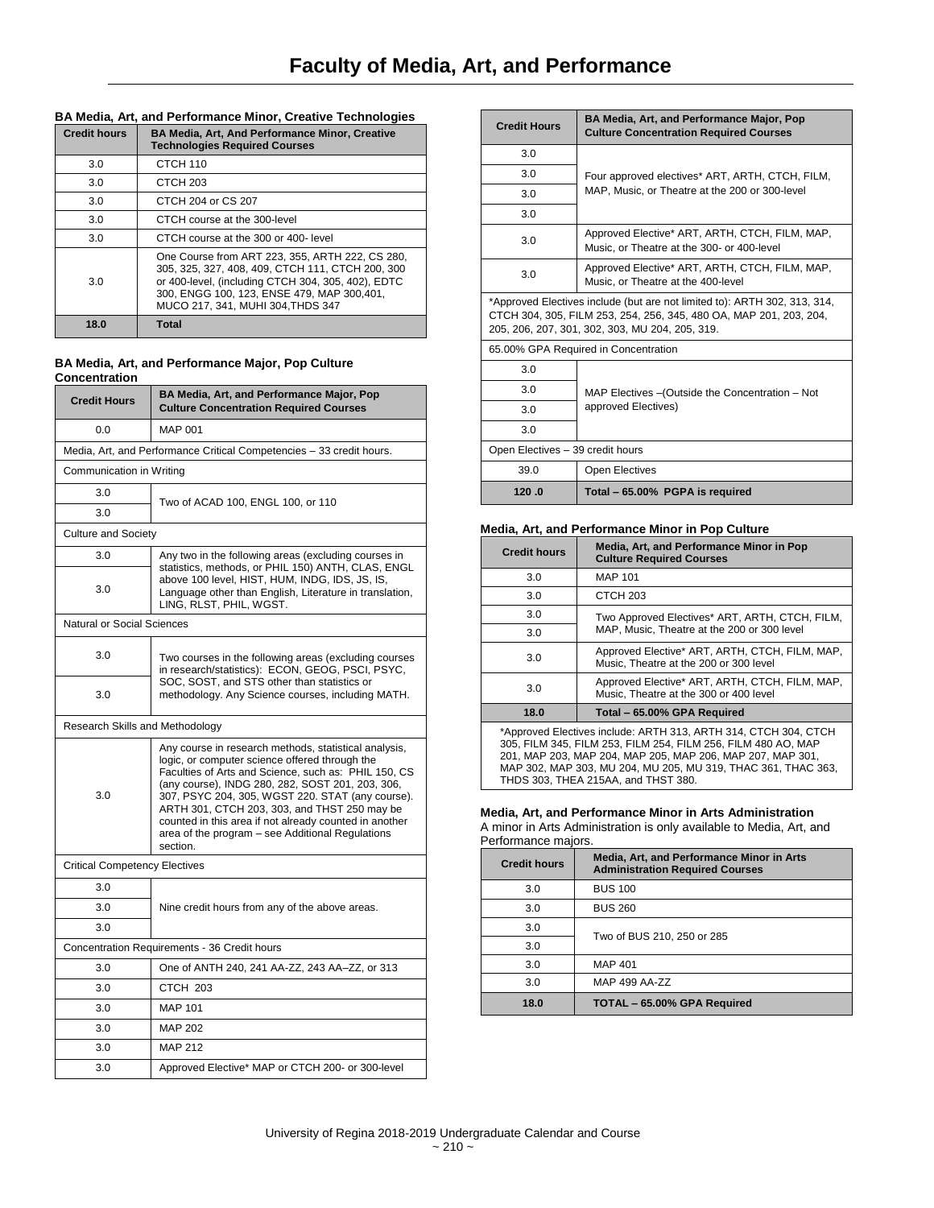# Faculty of Media, Art, and Performance

### BA Media, Art, and Performance Minor, Creative Technologies

| Credit hours | BA Media, Art, And Performance Minor, Creative Technologies Required Courses |
|---|---|
| 3.0 | CTCH 110 |
| 3.0 | CTCH 203 |
| 3.0 | CTCH 204 or CS 207 |
| 3.0 | CTCH course at the 300-level |
| 3.0 | CTCH course at the 300 or 400- level |
| 3.0 | One Course from ART 223, 355, ARTH 222, CS 280, 305, 325, 327, 408, 409, CTCH 111, CTCH 200, 300 or 400-level, (including CTCH 304, 305, 402), EDTC 300, ENGG 100, 123, ENSE 479, MAP 300,401, MUCO 217, 341, MUHI 304,THDS 347 |
| **18.0** | **Total** |

### BA Media, Art, and Performance Major, Pop Culture Concentration

| Credit Hours | BA Media, Art, and Performance Major, Pop Culture Concentration Required Courses |
|---|---|
| 0.0 | MAP 001 |
| Media, Art, and Performance Critical Competencies – 33 credit hours. | |
| Communication in Writing | |
| 3.0 | Two of ACAD 100, ENGL 100, or 110 |
| 3.0 | |
| Culture and Society | |
| 3.0 | Any two in the following areas (excluding courses in statistics, methods, or PHIL 150) ANTH, CLAS, ENGL above 100 level, HIST, HUM, INDG, IDS, JS, IS, Language other than English, Literature in translation, LING, RLST, PHIL, WGST. |
| 3.0 | |
| Natural or Social Sciences | |
| 3.0 | Two courses in the following areas (excluding courses in research/statistics): ECON, GEOG, PSCI, PSYC, SOC, SOST, and STS other than statistics or methodology. Any Science courses, including MATH. |
| 3.0 | |
| Research Skills and Methodology | |
| 3.0 | Any course in research methods, statistical analysis, logic, or computer science offered through the Faculties of Arts and Science, such as: PHIL 150, CS (any course), INDG 280, 282, SOST 201, 203, 306, 307, PSYC 204, 305, WGST 220. STAT (any course). ARTH 301, CTCH 203, 303, and THST 250 may be counted in this area if not already counted in another area of the program – see Additional Regulations section. |
| Critical Competency Electives | |
| 3.0 | Nine credit hours from any of the above areas. |
| 3.0 | |
| 3.0 | |
| Concentration Requirements - 36 Credit hours | |
| 3.0 | One of ANTH 240, 241 AA-ZZ, 243 AA–ZZ, or 313 |
| 3.0 | CTCH 203 |
| 3.0 | MAP 101 |
| 3.0 | MAP 202 |
| 3.0 | MAP 212 |
| 3.0 | Approved Elective* MAP or CTCH 200- or 300-level |
| 3.0 | Four approved electives* ART, ARTH, CTCH, FILM, MAP, Music, or Theatre at the 200 or 300-level |
| 3.0 | |
| 3.0 | |
| 3.0 | |
| 3.0 | Approved Elective* ART, ARTH, CTCH, FILM, MAP, Music, or Theatre at the 300- or 400-level |
| 3.0 | Approved Elective* ART, ARTH, CTCH, FILM, MAP, Music, or Theatre at the 400-level |
| *Approved Electives include (but are not limited to): ARTH 302, 313, 314, CTCH 304, 305, FILM 253, 254, 256, 345, 480 OA, MAP 201, 203, 204, 205, 206, 207, 301, 302, 303, MU 204, 205, 319. | |
| 65.00% GPA Required in Concentration | |
| 3.0 | MAP Electives –(Outside the Concentration – Not approved Electives) |
| 3.0 | |
| 3.0 | |
| 3.0 | |
| Open Electives – 39 credit hours | |
| 39.0 | Open Electives |
| **120 .0** | **Total – 65.00% PGPA is required** |

### Media, Art, and Performance Minor in Pop Culture

| Credit hours | Media, Art, and Performance Minor in Pop Culture Required Courses |
|---|---|
| 3.0 | MAP 101 |
| 3.0 | CTCH 203 |
| 3.0 | Two Approved Electives* ART, ARTH, CTCH, FILM, MAP, Music, Theatre at the 200 or 300 level |
| 3.0 | |
| 3.0 | Approved Elective* ART, ARTH, CTCH, FILM, MAP, Music, Theatre at the 200 or 300 level |
| 3.0 | Approved Elective* ART, ARTH, CTCH, FILM, MAP, Music, Theatre at the 300 or 400 level |
| **18.0** | **Total – 65.00% GPA Required** |
| *Approved Electives include: ARTH 313, ARTH 314, CTCH 304, CTCH 305, FILM 345, FILM 253, FILM 254, FILM 256, FILM 480 AO, MAP 201, MAP 203, MAP 204, MAP 205, MAP 206, MAP 207, MAP 301, MAP 302, MAP 303, MU 204, MU 205, MU 319, THAC 361, THAC 363, THDS 303, THEA 215AA, and THST 380. | |

### Media, Art, and Performance Minor in Arts Administration

A minor in Arts Administration is only available to Media, Art, and Performance majors.

| Credit hours | Media, Art, and Performance Minor in Arts Administration Required Courses |
|---|---|
| 3.0 | BUS 100 |
| 3.0 | BUS 260 |
| 3.0 | Two of BUS 210, 250 or 285 |
| 3.0 | |
| 3.0 | MAP 401 |
| 3.0 | MAP 499 AA-ZZ |
| **18.0** | **TOTAL – 65.00% GPA Required** |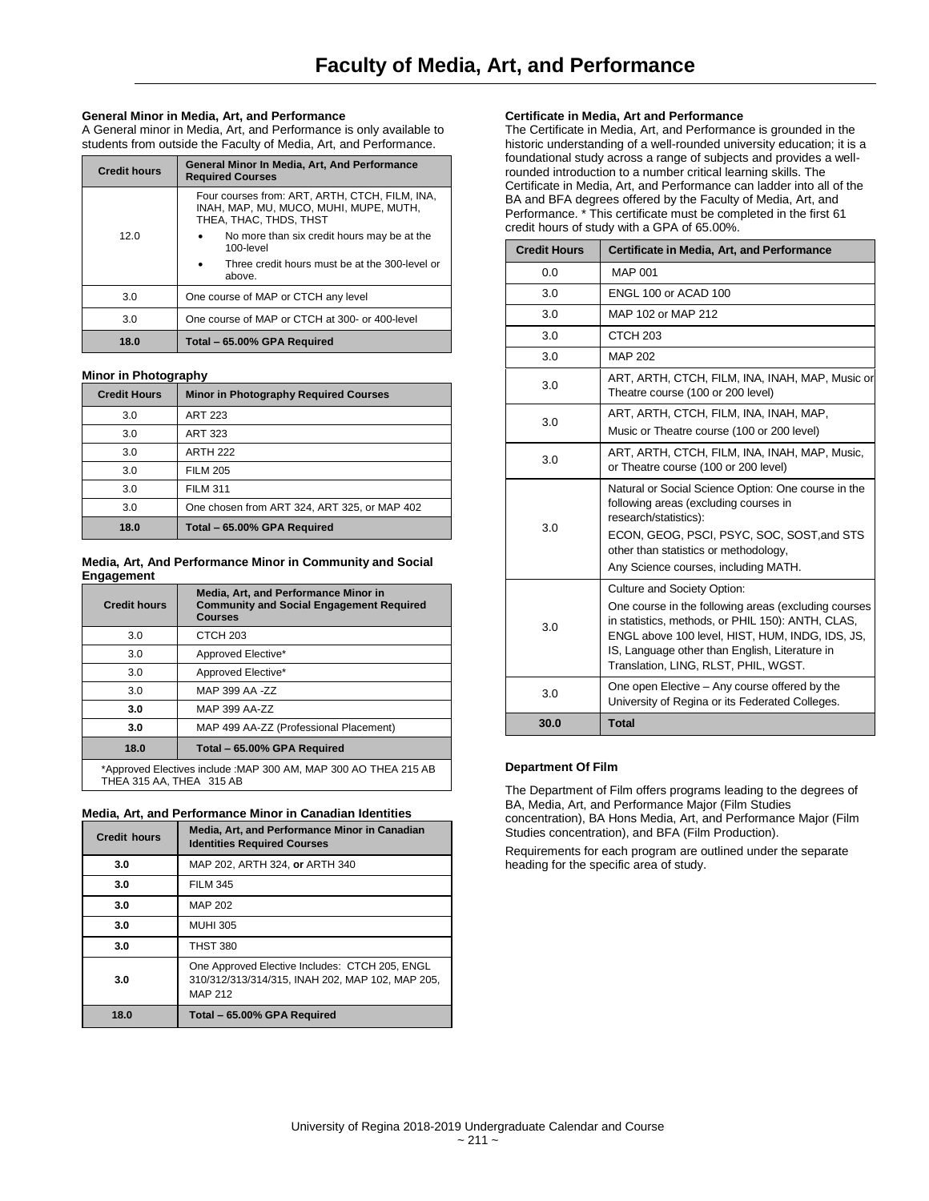# Faculty of Media, Art, and Performance

### General Minor in Media, Art, and Performance

A General minor in Media, Art, and Performance is only available to students from outside the Faculty of Media, Art, and Performance.

| Credit hours | General Minor In Media, Art, And Performance Required Courses |
|---|---|
| 12.0 | Four courses from: ART, ARTH, CTCH, FILM, INA, INAH, MAP, MU, MUCO, MUHI, MUPE, MUTH, THEA, THAC, THDS, THST<br>• No more than six credit hours may be at the 100-level<br>• Three credit hours must be at the 300-level or above. |
| 3.0 | One course of MAP or CTCH any level |
| 3.0 | One course of MAP or CTCH at 300- or 400-level |
| **18.0** | **Total – 65.00% GPA Required** |

### Minor in Photography

| Credit Hours | Minor in Photography Required Courses |
|---|---|
| 3.0 | ART 223 |
| 3.0 | ART 323 |
| 3.0 | ARTH 222 |
| 3.0 | FILM 205 |
| 3.0 | FILM 311 |
| 3.0 | One chosen from ART 324, ART 325, or MAP 402 |
| **18.0** | **Total – 65.00% GPA Required** |

### Media, Art, And Performance Minor in Community and Social Engagement

| Credit hours | Media, Art, and Performance Minor in Community and Social Engagement Required Courses |
|---|---|
| 3.0 | CTCH 203 |
| 3.0 | Approved Elective* |
| 3.0 | Approved Elective* |
| 3.0 | MAP 399 AA -ZZ |
| **3.0** | MAP 399 AA-ZZ |
| **3.0** | MAP 499 AA-ZZ (Professional Placement) |
| **18.0** | **Total – 65.00% GPA Required** |

*Approved Electives include :MAP 300 AM, MAP 300 AO THEA 215 AB THEA 315 AA, THEA 315 AB

### Media, Art, and Performance Minor in Canadian Identities

| Credit hours | Media, Art, and Performance Minor in Canadian Identities Required Courses |
|---|---|
| **3.0** | MAP 202, ARTH 324, **or** ARTH 340 |
| **3.0** | FILM 345 |
| **3.0** | MAP 202 |
| **3.0** | MUHI 305 |
| **3.0** | THST 380 |
| **3.0** | One Approved Elective Includes: CTCH 205, ENGL 310/312/313/314/315, INAH 202, MAP 102, MAP 205, MAP 212 |
| **18.0** | **Total – 65.00% GPA Required** |

### Certificate in Media, Art and Performance

The Certificate in Media, Art, and Performance is grounded in the historic understanding of a well-rounded university education; it is a foundational study across a range of subjects and provides a well-rounded introduction to a number critical learning skills. The Certificate in Media, Art, and Performance can ladder into all of the BA and BFA degrees offered by the Faculty of Media, Art, and Performance. * This certificate must be completed in the first 61 credit hours of study with a GPA of 65.00%.

| Credit Hours | Certificate in Media, Art, and Performance |
|---|---|
| 0.0 | MAP 001 |
| 3.0 | ENGL 100 or ACAD 100 |
| 3.0 | MAP 102 or MAP 212 |
| 3.0 | CTCH 203 |
| 3.0 | MAP 202 |
| 3.0 | ART, ARTH, CTCH, FILM, INA, INAH, MAP, Music or Theatre course (100 or 200 level) |
| 3.0 | ART, ARTH, CTCH, FILM, INA, INAH, MAP, Music or Theatre course (100 or 200 level) |
| 3.0 | ART, ARTH, CTCH, FILM, INA, INAH, MAP, Music, or Theatre course (100 or 200 level) |
| 3.0 | Natural or Social Science Option: One course in the following areas (excluding courses in research/statistics):<br>ECON, GEOG, PSCI, PSYC, SOC, SOST,and STS other than statistics or methodology,<br>Any Science courses, including MATH. |
| 3.0 | Culture and Society Option:<br>One course in the following areas (excluding courses in statistics, methods, or PHIL 150): ANTH, CLAS, ENGL above 100 level, HIST, HUM, INDG, IDS, JS, IS, Language other than English, Literature in Translation, LING, RLST, PHIL, WGST. |
| 3.0 | One open Elective – Any course offered by the University of Regina or its Federated Colleges. |
| **30.0** | **Total** |

### Department Of Film

The Department of Film offers programs leading to the degrees of BA, Media, Art, and Performance Major (Film Studies concentration), BA Hons Media, Art, and Performance Major (Film Studies concentration), and BFA (Film Production).

Requirements for each program are outlined under the separate heading for the specific area of study.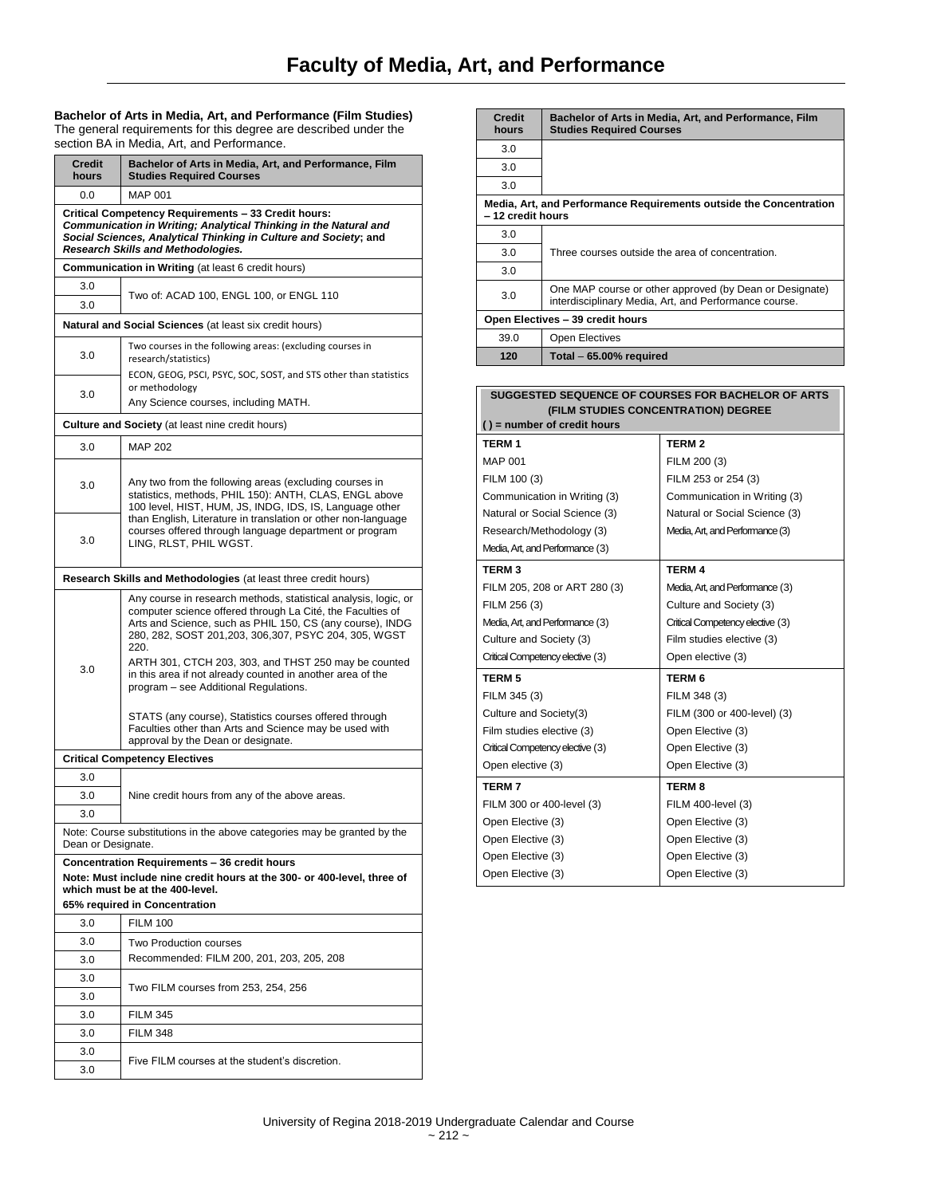# Faculty of Media, Art, and Performance

**Bachelor of Arts in Media, Art, and Performance (Film Studies)**
The general requirements for this degree are described under the section BA in Media, Art, and Performance.

| Credit hours | Bachelor of Arts in Media, Art, and Performance, Film Studies Required Courses |
|---|---|
| 0.0 | MAP 001 |
| **Critical Competency Requirements – 33 Credit hours:** ***Communication in Writing; Analytical Thinking in the Natural and Social Sciences, Analytical Thinking in Culture and Society*; and *Research Skills and Methodologies.*** | |
| **Communication in Writing** (at least 6 credit hours) | |
| 3.0 | Two of: ACAD 100, ENGL 100, or ENGL 110 |
| 3.0 | |
| **Natural and Social Sciences** (at least six credit hours) | |
| 3.0 | Two courses in the following areas: (excluding courses in research/statistics) ECON, GEOG, PSCI, PSYC, SOC, SOST, and STS other than statistics or methodology Any Science courses, including MATH. |
| 3.0 | |
| **Culture and Society** (at least nine credit hours) | |
| 3.0 | MAP 202 |
| 3.0 | Any two from the following areas (excluding courses in statistics, methods, PHIL 150): ANTH, CLAS, ENGL above 100 level, HIST, HUM, JS, INDG, IDS, IS, Language other than English, Literature in translation or other non-language courses offered through language department or program LING, RLST, PHIL WGST. |
| 3.0 | |
| **Research Skills and Methodologies** (at least three credit hours) | |
| 3.0 | Any course in research methods, statistical analysis, logic, or computer science offered through La Cité, the Faculties of Arts and Science, such as PHIL 150, CS (any course), INDG 280, 282, SOST 201,203, 306,307, PSYC 204, 305, WGST 220. ARTH 301, CTCH 203, 303, and THST 250 may be counted in this area if not already counted in another area of the program – see Additional Regulations. STATS (any course), Statistics courses offered through Faculties other than Arts and Science may be used with approval by the Dean or designate. |
| **Critical Competency Electives** | |
| 3.0 | Nine credit hours from any of the above areas. |
| 3.0 | |
| 3.0 | |
| Note: Course substitutions in the above categories may be granted by the Dean or Designate. | |
| **Concentration Requirements – 36 credit hours** **Note: Must include nine credit hours at the 300- or 400-level, three of which must be at the 400-level.** **65% required in Concentration** | |
| 3.0 | FILM 100 |
| 3.0 | Two Production courses Recommended: FILM 200, 201, 203, 205, 208 |
| 3.0 | |
| 3.0 | Two FILM courses from 253, 254, 256 |
| 3.0 | |
| 3.0 | FILM 345 |
| 3.0 | FILM 348 |
| 3.0 | Five FILM courses at the student's discretion. |
| 3.0 | |
| 3.0 | |
| 3.0 | |
| 3.0 | |
| **Media, Art, and Performance Requirements outside the Concentration – 12 credit hours** | |
| 3.0 | Three courses outside the area of concentration. |
| 3.0 | |
| 3.0 | |
| 3.0 | One MAP course or other approved (by Dean or Designate) interdisciplinary Media, Art, and Performance course. |
| **Open Electives – 39 credit hours** | |
| 39.0 | Open Electives |
| **120** | **Total – 65.00% required** |

| **SUGGESTED SEQUENCE OF COURSES FOR BACHELOR OF ARTS (FILM STUDIES CONCENTRATION) DEGREE** **( ) = number of credit hours** | |
|---|---|
| **TERM 1** | **TERM 2** |
| MAP 001 | FILM 200 (3) |
| FILM 100 (3) | FILM 253 or 254 (3) |
| Communication in Writing (3) | Communication in Writing (3) |
| Natural or Social Science (3) | Natural or Social Science (3) |
| Research/Methodology (3) | Media, Art, and Performance (3) |
| Media, Art, and Performance (3) | |
| **TERM 3** | **TERM 4** |
| FILM 205, 208 or ART 280 (3) | Media, Art, and Performance (3) |
| FILM 256 (3) | Culture and Society (3) |
| Media, Art, and Performance (3) | Critical Competency elective (3) |
| Culture and Society (3) | Film studies elective (3) |
| Critical Competency elective (3) | Open elective (3) |
| **TERM 5** | **TERM 6** |
| FILM 345 (3) | FILM 348 (3) |
| Culture and Society(3) | FILM (300 or 400-level) (3) |
| Film studies elective (3) | Open Elective (3) |
| Critical Competency elective (3) | Open Elective (3) |
| Open elective (3) | Open Elective (3) |
| **TERM 7** | **TERM 8** |
| FILM 300 or 400-level (3) | FILM 400-level (3) |
| Open Elective (3) | Open Elective (3) |
| Open Elective (3) | Open Elective (3) |
| Open Elective (3) | Open Elective (3) |
| Open Elective (3) | Open Elective (3) |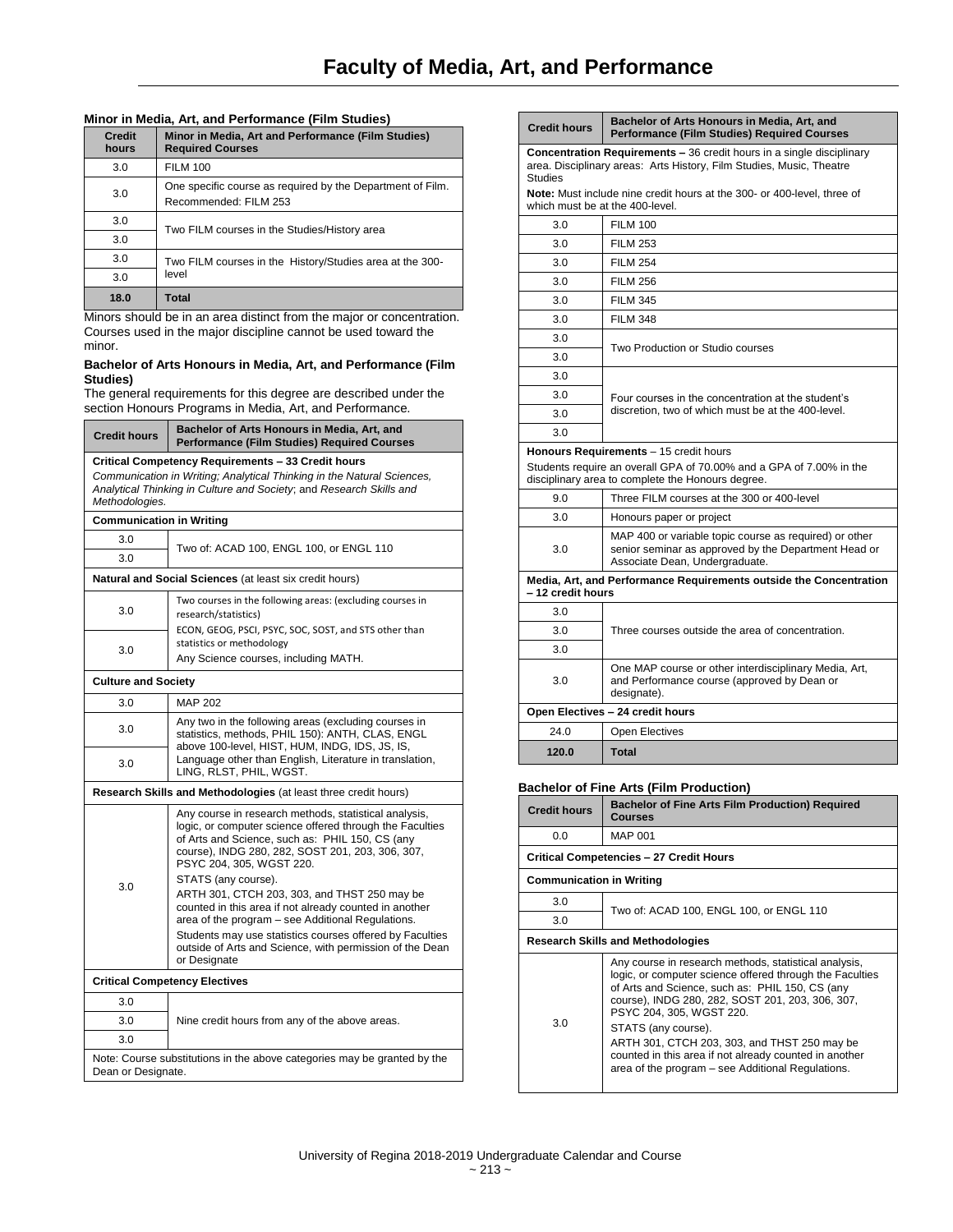#### Minor in Media, Art, and Performance (Film Studies)

| Credit hours | Minor in Media, Art and Performance (Film Studies) Required Courses |
|---|---|
| 3.0 | FILM 100 |
| 3.0 | One specific course as required by the Department of Film. Recommended: FILM 253 |
| 3.0 | Two FILM courses in the Studies/History area |
| 3.0 | |
| 3.0 | Two FILM courses in the History/Studies area at the 300-level |
| 3.0 | |
| **18.0** | **Total** |

Minors should be in an area distinct from the major or concentration. Courses used in the major discipline cannot be used toward the minor.

#### Bachelor of Arts Honours in Media, Art, and Performance (Film Studies)

The general requirements for this degree are described under the section Honours Programs in Media, Art, and Performance.

| Credit hours | Bachelor of Arts Honours in Media, Art, and Performance (Film Studies) Required Courses |
|---|---|
| **Critical Competency Requirements – 33 Credit hours** *Communication in Writing; Analytical Thinking in the Natural Sciences, Analytical Thinking in Culture and Society*; and *Research Skills and Methodologies.* | |
| **Communication in Writing** | |
| 3.0 | Two of: ACAD 100, ENGL 100, or ENGL 110 |
| 3.0 | |
| **Natural and Social Sciences** (at least six credit hours) | |
| 3.0 | Two courses in the following areas: (excluding courses in research/statistics) ECON, GEOG, PSCI, PSYC, SOC, SOST, and STS other than statistics or methodology Any Science courses, including MATH. |
| 3.0 | |
| **Culture and Society** | |
| 3.0 | MAP 202 |
| 3.0 | Any two in the following areas (excluding courses in statistics, methods, PHIL 150): ANTH, CLAS, ENGL above 100-level, HIST, HUM, INDG, IDS, JS, IS, Language other than English, Literature in translation, LING, RLST, PHIL, WGST. |
| 3.0 | |
| **Research Skills and Methodologies** (at least three credit hours) | |
| 3.0 | Any course in research methods, statistical analysis, logic, or computer science offered through the Faculties of Arts and Science, such as: PHIL 150, CS (any course), INDG 280, 282, SOST 201, 203, 306, 307, PSYC 204, 305, WGST 220. STATS (any course). ARTH 301, CTCH 203, 303, and THST 250 may be counted in this area if not already counted in another area of the program – see Additional Regulations. Students may use statistics courses offered by Faculties outside of Arts and Science, with permission of the Dean or Designate |
| **Critical Competency Electives** | |
| 3.0 | Nine credit hours from any of the above areas. |
| 3.0 | |
| 3.0 | |
| Note: Course substitutions in the above categories may be granted by the Dean or Designate. | |

| Credit hours | Bachelor of Arts Honours in Media, Art, and Performance (Film Studies) Required Courses |
|---|---|
| **Concentration Requirements –** 36 credit hours in a single disciplinary area. Disciplinary areas: Arts History, Film Studies, Music, Theatre Studies **Note:** Must include nine credit hours at the 300- or 400-level, three of which must be at the 400-level. | |
| 3.0 | FILM 100 |
| 3.0 | FILM 253 |
| 3.0 | FILM 254 |
| 3.0 | FILM 256 |
| 3.0 | FILM 345 |
| 3.0 | FILM 348 |
| 3.0 | Two Production or Studio courses |
| 3.0 | |
| 3.0 | Four courses in the concentration at the student's discretion, two of which must be at the 400-level. |
| 3.0 | |
| 3.0 | |
| 3.0 | |
| **Honours Requirements** – 15 credit hours Students require an overall GPA of 70.00% and a GPA of 7.00% in the disciplinary area to complete the Honours degree. | |
| 9.0 | Three FILM courses at the 300 or 400-level |
| 3.0 | Honours paper or project |
| 3.0 | MAP 400 or variable topic course as required) or other senior seminar as approved by the Department Head or Associate Dean, Undergraduate. |
| **Media, Art, and Performance Requirements outside the Concentration – 12 credit hours** | |
| 3.0 | Three courses outside the area of concentration. |
| 3.0 | |
| 3.0 | |
| 3.0 | One MAP course or other interdisciplinary Media, Art, and Performance course (approved by Dean or designate). |
| **Open Electives – 24 credit hours** | |
| 24.0 | Open Electives |
| **120.0** | **Total** |

#### Bachelor of Fine Arts (Film Production)

| Credit hours | Bachelor of Fine Arts Film Production) Required Courses |
|---|---|
| 0.0 | MAP 001 |
| **Critical Competencies – 27 Credit Hours** | |
| **Communication in Writing** | |
| 3.0 | Two of: ACAD 100, ENGL 100, or ENGL 110 |
| 3.0 | |
| **Research Skills and Methodologies** | |
| 3.0 | Any course in research methods, statistical analysis, logic, or computer science offered through the Faculties of Arts and Science, such as: PHIL 150, CS (any course), INDG 280, 282, SOST 201, 203, 306, 307, PSYC 204, 305, WGST 220. STATS (any course). ARTH 301, CTCH 203, 303, and THST 250 may be counted in this area if not already counted in another area of the program – see Additional Regulations. |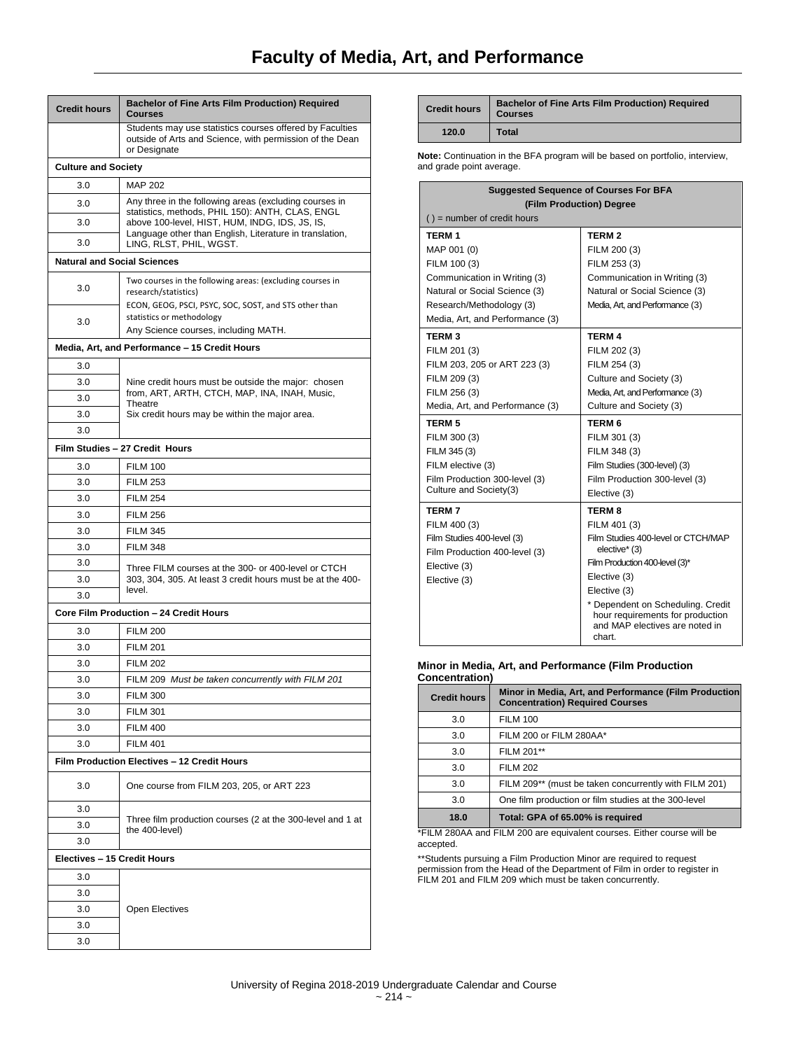# Faculty of Media, Art, and Performance

| Credit hours | Bachelor of Fine Arts Film Production) Required Courses |
|---|---|
| | Students may use statistics courses offered by Faculties outside of Arts and Science, with permission of the Dean or Designate |
| **Culture and Society** | |
| 3.0 | MAP 202 |
| 3.0 | Any three in the following areas (excluding courses in statistics, methods, PHIL 150): ANTH, CLAS, ENGL above 100-level, HIST, HUM, INDG, IDS, JS, IS, Language other than English, Literature in translation, LING, RLST, PHIL, WGST. |
| 3.0 | |
| 3.0 | |
| **Natural and Social Sciences** | |
| 3.0 | Two courses in the following areas: (excluding courses in research/statistics) ECON, GEOG, PSCI, PSYC, SOC, SOST, and STS other than statistics or methodology Any Science courses, including MATH. |
| 3.0 | |
| **Media, Art, and Performance – 15 Credit Hours** | |
| 3.0 | Nine credit hours must be outside the major: chosen from, ART, ARTH, CTCH, MAP, INA, INAH, Music, Theatre Six credit hours may be within the major area. |
| 3.0 | |
| 3.0 | |
| 3.0 | |
| 3.0 | |
| **Film Studies – 27 Credit Hours** | |
| 3.0 | FILM 100 |
| 3.0 | FILM 253 |
| 3.0 | FILM 254 |
| 3.0 | FILM 256 |
| 3.0 | FILM 345 |
| 3.0 | FILM 348 |
| 3.0 | Three FILM courses at the 300- or 400-level or CTCH 303, 304, 305. At least 3 credit hours must be at the 400-level. |
| 3.0 | |
| 3.0 | |
| **Core Film Production – 24 Credit Hours** | |
| 3.0 | FILM 200 |
| 3.0 | FILM 201 |
| 3.0 | FILM 202 |
| 3.0 | FILM 209 *Must be taken concurrently with FILM 201* |
| 3.0 | FILM 300 |
| 3.0 | FILM 301 |
| 3.0 | FILM 400 |
| 3.0 | FILM 401 |
| **Film Production Electives – 12 Credit Hours** | |
| 3.0 | One course from FILM 203, 205, or ART 223 |
| 3.0 | Three film production courses (2 at the 300-level and 1 at the 400-level) |
| 3.0 | |
| 3.0 | |
| **Electives – 15 Credit Hours** | |
| 3.0 | Open Electives |
| 3.0 | |
| 3.0 | |
| 3.0 | |
| 3.0 | |
| **120.0** | **Total** |

**Note:** Continuation in the BFA program will be based on portfolio, interview, and grade point average.

| Suggested Sequence of Courses For BFA (Film Production) Degree<br>( ) = number of credit hours | |
|---|---|
| **TERM 1**<br>MAP 001 (0)<br>FILM 100 (3)<br>Communication in Writing (3)<br>Natural or Social Science (3)<br>Research/Methodology (3)<br>Media, Art, and Performance (3) | **TERM 2**<br>FILM 200 (3)<br>FILM 253 (3)<br>Communication in Writing (3)<br>Natural or Social Science (3)<br>Media, Art, and Performance (3) |
| **TERM 3**<br>FILM 201 (3)<br>FILM 203, 205 or ART 223 (3)<br>FILM 209 (3)<br>FILM 256 (3)<br>Media, Art, and Performance (3) | **TERM 4**<br>FILM 202 (3)<br>FILM 254 (3)<br>Culture and Society (3)<br>Media, Art, and Performance (3)<br>Culture and Society (3) |
| **TERM 5**<br>FILM 300 (3)<br>FILM 345 (3)<br>FILM elective (3)<br>Film Production 300-level (3)<br>Culture and Society(3) | **TERM 6**<br>FILM 301 (3)<br>FILM 348 (3)<br>Film Studies (300-level) (3)<br>Film Production 300-level (3)<br>Elective (3) |
| **TERM 7**<br>FILM 400 (3)<br>Film Studies 400-level (3)<br>Film Production 400-level (3)<br>Elective (3)<br>Elective (3) | **TERM 8**<br>FILM 401 (3)<br>Film Studies 400-level or CTCH/MAP elective* (3)<br>Film Production 400-level (3)*<br>Elective (3)<br>Elective (3)<br>* Dependent on Scheduling. Credit hour requirements for production and MAP electives are noted in chart. |

### Minor in Media, Art, and Performance (Film Production Concentration)

| Credit hours | Minor in Media, Art, and Performance (Film Production Concentration) Required Courses |
|---|---|
| 3.0 | FILM 100 |
| 3.0 | FILM 200 or FILM 280AA* |
| 3.0 | FILM 201** |
| 3.0 | FILM 202 |
| 3.0 | FILM 209** (must be taken concurrently with FILM 201) |
| 3.0 | One film production or film studies at the 300-level |
| **18.0** | **Total: GPA of 65.00% is required** |

*FILM 280AA and FILM 200 are equivalent courses. Either course will be accepted.

**Students pursuing a Film Production Minor are required to request permission from the Head of the Department of Film in order to register in FILM 201 and FILM 209 which must be taken concurrently.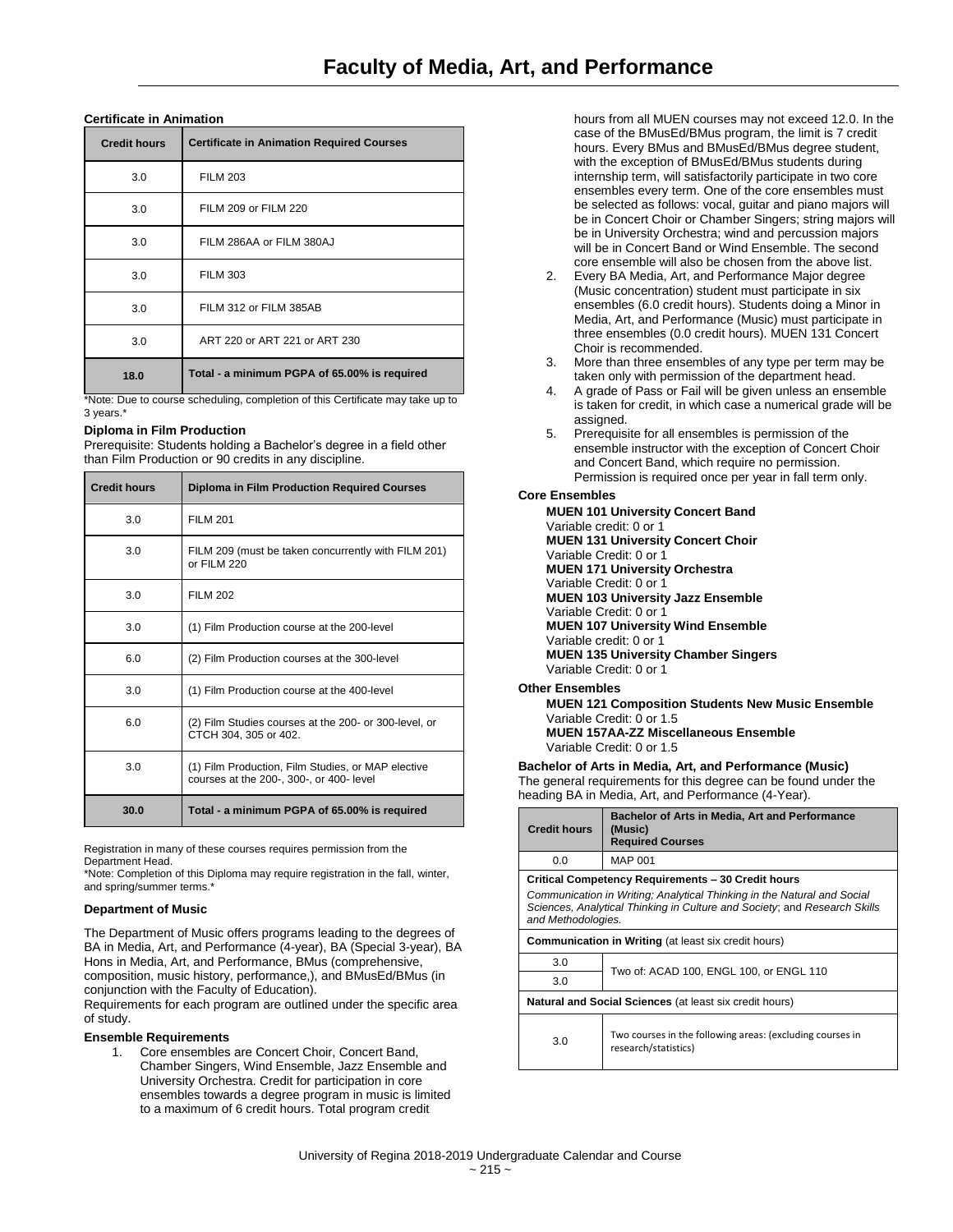# Faculty of Media, Art, and Performance

**Certificate in Animation**

| Credit hours | Certificate in Animation Required Courses |
|---|---|
| 3.0 | FILM 203 |
| 3.0 | FILM 209 or FILM 220 |
| 3.0 | FILM 286AA or FILM 380AJ |
| 3.0 | FILM 303 |
| 3.0 | FILM 312 or FILM 385AB |
| 3.0 | ART 220 or ART 221 or ART 230 |
| **18.0** | **Total - a minimum PGPA of 65.00% is required** |

*Note: Due to course scheduling, completion of this Certificate may take up to 3 years.*

**Diploma in Film Production**

Prerequisite: Students holding a Bachelor's degree in a field other than Film Production or 90 credits in any discipline.

| Credit hours | Diploma in Film Production Required Courses |
|---|---|
| 3.0 | FILM 201 |
| 3.0 | FILM 209 (must be taken concurrently with FILM 201) or FILM 220 |
| 3.0 | FILM 202 |
| 3.0 | (1) Film Production course at the 200-level |
| 6.0 | (2) Film Production courses at the 300-level |
| 3.0 | (1) Film Production course at the 400-level |
| 6.0 | (2) Film Studies courses at the 200- or 300-level, or CTCH 304, 305 or 402. |
| 3.0 | (1) Film Production, Film Studies, or MAP elective courses at the 200-, 300-, or 400- level |
| **30.0** | **Total - a minimum PGPA of 65.00% is required** |

Registration in many of these courses requires permission from the Department Head.

*Note: Completion of this Diploma may require registration in the fall, winter, and spring/summer terms.*

**Department of Music**

The Department of Music offers programs leading to the degrees of BA in Media, Art, and Performance (4-year), BA (Special 3-year), BA Hons in Media, Art, and Performance, BMus (comprehensive, composition, music history, performance,), and BMusEd/BMus (in conjunction with the Faculty of Education).

Requirements for each program are outlined under the specific area of study.

**Ensemble Requirements**

1. Core ensembles are Concert Choir, Concert Band, Chamber Singers, Wind Ensemble, Jazz Ensemble and University Orchestra. Credit for participation in core ensembles towards a degree program in music is limited to a maximum of 6 credit hours. Total program credit hours from all MUEN courses may not exceed 12.0. In the case of the BMusEd/BMus program, the limit is 7 credit hours. Every BMus and BMusEd/BMus degree student, with the exception of BMusEd/BMus students during internship term, will satisfactorily participate in two core ensembles every term. One of the core ensembles must be selected as follows: vocal, guitar and piano majors will be in Concert Choir or Chamber Singers; string majors will be in University Orchestra; wind and percussion majors will be in Concert Band or Wind Ensemble. The second core ensemble will also be chosen from the above list.
2. Every BA Media, Art, and Performance Major degree (Music concentration) student must participate in six ensembles (6.0 credit hours). Students doing a Minor in Media, Art, and Performance (Music) must participate in three ensembles (0.0 credit hours). MUEN 131 Concert Choir is recommended.
3. More than three ensembles of any type per term may be taken only with permission of the department head.
4. A grade of Pass or Fail will be given unless an ensemble is taken for credit, in which case a numerical grade will be assigned.
5. Prerequisite for all ensembles is permission of the ensemble instructor with the exception of Concert Choir and Concert Band, which require no permission. Permission is required once per year in fall term only.

**Core Ensembles**

**MUEN 101 University Concert Band**
Variable credit: 0 or 1
**MUEN 131 University Concert Choir**
Variable Credit: 0 or 1
**MUEN 171 University Orchestra**
Variable Credit: 0 or 1
**MUEN 103 University Jazz Ensemble**
Variable Credit: 0 or 1
**MUEN 107 University Wind Ensemble**
Variable credit: 0 or 1
**MUEN 135 University Chamber Singers**
Variable Credit: 0 or 1

**Other Ensembles**

**MUEN 121 Composition Students New Music Ensemble**
Variable Credit: 0 or 1.5
**MUEN 157AA-ZZ Miscellaneous Ensemble**
Variable Credit: 0 or 1.5

**Bachelor of Arts in Media, Art, and Performance (Music)**

The general requirements for this degree can be found under the heading BA in Media, Art, and Performance (4-Year).

| Credit hours | Bachelor of Arts in Media, Art and Performance (Music) Required Courses |
|---|---|
| 0.0 | MAP 001 |
| **Critical Competency Requirements – 30 Credit hours** *Communication in Writing; Analytical Thinking in the Natural and Social Sciences, Analytical Thinking in Culture and Society*; and *Research Skills and Methodologies.* | |
| **Communication in Writing** (at least six credit hours) | |
| 3.0 | Two of: ACAD 100, ENGL 100, or ENGL 110 |
| 3.0 | |
| **Natural and Social Sciences** (at least six credit hours) | |
| 3.0 | Two courses in the following areas: (excluding courses in research/statistics) |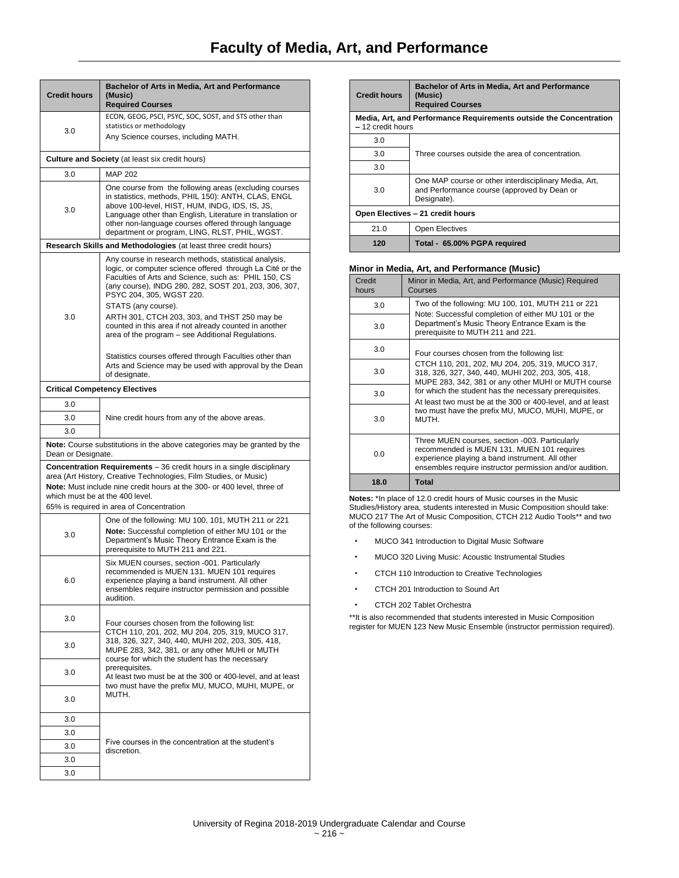# Faculty of Media, Art, and Performance

| Credit hours | Bachelor of Arts in Media, Art and Performance (Music) Required Courses |
| --- | --- |
| 3.0 | ECON, GEOG, PSCI, PSYC, SOC, SOST, and STS other than statistics or methodology<br>Any Science courses, including MATH. |
| **Culture and Society** (at least six credit hours) | |
| 3.0 | MAP 202 |
| 3.0 | One course from the following areas (excluding courses in statistics, methods, PHIL 150): ANTH, CLAS, ENGL above 100-level, HIST, HUM, INDG, IDS, IS, JS, Language other than English, Literature in translation or other non-language courses offered through language department or program, LING, RLST, PHIL, WGST. |
| **Research Skills and Methodologies** (at least three credit hours) | |
| 3.0 | Any course in research methods, statistical analysis, logic, or computer science offered through La Cité or the Faculties of Arts and Science, such as: PHIL 150, CS (any course), INDG 280, 282, SOST 201, 203, 306, 307, PSYC 204, 305, WGST 220.<br>STATS (any course).<br>ARTH 301, CTCH 203, 303, and THST 250 may be counted in this area if not already counted in another area of the program – see Additional Regulations.<br><br>Statistics courses offered through Faculties other than Arts and Science may be used with approval by the Dean of designate. |
| **Critical Competency Electives** | |
| 3.0 | Nine credit hours from any of the above areas. |
| 3.0 | |
| 3.0 | |
| **Note:** Course substitutions in the above categories may be granted by the Dean or Designate. | |
| **Concentration Requirements** – 36 credit hours in a single disciplinary area (Art History, Creative Technologies, Film Studies, or Music)<br>**Note:** Must include nine credit hours at the 300- or 400 level, three of which must be at the 400 level.<br>65% is required in area of Concentration | |
| 3.0 | One of the following: MU 100, 101, MUTH 211 or 221<br>**Note:** Successful completion of either MU 101 or the Department's Music Theory Entrance Exam is the prerequisite to MUTH 211 and 221. |
| 6.0 | Six MUEN courses, section -001. Particularly recommended is MUEN 131. MUEN 101 requires experience playing a band instrument. All other ensembles require instructor permission and possible audition. |
| 3.0 | Four courses chosen from the following list: CTCH 110, 201, 202, MU 204, 205, 319, MUCO 317, 318, 326, 327, 340, 440, MUHI 202, 203, 305, 418, MUPE 283, 342, 381, or any other MUHI or MUTH course for which the student has the necessary prerequisites.<br>At least two must be at the 300 or 400-level, and at least two must have the prefix MU, MUCO, MUHI, MUPE, or MUTH. |
| 3.0 | |
| 3.0 | |
| 3.0 | |
| 3.0 | Five courses in the concentration at the student's discretion. |
| 3.0 | |
| 3.0 | |
| 3.0 | |
| 3.0 | |
| **Media, Art, and Performance Requirements outside the Concentration – 12 credit hours** | |
| 3.0 | Three courses outside the area of concentration. |
| 3.0 | |
| 3.0 | |
| 3.0 | One MAP course or other interdisciplinary Media, Art, and Performance course (approved by Dean or Designate). |
| **Open Electives – 21 credit hours** | |
| 21.0 | Open Electives |
| **120** | **Total - 65.00% PGPA required** |

### Minor in Media, Art, and Performance (Music)

| Credit hours | Minor in Media, Art, and Performance (Music) Required Courses |
| --- | --- |
| 3.0 | Two of the following: MU 100, 101, MUTH 211 or 221<br>Note: Successful completion of either MU 101 or the Department's Music Theory Entrance Exam is the prerequisite to MUTH 211 and 221. |
| 3.0 | |
| 3.0 | Four courses chosen from the following list: CTCH 110, 201, 202, MU 204, 205, 319, MUCO 317, 318, 326, 327, 340, 440, MUHI 202, 203, 305, 418, MUPE 283, 342, 381 or any other MUHI or MUTH course for which the student has the necessary prerequisites.<br>At least two must be at the 300 or 400-level, and at least two must have the prefix MU, MUCO, MUHI, MUPE, or MUTH. |
| 3.0 | |
| 3.0 | |
| 3.0 | |
| 0.0 | Three MUEN courses, section -003. Particularly recommended is MUEN 131. MUEN 101 requires experience playing a band instrument. All other ensembles require instructor permission and/or audition. |
| **18.0** | **Total** |

**Notes:** *In place of 12.0 credit hours of Music courses in the Music Studies/History area, students interested in Music Composition should take: MUCO 217 The Art of Music Composition, CTCH 212 Audio Tools** and two of the following courses:

- MUCO 341 Introduction to Digital Music Software
- MUCO 320 Living Music: Acoustic Instrumental Studies
- CTCH 110 Introduction to Creative Technologies
- CTCH 201 Introduction to Sound Art
- CTCH 202 Tablet Orchestra

**It is also recommended that students interested in Music Composition register for MUEN 123 New Music Ensemble (instructor permission required).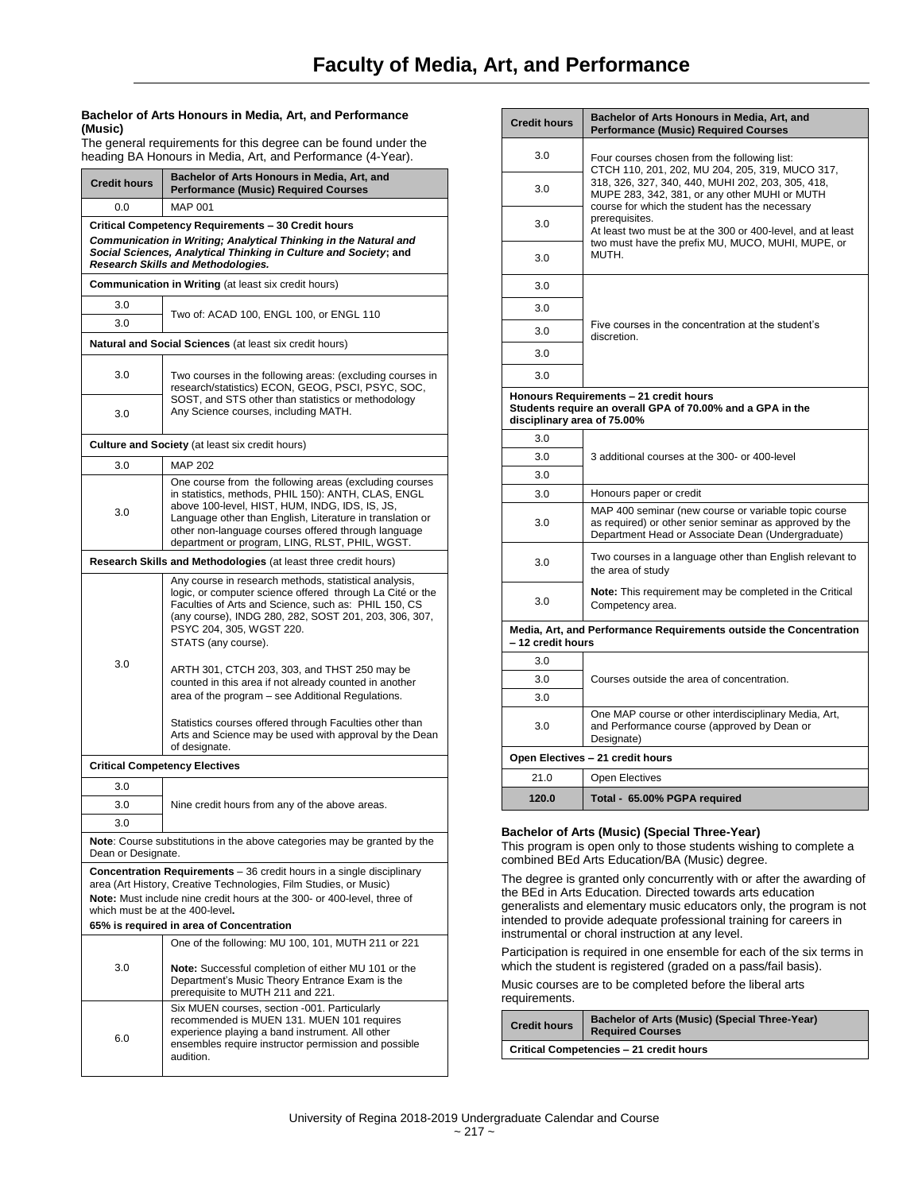# Faculty of Media, Art, and Performance

### Bachelor of Arts Honours in Media, Art, and Performance (Music)

The general requirements for this degree can be found under the heading BA Honours in Media, Art, and Performance (4-Year).

| Credit hours | Bachelor of Arts Honours in Media, Art, and Performance (Music) Required Courses |
|---|---|
| 0.0 | MAP 001 |
| **Critical Competency Requirements – 30 Credit hours** ***Communication in Writing; Analytical Thinking in the Natural and Social Sciences, Analytical Thinking in Culture and Society*; and *Research Skills and Methodologies.*** | |
| **Communication in Writing** (at least six credit hours) | |
| 3.0 | Two of: ACAD 100, ENGL 100, or ENGL 110 |
| 3.0 | |
| **Natural and Social Sciences** (at least six credit hours) | |
| 3.0 | Two courses in the following areas: (excluding courses in research/statistics) ECON, GEOG, PSCI, PSYC, SOC, SOST, and STS other than statistics or methodology Any Science courses, including MATH. |
| 3.0 | |
| **Culture and Society** (at least six credit hours) | |
| 3.0 | MAP 202 |
| 3.0 | One course from the following areas (excluding courses in statistics, methods, PHIL 150): ANTH, CLAS, ENGL above 100-level, HIST, HUM, INDG, IDS, IS, JS, Language other than English, Literature in translation or other non-language courses offered through language department or program, LING, RLST, PHIL, WGST. |
| **Research Skills and Methodologies** (at least three credit hours) | |
| 3.0 | Any course in research methods, statistical analysis, logic, or computer science offered through La Cité or the Faculties of Arts and Science, such as: PHIL 150, CS (any course), INDG 280, 282, SOST 201, 203, 306, 307, PSYC 204, 305, WGST 220. STATS (any course). ARTH 301, CTCH 203, 303, and THST 250 may be counted in this area if not already counted in another area of the program – see Additional Regulations. Statistics courses offered through Faculties other than Arts and Science may be used with approval by the Dean of designate. |
| **Critical Competency Electives** | |
| 3.0 | Nine credit hours from any of the above areas. |
| 3.0 | |
| 3.0 | |
| **Note**: Course substitutions in the above categories may be granted by the Dean or Designate. | |
| **Concentration Requirements** – 36 credit hours in a single disciplinary area (Art History, Creative Technologies, Film Studies, or Music) **Note:** Must include nine credit hours at the 300- or 400-level, three of which must be at the 400-level. **65% is required in area of Concentration** | |
| 3.0 | One of the following: MU 100, 101, MUTH 211 or 221 **Note:** Successful completion of either MU 101 or the Department's Music Theory Entrance Exam is the prerequisite to MUTH 211 and 221. |
| 6.0 | Six MUEN courses, section -001. Particularly recommended is MUEN 131. MUEN 101 requires experience playing a band instrument. All other ensembles require instructor permission and possible audition. |
| 3.0 | Four courses chosen from the following list: CTCH 110, 201, 202, MU 204, 205, 319, MUCO 317, 318, 326, 327, 340, 440, MUHI 202, 203, 305, 418, MUPE 283, 342, 381, or any other MUHI or MUTH course for which the student has the necessary prerequisites. At least two must be at the 300 or 400-level, and at least two must have the prefix MU, MUCO, MUHI, MUPE, or MUTH. |
| 3.0 | |
| 3.0 | |
| 3.0 | |
| 3.0 | Five courses in the concentration at the student's discretion. |
| 3.0 | |
| 3.0 | |
| 3.0 | |
| 3.0 | |
| **Honours Requirements – 21 credit hours** **Students require an overall GPA of 70.00% and a GPA in the disciplinary area of 75.00%** | |
| 3.0 | 3 additional courses at the 300- or 400-level |
| 3.0 | |
| 3.0 | |
| 3.0 | Honours paper or credit |
| 3.0 | MAP 400 seminar (new course or variable topic course as required) or other senior seminar as approved by the Department Head or Associate Dean (Undergraduate) |
| 3.0 | Two courses in a language other than English relevant to the area of study |
| 3.0 | **Note:** This requirement may be completed in the Critical Competency area. |
| **Media, Art, and Performance Requirements outside the Concentration – 12 credit hours** | |
| 3.0 | Courses outside the area of concentration. |
| 3.0 | |
| 3.0 | |
| 3.0 | One MAP course or other interdisciplinary Media, Art, and Performance course (approved by Dean or Designate) |
| **Open Electives – 21 credit hours** | |
| 21.0 | Open Electives |
| **120.0** | **Total - 65.00% PGPA required** |

### Bachelor of Arts (Music) (Special Three-Year)

This program is open only to those students wishing to complete a combined BEd Arts Education/BA (Music) degree.

The degree is granted only concurrently with or after the awarding of the BEd in Arts Education. Directed towards arts education generalists and elementary music educators only, the program is not intended to provide adequate professional training for careers in instrumental or choral instruction at any level.

Participation is required in one ensemble for each of the six terms in which the student is registered (graded on a pass/fail basis).

Music courses are to be completed before the liberal arts requirements.

| Credit hours | Bachelor of Arts (Music) (Special Three-Year) Required Courses |
|---|---|
| **Critical Competencies – 21 credit hours** | |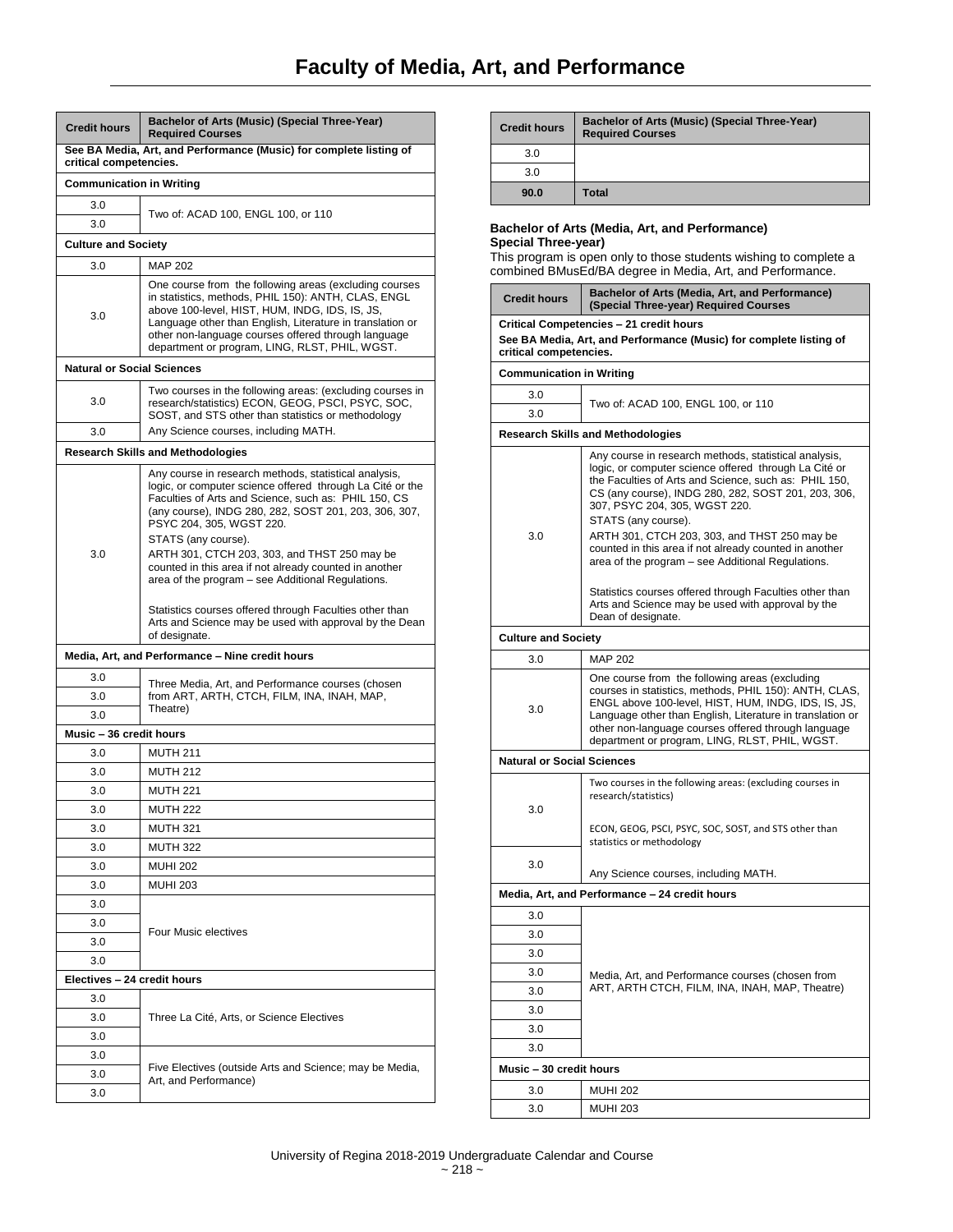# Faculty of Media, Art, and Performance

| Credit hours | Bachelor of Arts (Music) (Special Three-Year) Required Courses |
|---|---|
| **See BA Media, Art, and Performance (Music) for complete listing of critical competencies.** | |
| **Communication in Writing** | |
| 3.0 | Two of: ACAD 100, ENGL 100, or 110 |
| 3.0 | |
| **Culture and Society** | |
| 3.0 | MAP 202 |
| 3.0 | One course from the following areas (excluding courses in statistics, methods, PHIL 150): ANTH, CLAS, ENGL above 100-level, HIST, HUM, INDG, IDS, IS, JS, Language other than English, Literature in translation or other non-language courses offered through language department or program, LING, RLST, PHIL, WGST. |
| **Natural or Social Sciences** | |
| 3.0 | Two courses in the following areas: (excluding courses in research/statistics) ECON, GEOG, PSCI, PSYC, SOC, SOST, and STS other than statistics or methodology |
| 3.0 | Any Science courses, including MATH. |
| **Research Skills and Methodologies** | |
| 3.0 | Any course in research methods, statistical analysis, logic, or computer science offered through La Cité or the Faculties of Arts and Science, such as: PHIL 150, CS (any course), INDG 280, 282, SOST 201, 203, 306, 307, PSYC 204, 305, WGST 220. STATS (any course). ARTH 301, CTCH 203, 303, and THST 250 may be counted in this area if not already counted in another area of the program – see Additional Regulations. Statistics courses offered through Faculties other than Arts and Science may be used with approval by the Dean of designate. |
| **Media, Art, and Performance – Nine credit hours** | |
| 3.0 | Three Media, Art, and Performance courses (chosen from ART, ARTH, CTCH, FILM, INA, INAH, MAP, Theatre) |
| 3.0 | |
| 3.0 | |
| **Music – 36 credit hours** | |
| 3.0 | MUTH 211 |
| 3.0 | MUTH 212 |
| 3.0 | MUTH 221 |
| 3.0 | MUTH 222 |
| 3.0 | MUTH 321 |
| 3.0 | MUTH 322 |
| 3.0 | MUHI 202 |
| 3.0 | MUHI 203 |
| 3.0 | Four Music electives |
| 3.0 | |
| 3.0 | |
| 3.0 | |
| **Electives – 24 credit hours** | |
| 3.0 | Three La Cité, Arts, or Science Electives |
| 3.0 | |
| 3.0 | |
| 3.0 | Five Electives (outside Arts and Science; may be Media, Art, and Performance) |
| 3.0 | |
| 3.0 | |
| 3.0 | |
| 3.0 | |
| **90.0** | **Total** |

**Bachelor of Arts (Media, Art, and Performance) Special Three-year**

This program is open only to those students wishing to complete a combined BMusEd/BA degree in Media, Art, and Performance.

| Credit hours | Bachelor of Arts (Media, Art, and Performance) (Special Three-year) Required Courses |
|---|---|
| **Critical Competencies – 21 credit hours** **See BA Media, Art, and Performance (Music) for complete listing of critical competencies.** | |
| **Communication in Writing** | |
| 3.0 | Two of: ACAD 100, ENGL 100, or 110 |
| 3.0 | |
| **Research Skills and Methodologies** | |
| 3.0 | Any course in research methods, statistical analysis, logic, or computer science offered through La Cité or the Faculties of Arts and Science, such as: PHIL 150, CS (any course), INDG 280, 282, SOST 201, 203, 306, 307, PSYC 204, 305, WGST 220. STATS (any course). ARTH 301, CTCH 203, 303, and THST 250 may be counted in this area if not already counted in another area of the program – see Additional Regulations. Statistics courses offered through Faculties other than Arts and Science may be used with approval by the Dean of designate. |
| **Culture and Society** | |
| 3.0 | MAP 202 |
| 3.0 | One course from the following areas (excluding courses in statistics, methods, PHIL 150): ANTH, CLAS, ENGL above 100-level, HIST, HUM, INDG, IDS, IS, JS, Language other than English, Literature in translation or other non-language courses offered through language department or program, LING, RLST, PHIL, WGST. |
| **Natural or Social Sciences** | |
| 3.0 | Two courses in the following areas: (excluding courses in research/statistics) ECON, GEOG, PSCI, PSYC, SOC, SOST, and STS other than statistics or methodology |
| 3.0 | Any Science courses, including MATH. |
| **Media, Art, and Performance – 24 credit hours** | |
| 3.0 | Media, Art, and Performance courses (chosen from ART, ARTH CTCH, FILM, INA, INAH, MAP, Theatre) |
| 3.0 | |
| 3.0 | |
| 3.0 | |
| 3.0 | |
| 3.0 | |
| 3.0 | |
| 3.0 | |
| **Music – 30 credit hours** | |
| 3.0 | MUHI 202 |
| 3.0 | MUHI 203 |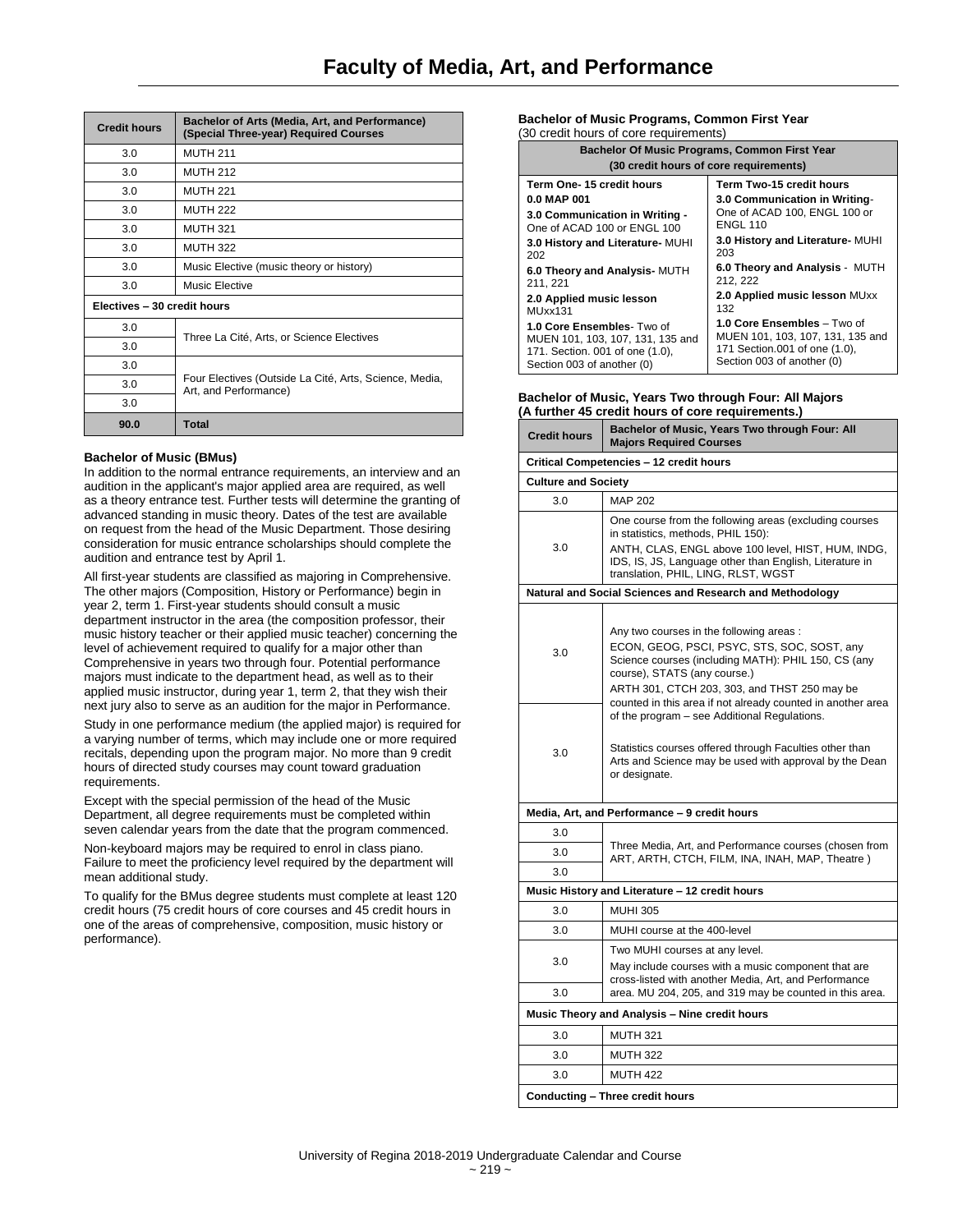# Faculty of Media, Art, and Performance

| Credit hours | Bachelor of Arts (Media, Art, and Performance) (Special Three-year) Required Courses |
|---|---|
| 3.0 | MUTH 211 |
| 3.0 | MUTH 212 |
| 3.0 | MUTH 221 |
| 3.0 | MUTH 222 |
| 3.0 | MUTH 321 |
| 3.0 | MUTH 322 |
| 3.0 | Music Elective (music theory or history) |
| 3.0 | Music Elective |
| **Electives – 30 credit hours** | |
| 3.0 | Three La Cité, Arts, or Science Electives |
| 3.0 | |
| 3.0 | |
| 3.0 | Four Electives (Outside La Cité, Arts, Science, Media, Art, and Performance) |
| 3.0 | |
| 3.0 | |
| **90.0** | **Total** |

### Bachelor of Music (BMus)

In addition to the normal entrance requirements, an interview and an audition in the applicant's major applied area are required, as well as a theory entrance test. Further tests will determine the granting of advanced standing in music theory. Dates of the test are available on request from the head of the Music Department. Those desiring consideration for music entrance scholarships should complete the audition and entrance test by April 1.

All first-year students are classified as majoring in Comprehensive. The other majors (Composition, History or Performance) begin in year 2, term 1. First-year students should consult a music department instructor in the area (the composition professor, their music history teacher or their applied music teacher) concerning the level of achievement required to qualify for a major other than Comprehensive in years two through four. Potential performance majors must indicate to the department head, as well as to their applied music instructor, during year 1, term 2, that they wish their next jury also to serve as an audition for the major in Performance.

Study in one performance medium (the applied major) is required for a varying number of terms, which may include one or more required recitals, depending upon the program major. No more than 9 credit hours of directed study courses may count toward graduation requirements.

Except with the special permission of the head of the Music Department, all degree requirements must be completed within seven calendar years from the date that the program commenced.

Non-keyboard majors may be required to enrol in class piano. Failure to meet the proficiency level required by the department will mean additional study.

To qualify for the BMus degree students must complete at least 120 credit hours (75 credit hours of core courses and 45 credit hours in one of the areas of comprehensive, composition, music history or performance).

### Bachelor of Music Programs, Common First Year

(30 credit hours of core requirements)

| Bachelor Of Music Programs, Common First Year (30 credit hours of core requirements) | |
|---|---|
| **Term One- 15 credit hours** | **Term Two-15 credit hours** |
| **0.0 MAP 001** | **3.0 Communication in Writing**- One of ACAD 100, ENGL 100 or ENGL 110 |
| **3.0 Communication in Writing -** One of ACAD 100 or ENGL 100 | **3.0 History and Literature-** MUHI 203 |
| **3.0 History and Literature-** MUHI 202 | **6.0 Theory and Analysis** - MUTH 212, 222 |
| **6.0 Theory and Analysis-** MUTH 211, 221 | **2.0 Applied music lesson** MUxx 132 |
| **2.0 Applied music lesson** MUxx131 | **1.0 Core Ensembles** – Two of MUEN 101, 103, 107, 131, 135 and 171 Section.001 of one (1.0), Section 003 of another (0) |
| **1.0 Core Ensembles**- Two of MUEN 101, 103, 107, 131, 135 and 171. Section. 001 of one (1.0), Section 003 of another (0) | |

### Bachelor of Music, Years Two through Four: All Majors
**(A further 45 credit hours of core requirements.)**

| Credit hours | Bachelor of Music, Years Two through Four: All Majors Required Courses |
|---|---|
| **Critical Competencies – 12 credit hours** | |
| **Culture and Society** | |
| 3.0 | MAP 202 |
| 3.0 | One course from the following areas (excluding courses in statistics, methods, PHIL 150): ANTH, CLAS, ENGL above 100 level, HIST, HUM, INDG, IDS, IS, JS, Language other than English, Literature in translation, PHIL, LING, RLST, WGST |
| **Natural and Social Sciences and Research and Methodology** | |
| 3.0 | Any two courses in the following areas : ECON, GEOG, PSCI, PSYC, STS, SOC, SOST, any Science courses (including MATH): PHIL 150, CS (any course), STATS (any course.) ARTH 301, CTCH 203, 303, and THST 250 may be counted in this area if not already counted in another area of the program – see Additional Regulations. Statistics courses offered through Faculties other than Arts and Science may be used with approval by the Dean or designate. |
| 3.0 | |
| **Media, Art, and Performance – 9 credit hours** | |
| 3.0 | Three Media, Art, and Performance courses (chosen from ART, ARTH, CTCH, FILM, INA, INAH, MAP, Theatre ) |
| 3.0 | |
| 3.0 | |
| **Music History and Literature – 12 credit hours** | |
| 3.0 | MUHI 305 |
| 3.0 | MUHI course at the 400-level |
| 3.0 | Two MUHI courses at any level. May include courses with a music component that are cross-listed with another Media, Art, and Performance area. MU 204, 205, and 319 may be counted in this area. |
| 3.0 | |
| **Music Theory and Analysis – Nine credit hours** | |
| 3.0 | MUTH 321 |
| 3.0 | MUTH 322 |
| 3.0 | MUTH 422 |
| **Conducting – Three credit hours** | |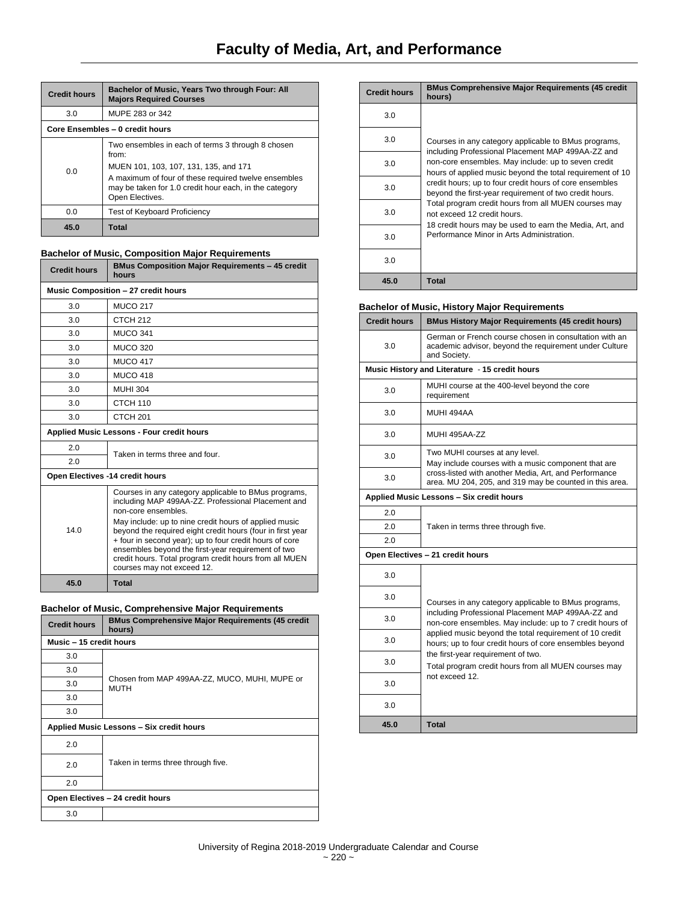# Faculty of Media, Art, and Performance

| Credit hours | Bachelor of Music, Years Two through Four: All Majors Required Courses |
|---|---|
| 3.0 | MUPE 283 or 342 |
| **Core Ensembles – 0 credit hours** | |
| 0.0 | Two ensembles in each of terms 3 through 8 chosen from: MUEN 101, 103, 107, 131, 135, and 171. A maximum of four of these required twelve ensembles may be taken for 1.0 credit hour each, in the category Open Electives. |
| 0.0 | Test of Keyboard Proficiency |
| **45.0** | **Total** |

### Bachelor of Music, Composition Major Requirements

| Credit hours | BMus Composition Major Requirements – 45 credit hours |
|---|---|
| **Music Composition – 27 credit hours** | |
| 3.0 | MUCO 217 |
| 3.0 | CTCH 212 |
| 3.0 | MUCO 341 |
| 3.0 | MUCO 320 |
| 3.0 | MUCO 417 |
| 3.0 | MUCO 418 |
| 3.0 | MUHI 304 |
| 3.0 | CTCH 110 |
| 3.0 | CTCH 201 |
| **Applied Music Lessons - Four credit hours** | |
| 2.0 | Taken in terms three and four. |
| 2.0 | |
| **Open Electives -14 credit hours** | |
| 14.0 | Courses in any category applicable to BMus programs, including MAP 499AA-ZZ. Professional Placement and non-core ensembles. May include: up to nine credit hours of applied music beyond the required eight credit hours (four in first year + four in second year); up to four credit hours of core ensembles beyond the first-year requirement of two credit hours. Total program credit hours from all MUEN courses may not exceed 12. |
| **45.0** | **Total** |

### Bachelor of Music, Comprehensive Major Requirements

| Credit hours | BMus Comprehensive Major Requirements (45 credit hours) |
|---|---|
| **Music – 15 credit hours** | |
| 3.0 | Chosen from MAP 499AA-ZZ, MUCO, MUHI, MUPE or MUTH |
| 3.0 | |
| 3.0 | |
| 3.0 | |
| 3.0 | |
| **Applied Music Lessons – Six credit hours** | |
| 2.0 | Taken in terms three through five. |
| 2.0 | |
| 2.0 | |
| **Open Electives – 24 credit hours** | |
| 3.0 | Courses in any category applicable to BMus programs, including Professional Placement MAP 499AA-ZZ and non-core ensembles. May include: up to seven credit hours of applied music beyond the total requirement of 10 credit hours; up to four credit hours of core ensembles beyond the first-year requirement of two credit hours. Total program credit hours from all MUEN courses may not exceed 12 credit hours. 18 credit hours may be used to earn the Media, Art, and Performance Minor in Arts Administration. |
| 3.0 | |
| 3.0 | |
| 3.0 | |
| 3.0 | |
| 3.0 | |
| 3.0 | |
| 3.0 | |
| **45.0** | **Total** |

### Bachelor of Music, History Major Requirements

| Credit hours | BMus History Major Requirements (45 credit hours) |
|---|---|
| 3.0 | German or French course chosen in consultation with an academic advisor, beyond the requirement under Culture and Society. |
| **Music History and Literature - 15 credit hours** | |
| 3.0 | MUHI course at the 400-level beyond the core requirement |
| 3.0 | MUHI 494AA |
| 3.0 | MUHI 495AA-ZZ |
| 3.0 | Two MUHI courses at any level. May include courses with a music component that are cross-listed with another Media, Art, and Performance area. MU 204, 205, and 319 may be counted in this area. |
| 3.0 | |
| **Applied Music Lessons – Six credit hours** | |
| 2.0 | Taken in terms three through five. |
| 2.0 | |
| 2.0 | |
| **Open Electives – 21 credit hours** | |
| 3.0 | Courses in any category applicable to BMus programs, including Professional Placement MAP 499AA-ZZ and non-core ensembles. May include: up to 7 credit hours of applied music beyond the total requirement of 10 credit hours; up to four credit hours of core ensembles beyond the first-year requirement of two. Total program credit hours from all MUEN courses may not exceed 12. |
| 3.0 | |
| 3.0 | |
| 3.0 | |
| 3.0 | |
| 3.0 | |
| 3.0 | |
| **45.0** | **Total** |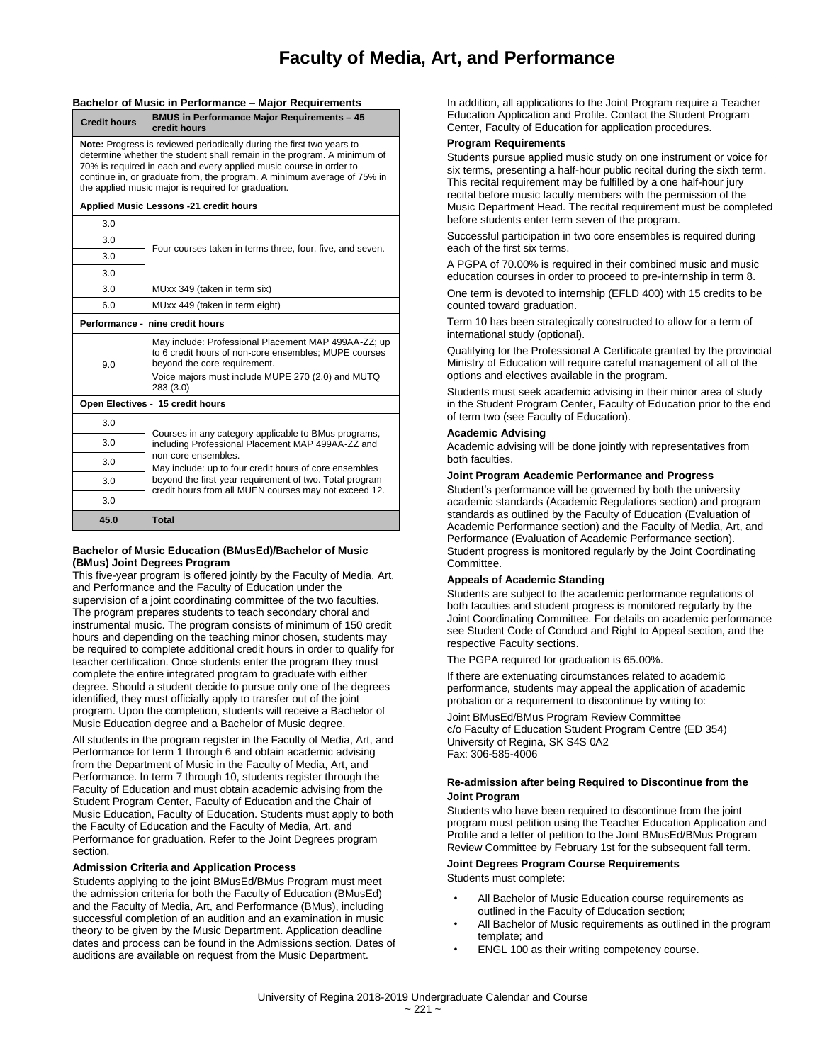# Faculty of Media, Art, and Performance

### Bachelor of Music in Performance – Major Requirements

| Credit hours | BMUS in Performance Major Requirements – 45 credit hours |
|---|---|
| **Note:** Progress is reviewed periodically during the first two years to determine whether the student shall remain in the program. A minimum of 70% is required in each and every applied music course in order to continue in, or graduate from, the program. A minimum average of 75% in the applied music major is required for graduation. | |
| **Applied Music Lessons -21 credit hours** | |
| 3.0 | Four courses taken in terms three, four, five, and seven. |
| 3.0 | |
| 3.0 | |
| 3.0 | |
| 3.0 | MUxx 349 (taken in term six) |
| 6.0 | MUxx 449 (taken in term eight) |
| **Performance - nine credit hours** | |
| 9.0 | May include: Professional Placement MAP 499AA-ZZ; up to 6 credit hours of non-core ensembles; MUPE courses beyond the core requirement. Voice majors must include MUPE 270 (2.0) and MUTQ 283 (3.0) |
| **Open Electives - 15 credit hours** | |
| 3.0 | Courses in any category applicable to BMus programs, including Professional Placement MAP 499AA-ZZ and non-core ensembles. May include: up to four credit hours of core ensembles beyond the first-year requirement of two. Total program credit hours from all MUEN courses may not exceed 12. |
| 3.0 | |
| 3.0 | |
| 3.0 | |
| 3.0 | |
| **45.0** | **Total** |

### Bachelor of Music Education (BMusEd)/Bachelor of Music (BMus) Joint Degrees Program

This five-year program is offered jointly by the Faculty of Media, Art, and Performance and the Faculty of Education under the supervision of a joint coordinating committee of the two faculties. The program prepares students to teach secondary choral and instrumental music. The program consists of minimum of 150 credit hours and depending on the teaching minor chosen, students may be required to complete additional credit hours in order to qualify for teacher certification. Once students enter the program they must complete the entire integrated program to graduate with either degree. Should a student decide to pursue only one of the degrees identified, they must officially apply to transfer out of the joint program. Upon the completion, students will receive a Bachelor of Music Education degree and a Bachelor of Music degree.

All students in the program register in the Faculty of Media, Art, and Performance for term 1 through 6 and obtain academic advising from the Department of Music in the Faculty of Media, Art, and Performance. In term 7 through 10, students register through the Faculty of Education and must obtain academic advising from the Student Program Center, Faculty of Education and the Chair of Music Education, Faculty of Education. Students must apply to both the Faculty of Education and the Faculty of Media, Art, and Performance for graduation. Refer to the Joint Degrees program section.

#### Admission Criteria and Application Process

Students applying to the joint BMusEd/BMus Program must meet the admission criteria for both the Faculty of Education (BMusEd) and the Faculty of Media, Art, and Performance (BMus), including successful completion of an audition and an examination in music theory to be given by the Music Department. Application deadline dates and process can be found in the Admissions section. Dates of auditions are available on request from the Music Department.

In addition, all applications to the Joint Program require a Teacher Education Application and Profile. Contact the Student Program Center, Faculty of Education for application procedures.

#### Program Requirements

Students pursue applied music study on one instrument or voice for six terms, presenting a half-hour public recital during the sixth term. This recital requirement may be fulfilled by a one half-hour jury recital before music faculty members with the permission of the Music Department Head. The recital requirement must be completed before students enter term seven of the program.

Successful participation in two core ensembles is required during each of the first six terms.

A PGPA of 70.00% is required in their combined music and music education courses in order to proceed to pre-internship in term 8.

One term is devoted to internship (EFLD 400) with 15 credits to be counted toward graduation.

Term 10 has been strategically constructed to allow for a term of international study (optional).

Qualifying for the Professional A Certificate granted by the provincial Ministry of Education will require careful management of all of the options and electives available in the program.

Students must seek academic advising in their minor area of study in the Student Program Center, Faculty of Education prior to the end of term two (see Faculty of Education).

#### Academic Advising

Academic advising will be done jointly with representatives from both faculties.

#### Joint Program Academic Performance and Progress

Student's performance will be governed by both the university academic standards (Academic Regulations section) and program standards as outlined by the Faculty of Education (Evaluation of Academic Performance section) and the Faculty of Media, Art, and Performance (Evaluation of Academic Performance section). Student progress is monitored regularly by the Joint Coordinating Committee.

#### Appeals of Academic Standing

Students are subject to the academic performance regulations of both faculties and student progress is monitored regularly by the Joint Coordinating Committee. For details on academic performance see Student Code of Conduct and Right to Appeal section, and the respective Faculty sections.

The PGPA required for graduation is 65.00%.

If there are extenuating circumstances related to academic performance, students may appeal the application of academic probation or a requirement to discontinue by writing to:

Joint BMusEd/BMus Program Review Committee
c/o Faculty of Education Student Program Centre (ED 354)
University of Regina, SK S4S 0A2
Fax: 306-585-4006

#### Re-admission after being Required to Discontinue from the Joint Program

Students who have been required to discontinue from the joint program must petition using the Teacher Education Application and Profile and a letter of petition to the Joint BMusEd/BMus Program Review Committee by February 1st for the subsequent fall term.

#### Joint Degrees Program Course Requirements

Students must complete:

- All Bachelor of Music Education course requirements as outlined in the Faculty of Education section;
- All Bachelor of Music requirements as outlined in the program template; and
- ENGL 100 as their writing competency course.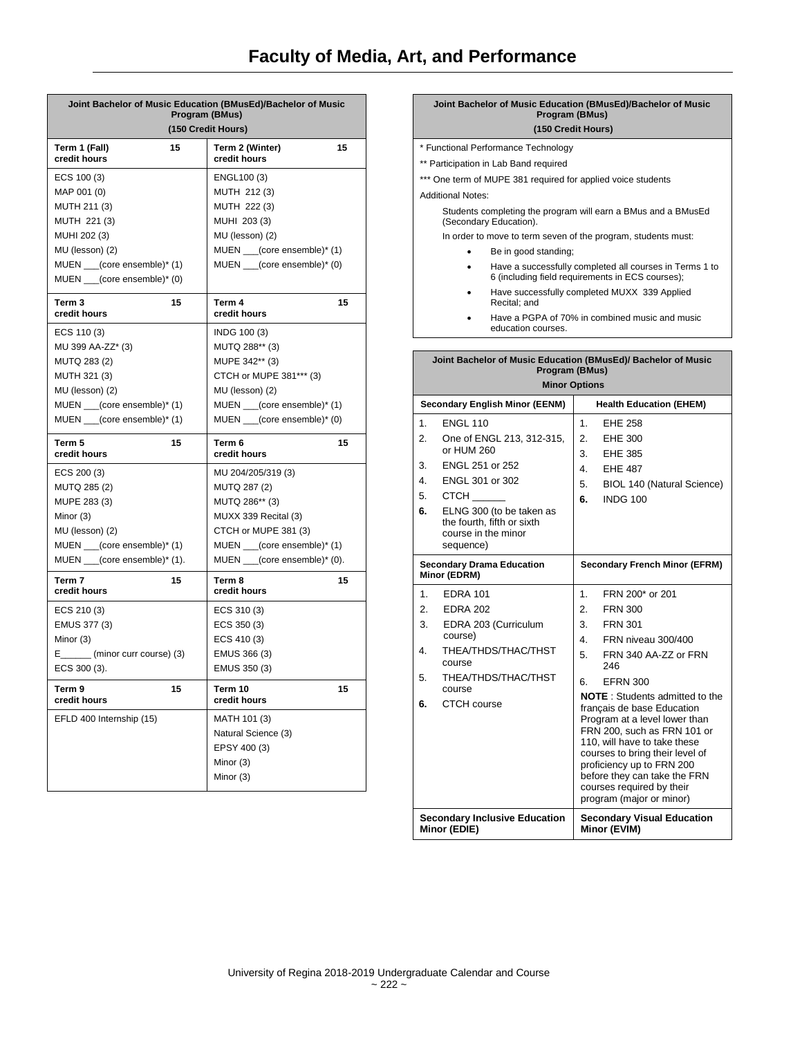# Faculty of Media, Art, and Performance

| Joint Bachelor of Music Education (BMusEd)/Bachelor of Music Program (BMus) (150 Credit Hours) | |
|---|---|
| **Term 1 (Fall) 15 credit hours** | **Term 2 (Winter) 15 credit hours** |
| ECS 100 (3)<br>MAP 001 (0)<br>MUTH 211 (3)<br>MUTH 221 (3)<br>MUHI 202 (3)<br>MU (lesson) (2)<br>MUEN ___(core ensemble)* (1)<br>MUEN ___(core ensemble)* (0) | ENGL100 (3)<br>MUTH 212 (3)<br>MUTH 222 (3)<br>MUHI 203 (3)<br>MU (lesson) (2)<br>MUEN ___(core ensemble)* (1)<br>MUEN ___(core ensemble)* (0) |
| **Term 3 15 credit hours** | **Term 4 15 credit hours** |
| ECS 110 (3)<br>MU 399 AA-ZZ* (3)<br>MUTQ 283 (2)<br>MUTH 321 (3)<br>MU (lesson) (2)<br>MUEN ___(core ensemble)* (1)<br>MUEN ___(core ensemble)* (1) | INDG 100 (3)<br>MUTQ 288** (3)<br>MUPE 342** (3)<br>CTCH or MUPE 381*** (3)<br>MU (lesson) (2)<br>MUEN ___(core ensemble)* (1)<br>MUEN ___(core ensemble)* (0) |
| **Term 5 15 credit hours** | **Term 6 15 credit hours** |
| ECS 200 (3)<br>MUTQ 285 (2)<br>MUPE 283 (3)<br>Minor (3)<br>MU (lesson) (2)<br>MUEN ___(core ensemble)* (1)<br>MUEN ___(core ensemble)* (1). | MU 204/205/319 (3)<br>MUTQ 287 (2)<br>MUTQ 286** (3)<br>MUXX 339 Recital (3)<br>CTCH or MUPE 381 (3)<br>MUEN ___(core ensemble)* (1)<br>MUEN ___(core ensemble)* (0). |
| **Term 7 15 credit hours** | **Term 8 15 credit hours** |
| ECS 210 (3)<br>EMUS 377 (3)<br>Minor (3)<br>E______ (minor curr course) (3)<br>ECS 300 (3). | ECS 310 (3)<br>ECS 350 (3)<br>ECS 410 (3)<br>EMUS 366 (3)<br>EMUS 350 (3) |
| **Term 9 15 credit hours** | **Term 10 15 credit hours** |
| EFLD 400 Internship (15) | MATH 101 (3)<br>Natural Science (3)<br>EPSY 400 (3)<br>Minor (3)<br>Minor (3) |

**Joint Bachelor of Music Education (BMusEd)/Bachelor of Music Program (BMus) (150 Credit Hours)**

\* Functional Performance Technology

\*\* Participation in Lab Band required

\*\*\* One term of MUPE 381 required for applied voice students

Additional Notes:

Students completing the program will earn a BMus and a BMusEd (Secondary Education).

In order to move to term seven of the program, students must:

- Be in good standing;
- Have a successfully completed all courses in Terms 1 to 6 (including field requirements in ECS courses);
- Have successfully completed MUXX 339 Applied Recital; and
- Have a PGPA of 70% in combined music and music education courses.

| Joint Bachelor of Music Education (BMusEd)/ Bachelor of Music Program (BMus) Minor Options | |
|---|---|
| **Secondary English Minor (EENM)** | **Health Education (EHEM)** |
| 1. ENGL 110<br>2. One of ENGL 213, 312-315, or HUM 260<br>3. ENGL 251 or 252<br>4. ENGL 301 or 302<br>5. CTCH ______<br>**6.** ELNG 300 (to be taken as the fourth, fifth or sixth course in the minor sequence) | 1. EHE 258<br>2. EHE 300<br>3. EHE 385<br>4. EHE 487<br>5. BIOL 140 (Natural Science)<br>**6.** INDG 100 |
| **Secondary Drama Education Minor (EDRM)** | **Secondary French Minor (EFRM)** |
| 1. EDRA 101<br>2. EDRA 202<br>3. EDRA 203 (Curriculum course)<br>4. THEA/THDS/THAC/THST course<br>5. THEA/THDS/THAC/THST course<br>**6.** CTCH course | 1. FRN 200* or 201<br>2. FRN 300<br>3. FRN 301<br>4. FRN niveau 300/400<br>5. FRN 340 AA-ZZ or FRN 246<br>6. EFRN 300<br>**NOTE** : Students admitted to the français de base Education Program at a level lower than FRN 200, such as FRN 101 or 110, will have to take these courses to bring their level of proficiency up to FRN 200 before they can take the FRN courses required by their program (major or minor) |
| **Secondary Inclusive Education Minor (EDIE)** | **Secondary Visual Education Minor (EVIM)** |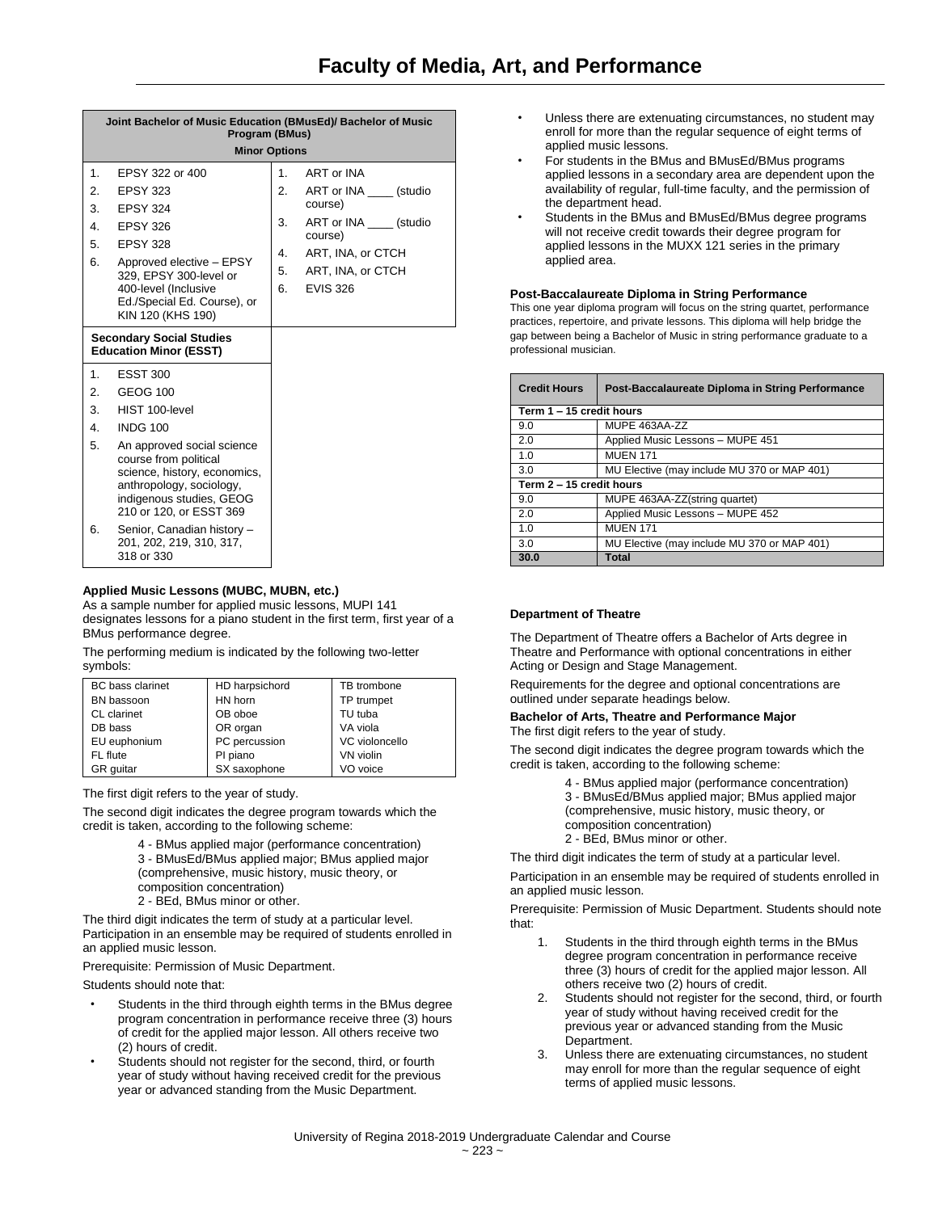| Joint Bachelor of Music Education (BMusEd)/ Bachelor of Music Program (BMus) Minor Options | |
|---|---|
| 1. EPSY 322 or 400 | 1. ART or INA |
| 2. EPSY 323 | 2. ART or INA ____ (studio course) |
| 3. EPSY 324 | 3. ART or INA ____ (studio course) |
| 4. EPSY 326 | 4. ART, INA, or CTCH |
| 5. EPSY 328 | 5. ART, INA, or CTCH |
| 6. Approved elective – EPSY 329, EPSY 300-level or 400-level (Inclusive Ed./Special Ed. Course), or KIN 120 (KHS 190) | 6. EVIS 326 |
| **Secondary Social Studies Education Minor (ESST)** | |
| 1. ESST 300 | |
| 2. GEOG 100 | |
| 3. HIST 100-level | |
| 4. INDG 100 | |
| 5. An approved social science course from political science, history, economics, anthropology, sociology, indigenous studies, GEOG 210 or 120, or ESST 369 | |
| 6. Senior, Canadian history – 201, 202, 219, 310, 317, 318 or 330 | |

**Applied Music Lessons (MUBC, MUBN, etc.)**

As a sample number for applied music lessons, MUPI 141 designates lessons for a piano student in the first term, first year of a BMus performance degree.

The performing medium is indicated by the following two-letter symbols:

| | | |
|---|---|---|
| BC bass clarinet | HD harpsichord | TB trombone |
| BN bassoon | HN horn | TP trumpet |
| CL clarinet | OB oboe | TU tuba |
| DB bass | OR organ | VA viola |
| EU euphonium | PC percussion | VC violoncello |
| FL flute | PI piano | VN violin |
| GR guitar | SX saxophone | VO voice |

The first digit refers to the year of study.

The second digit indicates the degree program towards which the credit is taken, according to the following scheme:

4 - BMus applied major (performance concentration)
3 - BMusEd/BMus applied major; BMus applied major (comprehensive, music history, music theory, or composition concentration)
2 - BEd, BMus minor or other.

The third digit indicates the term of study at a particular level. Participation in an ensemble may be required of students enrolled in an applied music lesson.

Prerequisite: Permission of Music Department.

Students should note that:

- Students in the third through eighth terms in the BMus degree program concentration in performance receive three (3) hours of credit for the applied major lesson. All others receive two (2) hours of credit.
- Students should not register for the second, third, or fourth year of study without having received credit for the previous year or advanced standing from the Music Department.
- Unless there are extenuating circumstances, no student may enroll for more than the regular sequence of eight terms of applied music lessons.
- For students in the BMus and BMusEd/BMus programs applied lessons in a secondary area are dependent upon the availability of regular, full-time faculty, and the permission of the department head.
- Students in the BMus and BMusEd/BMus degree programs will not receive credit towards their degree program for applied lessons in the MUXX 121 series in the primary applied area.

**Post-Baccalaureate Diploma in String Performance**

This one year diploma program will focus on the string quartet, performance practices, repertoire, and private lessons. This diploma will help bridge the gap between being a Bachelor of Music in string performance graduate to a professional musician.

| Credit Hours | Post-Baccalaureate Diploma in String Performance |
|---|---|
| **Term 1 – 15 credit hours** | |
| 9.0 | MUPE 463AA-ZZ |
| 2.0 | Applied Music Lessons – MUPE 451 |
| 1.0 | MUEN 171 |
| 3.0 | MU Elective (may include MU 370 or MAP 401) |
| **Term 2 – 15 credit hours** | |
| 9.0 | MUPE 463AA-ZZ(string quartet) |
| 2.0 | Applied Music Lessons – MUPE 452 |
| 1.0 | MUEN 171 |
| 3.0 | MU Elective (may include MU 370 or MAP 401) |
| **30.0** | **Total** |

**Department of Theatre**

The Department of Theatre offers a Bachelor of Arts degree in Theatre and Performance with optional concentrations in either Acting or Design and Stage Management.

Requirements for the degree and optional concentrations are outlined under separate headings below.

**Bachelor of Arts, Theatre and Performance Major**

The first digit refers to the year of study.

The second digit indicates the degree program towards which the credit is taken, according to the following scheme:

4 - BMus applied major (performance concentration)
3 - BMusEd/BMus applied major; BMus applied major (comprehensive, music history, music theory, or composition concentration)
2 - BEd, BMus minor or other.

The third digit indicates the term of study at a particular level.

Participation in an ensemble may be required of students enrolled in an applied music lesson.

Prerequisite: Permission of Music Department. Students should note that:

1. Students in the third through eighth terms in the BMus degree program concentration in performance receive three (3) hours of credit for the applied major lesson. All others receive two (2) hours of credit.
2. Students should not register for the second, third, or fourth year of study without having received credit for the previous year or advanced standing from the Music Department.
3. Unless there are extenuating circumstances, no student may enroll for more than the regular sequence of eight terms of applied music lessons.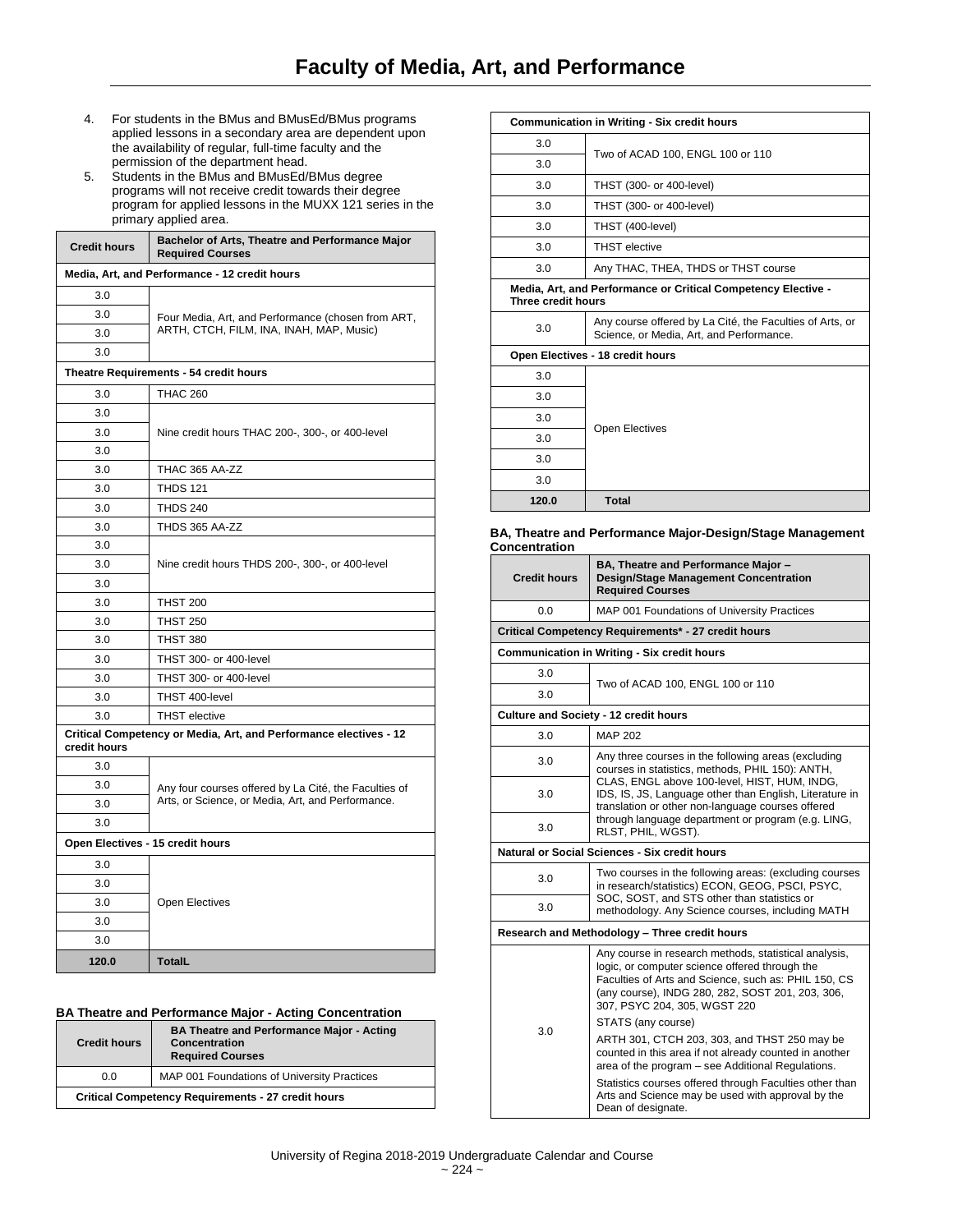# Faculty of Media, Art, and Performance

4. For students in the BMus and BMusEd/BMus programs applied lessons in a secondary area are dependent upon the availability of regular, full-time faculty and the permission of the department head.
5. Students in the BMus and BMusEd/BMus degree programs will not receive credit towards their degree program for applied lessons in the MUXX 121 series in the primary applied area.

| Credit hours | Bachelor of Arts, Theatre and Performance Major Required Courses |
|---|---|
| **Media, Art, and Performance - 12 credit hours** | |
| 3.0 | Four Media, Art, and Performance (chosen from ART, ARTH, CTCH, FILM, INA, INAH, MAP, Music) |
| 3.0 | |
| 3.0 | |
| 3.0 | |
| **Theatre Requirements - 54 credit hours** | |
| 3.0 | THAC 260 |
| 3.0 | Nine credit hours THAC 200-, 300-, or 400-level |
| 3.0 | |
| 3.0 | |
| 3.0 | THAC 365 AA-ZZ |
| 3.0 | THDS 121 |
| 3.0 | THDS 240 |
| 3.0 | THDS 365 AA-ZZ |
| 3.0 | Nine credit hours THDS 200-, 300-, or 400-level |
| 3.0 | |
| 3.0 | |
| 3.0 | THST 200 |
| 3.0 | THST 250 |
| 3.0 | THST 380 |
| 3.0 | THST 300- or 400-level |
| 3.0 | THST 300- or 400-level |
| 3.0 | THST 400-level |
| 3.0 | THST elective |
| **Critical Competency or Media, Art, and Performance electives - 12 credit hours** | |
| 3.0 | Any four courses offered by La Cité, the Faculties of Arts, or Science, or Media, Art, and Performance. |
| 3.0 | |
| 3.0 | |
| 3.0 | |
| **Open Electives - 15 credit hours** | |
| 3.0 | Open Electives |
| 3.0 | |
| 3.0 | |
| 3.0 | |
| 3.0 | |
| **120.0** | **TotalL** |

### BA Theatre and Performance Major - Acting Concentration

| Credit hours | BA Theatre and Performance Major - Acting Concentration Required Courses |
|---|---|
| 0.0 | MAP 001 Foundations of University Practices |
| **Critical Competency Requirements - 27 credit hours** | |
| **Communication in Writing - Six credit hours** | |
| 3.0 | Two of ACAD 100, ENGL 100 or 110 |
| 3.0 | |
| 3.0 | THST (300- or 400-level) |
| 3.0 | THST (300- or 400-level) |
| 3.0 | THST (400-level) |
| 3.0 | THST elective |
| 3.0 | Any THAC, THEA, THDS or THST course |
| **Media, Art, and Performance or Critical Competency Elective - Three credit hours** | |
| 3.0 | Any course offered by La Cité, the Faculties of Arts, or Science, or Media, Art, and Performance. |
| **Open Electives - 18 credit hours** | |
| 3.0 | Open Electives |
| 3.0 | |
| 3.0 | |
| 3.0 | |
| 3.0 | |
| 3.0 | |
| **120.0** | **Total** |

### BA, Theatre and Performance Major-Design/Stage Management Concentration

| Credit hours | BA, Theatre and Performance Major – Design/Stage Management Concentration Required Courses |
|---|---|
| 0.0 | MAP 001 Foundations of University Practices |
| **Critical Competency Requirements* - 27 credit hours** | |
| **Communication in Writing - Six credit hours** | |
| 3.0 | Two of ACAD 100, ENGL 100 or 110 |
| 3.0 | |
| **Culture and Society - 12 credit hours** | |
| 3.0 | MAP 202 |
| 3.0 | Any three courses in the following areas (excluding courses in statistics, methods, PHIL 150): ANTH, CLAS, ENGL above 100-level, HIST, HUM, INDG, IDS, IS, JS, Language other than English, Literature in translation or other non-language courses offered through language department or program (e.g. LING, RLST, PHIL, WGST). |
| 3.0 | |
| 3.0 | |
| **Natural or Social Sciences - Six credit hours** | |
| 3.0 | Two courses in the following areas: (excluding courses in research/statistics) ECON, GEOG, PSCI, PSYC, SOC, SOST, and STS other than statistics or methodology. Any Science courses, including MATH |
| 3.0 | |
| **Research and Methodology – Three credit hours** | |
| 3.0 | Any course in research methods, statistical analysis, logic, or computer science offered through the Faculties of Arts and Science, such as: PHIL 150, CS (any course), INDG 280, 282, SOST 201, 203, 306, 307, PSYC 204, 305, WGST 220<br>STATS (any course)<br>ARTH 301, CTCH 203, 303, and THST 250 may be counted in this area if not already counted in another area of the program – see Additional Regulations.<br>Statistics courses offered through Faculties other than Arts and Science may be used with approval by the Dean of designate. |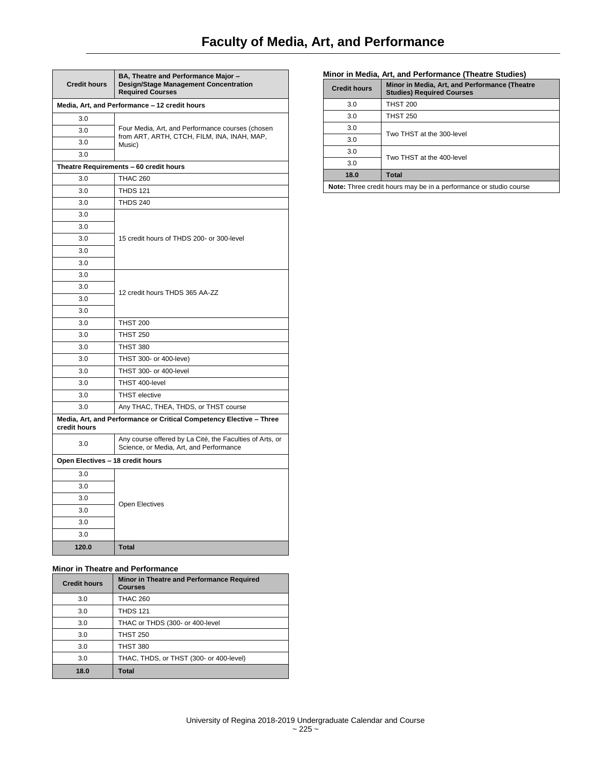# Faculty of Media, Art, and Performance

| Credit hours | BA, Theatre and Performance Major – Design/Stage Management Concentration Required Courses |
|---|---|
| **Media, Art, and Performance – 12 credit hours** | |
| 3.0 | Four Media, Art, and Performance courses (chosen from ART, ARTH, CTCH, FILM, INA, INAH, MAP, Music) |
| 3.0 | |
| 3.0 | |
| 3.0 | |
| **Theatre Requirements – 60 credit hours** | |
| 3.0 | THAC 260 |
| 3.0 | THDS 121 |
| 3.0 | THDS 240 |
| 3.0 | 15 credit hours of THDS 200- or 300-level |
| 3.0 | |
| 3.0 | |
| 3.0 | |
| 3.0 | |
| 3.0 | 12 credit hours THDS 365 AA-ZZ |
| 3.0 | |
| 3.0 | |
| 3.0 | |
| 3.0 | THST 200 |
| 3.0 | THST 250 |
| 3.0 | THST 380 |
| 3.0 | THST 300- or 400-leve) |
| 3.0 | THST 300- or 400-level |
| 3.0 | THST 400-level |
| 3.0 | THST elective |
| 3.0 | Any THAC, THEA, THDS, or THST course |
| **Media, Art, and Performance or Critical Competency Elective – Three credit hours** | |
| 3.0 | Any course offered by La Cité, the Faculties of Arts, or Science, or Media, Art, and Performance |
| **Open Electives – 18 credit hours** | |
| 3.0 | Open Electives |
| 3.0 | |
| 3.0 | |
| 3.0 | |
| 3.0 | |
| 3.0 | |
| **120.0** | **Total** |

### Minor in Theatre and Performance

| Credit hours | Minor in Theatre and Performance Required Courses |
|---|---|
| 3.0 | THAC 260 |
| 3.0 | THDS 121 |
| 3.0 | THAC or THDS (300- or 400-level |
| 3.0 | THST 250 |
| 3.0 | THST 380 |
| 3.0 | THAC, THDS, or THST (300- or 400-level) |
| **18.0** | **Total** |

### Minor in Media, Art, and Performance (Theatre Studies)

| Credit hours | Minor in Media, Art, and Performance (Theatre Studies) Required Courses |
|---|---|
| 3.0 | THST 200 |
| 3.0 | THST 250 |
| 3.0 | Two THST at the 300-level |
| 3.0 | |
| 3.0 | Two THST at the 400-level |
| 3.0 | |
| **18.0** | **Total** |
| **Note:** Three credit hours may be in a performance or studio course | |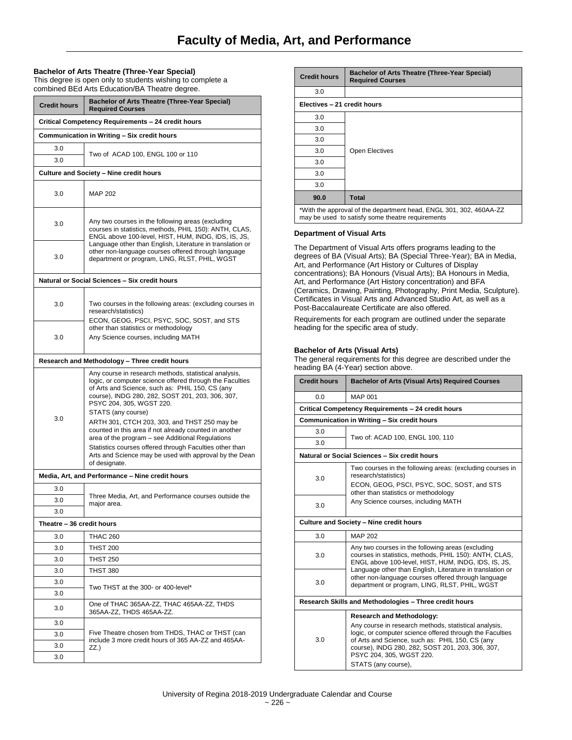# Faculty of Media, Art, and Performance

**Bachelor of Arts Theatre (Three-Year Special)**
This degree is open only to students wishing to complete a combined BEd Arts Education/BA Theatre degree.

| Credit hours | Bachelor of Arts Theatre (Three-Year Special) Required Courses |
|---|---|
| **Critical Competency Requirements – 24 credit hours** | |
| **Communication in Writing – Six credit hours** | |
| 3.0 | Two of ACAD 100, ENGL 100 or 110 |
| 3.0 | |
| **Culture and Society – Nine credit hours** | |
| 3.0 | MAP 202 |
| 3.0 | Any two courses in the following areas (excluding courses in statistics, methods, PHIL 150): ANTH, CLAS, ENGL above 100-level, HIST, HUM, INDG, IDS, IS, JS, Language other than English, Literature in translation or other non-language courses offered through language department or program, LING, RLST, PHIL, WGST |
| 3.0 | |
| **Natural or Social Sciences – Six credit hours** | |
| 3.0 | Two courses in the following areas: (excluding courses in research/statistics) ECON, GEOG, PSCI, PSYC, SOC, SOST, and STS other than statistics or methodology Any Science courses, including MATH |
| 3.0 | |
| **Research and Methodology – Three credit hours** | |
| 3.0 | Any course in research methods, statistical analysis, logic, or computer science offered through the Faculties of Arts and Science, such as: PHIL 150, CS (any course), INDG 280, 282, SOST 201, 203, 306, 307, PSYC 204, 305, WGST 220. STATS (any course) ARTH 301, CTCH 203, 303, and THST 250 may be counted in this area if not already counted in another area of the program – see Additional Regulations Statistics courses offered through Faculties other than Arts and Science may be used with approval by the Dean of designate. |
| **Media, Art, and Performance – Nine credit hours** | |
| 3.0 | Three Media, Art, and Performance courses outside the major area. |
| 3.0 | |
| 3.0 | |
| **Theatre – 36 credit hours** | |
| 3.0 | THAC 260 |
| 3.0 | THST 200 |
| 3.0 | THST 250 |
| 3.0 | THST 380 |
| 3.0 | Two THST at the 300- or 400-level* |
| 3.0 | |
| 3.0 | One of THAC 365AA-ZZ, THAC 465AA-ZZ, THDS 365AA-ZZ, THDS 465AA-ZZ. |
| 3.0 | Five Theatre chosen from THDS, THAC or THST (can include 3 more credit hours of 365 AA-ZZ and 465AA-ZZ.) |
| 3.0 | |
| 3.0 | |
| 3.0 | |
| 3.0 | |
| **Electives – 21 credit hours** | |
| 3.0 | Open Electives |
| 3.0 | |
| 3.0 | |
| 3.0 | |
| 3.0 | |
| 3.0 | |
| 3.0 | |
| **90.0** | **Total** |

*With the approval of the department head, ENGL 301, 302, 460AA-ZZ may be used to satisfy some theatre requirements

### Department of Visual Arts

The Department of Visual Arts offers programs leading to the degrees of BA (Visual Arts); BA (Special Three-Year); BA in Media, Art, and Performance (Art History or Cultures of Display concentrations); BA Honours (Visual Arts); BA Honours in Media, Art, and Performance (Art History concentration) and BFA (Ceramics, Drawing, Painting, Photography, Print Media, Sculpture). Certificates in Visual Arts and Advanced Studio Art, as well as a Post-Baccalaureate Certificate are also offered.

Requirements for each program are outlined under the separate heading for the specific area of study.

**Bachelor of Arts (Visual Arts)**
The general requirements for this degree are described under the heading BA (4-Year) section above.

| Credit hours | Bachelor of Arts (Visual Arts) Required Courses |
|---|---|
| 0.0 | MAP 001 |
| **Critical Competency Requirements – 24 credit hours** | |
| **Communication in Writing – Six credit hours** | |
| 3.0 | Two of: ACAD 100, ENGL 100, 110 |
| 3.0 | |
| **Natural or Social Sciences – Six credit hours** | |
| 3.0 | Two courses in the following areas: (excluding courses in research/statistics) ECON, GEOG, PSCI, PSYC, SOC, SOST, and STS other than statistics or methodology Any Science courses, including MATH |
| 3.0 | |
| **Culture and Society – Nine credit hours** | |
| 3.0 | MAP 202 |
| 3.0 | Any two courses in the following areas (excluding courses in statistics, methods, PHIL 150): ANTH, CLAS, ENGL above 100-level, HIST, HUM, INDG, IDS, IS, JS, Language other than English, Literature in translation or other non-language courses offered through language department or program, LING, RLST, PHIL, WGST |
| 3.0 | |
| **Research Skills and Methodologies – Three credit hours** | |
| 3.0 | **Research and Methodology:** Any course in research methods, statistical analysis, logic, or computer science offered through the Faculties of Arts and Science, such as: PHIL 150, CS (any course), INDG 280, 282, SOST 201, 203, 306, 307, PSYC 204, 305, WGST 220. STATS (any course), |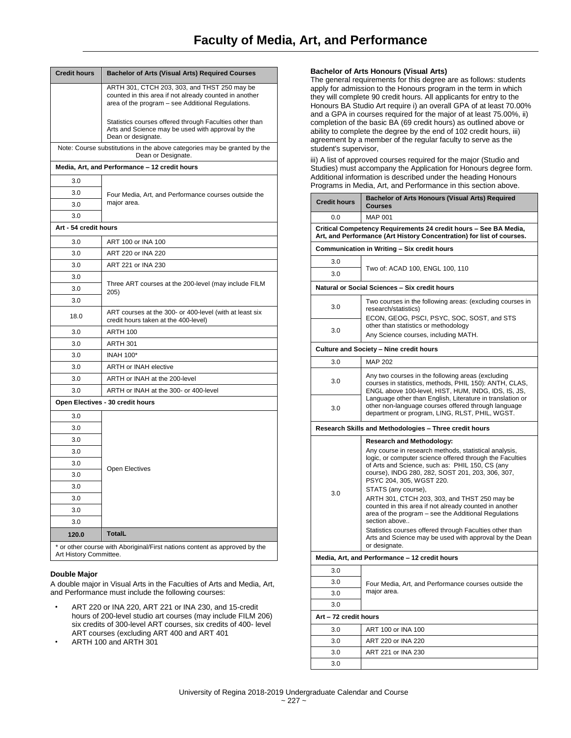# Faculty of Media, Art, and Performance

| Credit hours | Bachelor of Arts (Visual Arts) Required Courses |
|---|---|
| | ARTH 301, CTCH 203, 303, and THST 250 may be counted in this area if not already counted in another area of the program – see Additional Regulations.<br><br>Statistics courses offered through Faculties other than Arts and Science may be used with approval by the Dean or designate. |
| Note: Course substitutions in the above categories may be granted by the Dean or Designate. | |
| **Media, Art, and Performance – 12 credit hours** | |
| 3.0 | Four Media, Art, and Performance courses outside the major area. |
| 3.0 | |
| 3.0 | |
| 3.0 | |
| **Art - 54 credit hours** | |
| 3.0 | ART 100 or INA 100 |
| 3.0 | ART 220 or INA 220 |
| 3.0 | ART 221 or INA 230 |
| 3.0 | Three ART courses at the 200-level (may include FILM 205) |
| 3.0 | |
| 3.0 | |
| 18.0 | ART courses at the 300- or 400-level (with at least six credit hours taken at the 400-level) |
| 3.0 | ARTH 100 |
| 3.0 | ARTH 301 |
| 3.0 | INAH 100* |
| 3.0 | ARTH or INAH elective |
| 3.0 | ARTH or INAH at the 200-level |
| 3.0 | ARTH or INAH at the 300- or 400-level |
| **Open Electives - 30 credit hours** | |
| 3.0 | Open Electives |
| 3.0 | |
| 3.0 | |
| 3.0 | |
| 3.0 | |
| 3.0 | |
| 3.0 | |
| 3.0 | |
| 3.0 | |
| 3.0 | |
| **120.0** | **TotalL** |

\* or other course with Aboriginal/First nations content as approved by the Art History Committee.

**Double Major**

A double major in Visual Arts in the Faculties of Arts and Media, Art, and Performance must include the following courses:

- ART 220 or INA 220, ART 221 or INA 230, and 15-credit hours of 200-level studio art courses (may include FILM 206) six credits of 300-level ART courses, six credits of 400- level ART courses (excluding ART 400 and ART 401
- ARTH 100 and ARTH 301

**Bachelor of Arts Honours (Visual Arts)**

The general requirements for this degree are as follows: students apply for admission to the Honours program in the term in which they will complete 90 credit hours. All applicants for entry to the Honours BA Studio Art require i) an overall GPA of at least 70.00% and a GPA in courses required for the major of at least 75.00%, ii) completion of the basic BA (69 credit hours) as outlined above or ability to complete the degree by the end of 102 credit hours, iii) agreement by a member of the regular faculty to serve as the student's supervisor,

iii) A list of approved courses required for the major (Studio and Studies) must accompany the Application for Honours degree form. Additional information is described under the heading Honours Programs in Media, Art, and Performance in this section above.

| Credit hours | Bachelor of Arts Honours (Visual Arts) Required Courses |
|---|---|
| 0.0 | MAP 001 |
| **Critical Competency Requirements 24 credit hours – See BA Media, Art, and Performance (Art History Concentration) for list of courses.** | |
| **Communication in Writing – Six credit hours** | |
| 3.0 | Two of: ACAD 100, ENGL 100, 110 |
| 3.0 | |
| **Natural or Social Sciences – Six credit hours** | |
| 3.0 | Two courses in the following areas: (excluding courses in research/statistics)<br>ECON, GEOG, PSCI, PSYC, SOC, SOST, and STS other than statistics or methodology<br>Any Science courses, including MATH. |
| 3.0 | |
| **Culture and Society – Nine credit hours** | |
| 3.0 | MAP 202 |
| 3.0 | Any two courses in the following areas (excluding courses in statistics, methods, PHIL 150): ANTH, CLAS, ENGL above 100-level, HIST, HUM, INDG, IDS, IS, JS, Language other than English, Literature in translation or other non-language courses offered through language department or program, LING, RLST, PHIL, WGST. |
| 3.0 | |
| **Research Skills and Methodologies – Three credit hours** | |
| 3.0 | **Research and Methodology:**<br>Any course in research methods, statistical analysis, logic, or computer science offered through the Faculties of Arts and Science, such as: PHIL 150, CS (any course), INDG 280, 282, SOST 201, 203, 306, 307, PSYC 204, 305, WGST 220.<br>STATS (any course),<br>ARTH 301, CTCH 203, 303, and THST 250 may be counted in this area if not already counted in another area of the program – see the Additional Regulations section above..<br>Statistics courses offered through Faculties other than Arts and Science may be used with approval by the Dean or designate. |
| **Media, Art, and Performance – 12 credit hours** | |
| 3.0 | Four Media, Art, and Performance courses outside the major area. |
| 3.0 | |
| 3.0 | |
| 3.0 | |
| **Art – 72 credit hours** | |
| 3.0 | ART 100 or INA 100 |
| 3.0 | ART 220 or INA 220 |
| 3.0 | ART 221 or INA 230 |
| 3.0 | |

University of Regina 2018-2019 Undergraduate Calendar and Course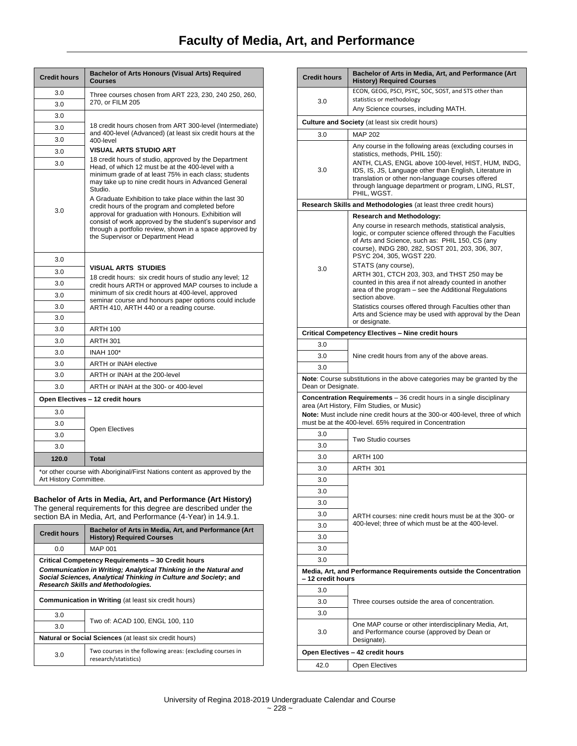# Faculty of Media, Art, and Performance

| Credit hours | Bachelor of Arts Honours (Visual Arts) Required Courses |
|---|---|
| 3.0 | Three courses chosen from ART 223, 230, 240 250, 260, 270, or FILM 205 |
| 3.0 | |
| 3.0 | 18 credit hours chosen from ART 300-level (Intermediate) and 400-level (Advanced) (at least six credit hours at the 400-level |
| 3.0 | **VISUAL ARTS STUDIO ART** |
| 3.0 | 18 credit hours of studio, approved by the Department Head, of which 12 must be at the 400-level with a minimum grade of at least 75% in each class; students may take up to nine credit hours in Advanced General Studio. |
| 3.0 | A Graduate Exhibition to take place within the last 30 credit hours of the program and completed before approval for graduation with Honours. Exhibition will consist of work approved by the student's supervisor and through a portfolio review, shown in a space approved by the Supervisor or Department Head |
| 3.0 | |
| 3.0 | |
| 3.0 | **VISUAL ARTS STUDIES** |
| 3.0 | 18 credit hours: six credit hours of studio any level; 12 credit hours ARTH or approved MAP courses to include a minimum of six credit hours at 400-level, approved seminar course and honours paper options could include ARTH 410, ARTH 440 or a reading course. |
| 3.0 | |
| 3.0 | |
| 3.0 | |
| 3.0 | |
| 3.0 | ARTH 100 |
| 3.0 | ARTH 301 |
| 3.0 | INAH 100* |
| 3.0 | ARTH or INAH elective |
| 3.0 | ARTH or INAH at the 200-level |
| 3.0 | ARTH or INAH at the 300- or 400-level |
| **Open Electives – 12 credit hours** | |
| 3.0 | Open Electives |
| 3.0 | |
| 3.0 | |
| 3.0 | |
| **120.0** | **Total** |

*or other course with Aboriginal/First Nations content as approved by the Art History Committee.

**Bachelor of Arts in Media, Art, and Performance (Art History)**
The general requirements for this degree are described under the section BA in Media, Art, and Performance (4-Year) in 14.9.1.

| Credit hours | Bachelor of Arts in Media, Art, and Performance (Art History) Required Courses |
|---|---|
| 0.0 | MAP 001 |
| **Critical Competency Requirements – 30 Credit hours** ***Communication in Writing; Analytical Thinking in the Natural and Social Sciences, Analytical Thinking in Culture and Society*; and *Research Skills and Methodologies.*** | |
| **Communication in Writing** (at least six credit hours) | |
| 3.0 | Two of: ACAD 100, ENGL 100, 110 |
| 3.0 | |
| **Natural or Social Sciences** (at least six credit hours) | |
| 3.0 | Two courses in the following areas: (excluding courses in research/statistics) ECON, GEOG, PSCI, PSYC, SOC, SOST, and STS other than statistics or methodology |
| 3.0 | Any Science courses, including MATH. |
| **Culture and Society** (at least six credit hours) | |
| 3.0 | MAP 202 |
| 3.0 | Any course in the following areas (excluding courses in statistics, methods, PHIL 150): ANTH, CLAS, ENGL above 100-level, HIST, HUM, INDG, IDS, IS, JS, Language other than English, Literature in translation or other non-language courses offered through language department or program, LING, RLST, PHIL, WGST. |
| **Research Skills and Methodologies** (at least three credit hours) | |
| 3.0 | **Research and Methodology:** Any course in research methods, statistical analysis, logic, or computer science offered through the Faculties of Arts and Science, such as: PHIL 150, CS (any course), INDG 280, 282, SOST 201, 203, 306, 307, PSYC 204, 305, WGST 220. STATS (any course), ARTH 301, CTCH 203, 303, and THST 250 may be counted in this area if not already counted in another area of the program – see the Additional Regulations section above. Statistics courses offered through Faculties other than Arts and Science may be used with approval by the Dean or designate. |
| **Critical Competency Electives – Nine credit hours** | |
| 3.0 | Nine credit hours from any of the above areas. |
| 3.0 | |
| 3.0 | |
| **Note**: Course substitutions in the above categories may be granted by the Dean or Designate. | |
| **Concentration Requirements** – 36 credit hours in a single disciplinary area (Art History, Film Studies, or Music) **Note:** Must include nine credit hours at the 300-or 400-level, three of which must be at the 400-level. 65% required in Concentration | |
| 3.0 | Two Studio courses |
| 3.0 | |
| 3.0 | ARTH 100 |
| 3.0 | ARTH 301 |
| 3.0 | ARTH courses: nine credit hours must be at the 300- or 400-level; three of which must be at the 400-level. |
| 3.0 | |
| 3.0 | |
| 3.0 | |
| 3.0 | |
| 3.0 | |
| 3.0 | |
| 3.0 | |
| **Media, Art, and Performance Requirements outside the Concentration – 12 credit hours** | |
| 3.0 | Three courses outside the area of concentration. |
| 3.0 | |
| 3.0 | |
| 3.0 | One MAP course or other interdisciplinary Media, Art, and Performance course (approved by Dean or Designate). |
| **Open Electives – 42 credit hours** | |
| 42.0 | Open Electives |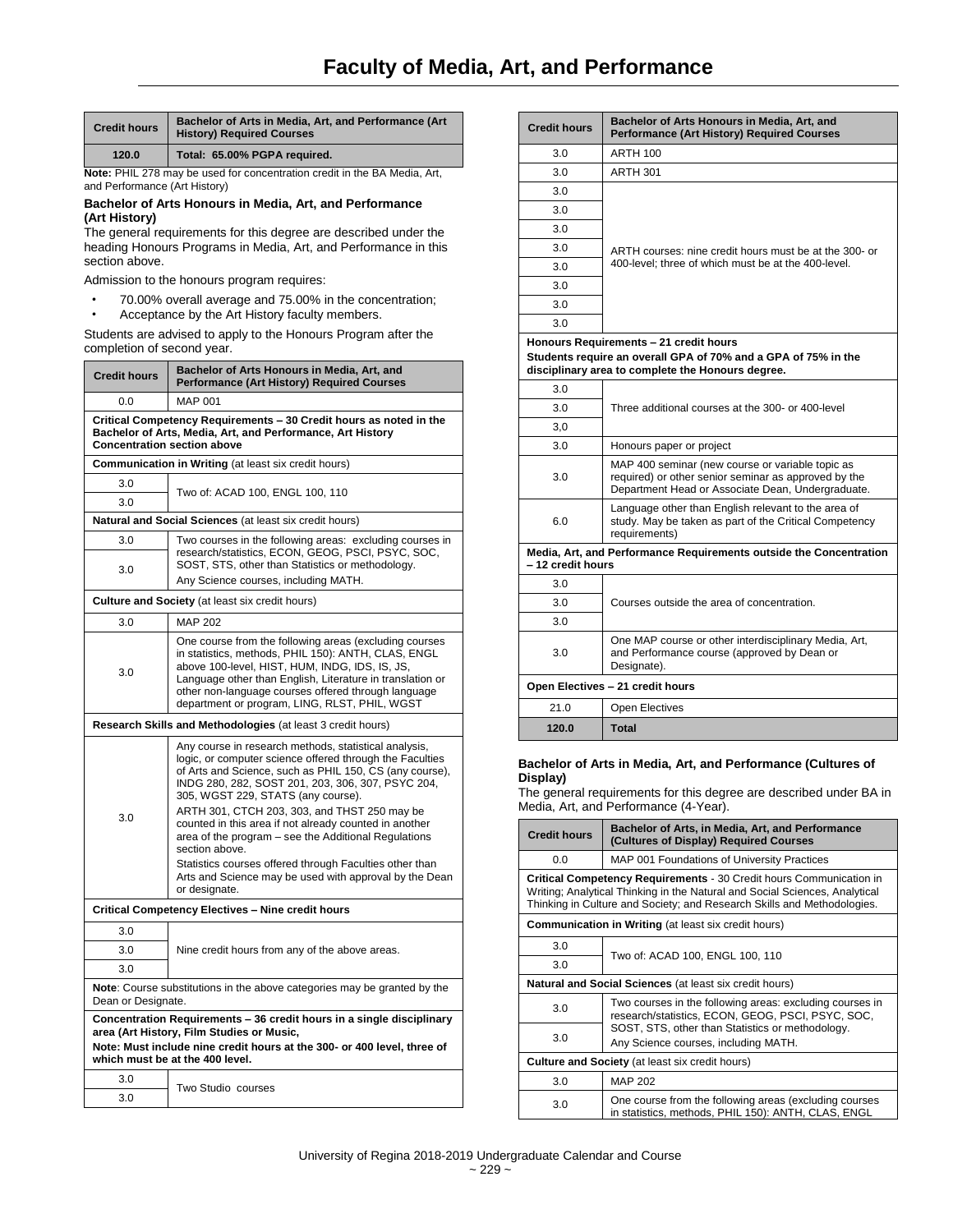# Faculty of Media, Art, and Performance

| Credit hours | Bachelor of Arts in Media, Art, and Performance (Art History) Required Courses |
|---|---|
| 120.0 | Total: 65.00% PGPA required. |

**Note:** PHIL 278 may be used for concentration credit in the BA Media, Art, and Performance (Art History)

**Bachelor of Arts Honours in Media, Art, and Performance (Art History)**

The general requirements for this degree are described under the heading Honours Programs in Media, Art, and Performance in this section above.

Admission to the honours program requires:

- 70.00% overall average and 75.00% in the concentration;
- Acceptance by the Art History faculty members.

Students are advised to apply to the Honours Program after the completion of second year.

| Credit hours | Bachelor of Arts Honours in Media, Art, and Performance (Art History) Required Courses |
|---|---|
| 0.0 | MAP 001 |
| **Critical Competency Requirements – 30 Credit hours as noted in the Bachelor of Arts, Media, Art, and Performance, Art History Concentration section above** | |
| **Communication in Writing** (at least six credit hours) | |
| 3.0 | Two of: ACAD 100, ENGL 100, 110 |
| 3.0 | |
| **Natural and Social Sciences** (at least six credit hours) | |
| 3.0 | Two courses in the following areas: excluding courses in research/statistics, ECON, GEOG, PSCI, PSYC, SOC, SOST, STS, other than Statistics or methodology. |
| 3.0 | Any Science courses, including MATH. |
| **Culture and Society** (at least six credit hours) | |
| 3.0 | MAP 202 |
| 3.0 | One course from the following areas (excluding courses in statistics, methods, PHIL 150): ANTH, CLAS, ENGL above 100-level, HIST, HUM, INDG, IDS, IS, JS, Language other than English, Literature in translation or other non-language courses offered through language department or program, LING, RLST, PHIL, WGST |
| **Research Skills and Methodologies** (at least 3 credit hours) | |
| 3.0 | Any course in research methods, statistical analysis, logic, or computer science offered through the Faculties of Arts and Science, such as PHIL 150, CS (any course), INDG 280, 282, SOST 201, 203, 306, 307, PSYC 204, 305, WGST 229, STATS (any course). ARTH 301, CTCH 203, 303, and THST 250 may be counted in this area if not already counted in another area of the program – see the Additional Regulations section above. Statistics courses offered through Faculties other than Arts and Science may be used with approval by the Dean or designate. |
| **Critical Competency Electives – Nine credit hours** | |
| 3.0 | Nine credit hours from any of the above areas. |
| 3.0 | |
| 3.0 | |
| **Note**: Course substitutions in the above categories may be granted by the Dean or Designate. | |
| **Concentration Requirements – 36 credit hours in a single disciplinary area (Art History, Film Studies or Music, Note: Must include nine credit hours at the 300- or 400 level, three of which must be at the 400 level.** | |
| 3.0 | Two Studio courses |
| 3.0 | |
| 3.0 | ARTH 100 |
| 3.0 | ARTH 301 |
| 3.0 | ARTH courses: nine credit hours must be at the 300- or 400-level; three of which must be at the 400-level. |
| 3.0 | |
| 3.0 | |
| 3.0 | |
| 3.0 | |
| 3.0 | |
| 3.0 | |
| 3.0 | |
| **Honours Requirements – 21 credit hours. Students require an overall GPA of 70% and a GPA of 75% in the disciplinary area to complete the Honours degree.** | |
| 3.0 | Three additional courses at the 300- or 400-level |
| 3.0 | |
| 3,0 | |
| 3.0 | Honours paper or project |
| 3.0 | MAP 400 seminar (new course or variable topic as required) or other senior seminar as approved by the Department Head or Associate Dean, Undergraduate. |
| 6.0 | Language other than English relevant to the area of study. May be taken as part of the Critical Competency requirements) |
| **Media, Art, and Performance Requirements outside the Concentration – 12 credit hours** | |
| 3.0 | Courses outside the area of concentration. |
| 3.0 | |
| 3.0 | |
| 3.0 | One MAP course or other interdisciplinary Media, Art, and Performance course (approved by Dean or Designate). |
| **Open Electives – 21 credit hours** | |
| 21.0 | Open Electives |
| **120.0** | **Total** |

**Bachelor of Arts in Media, Art, and Performance (Cultures of Display)**

The general requirements for this degree are described under BA in Media, Art, and Performance (4-Year).

| Credit hours | Bachelor of Arts, in Media, Art, and Performance (Cultures of Display) Required Courses |
|---|---|
| 0.0 | MAP 001 Foundations of University Practices |
| **Critical Competency Requirements** - 30 Credit hours Communication in Writing; Analytical Thinking in the Natural and Social Sciences, Analytical Thinking in Culture and Society; and Research Skills and Methodologies. | |
| **Communication in Writing** (at least six credit hours) | |
| 3.0 | Two of: ACAD 100, ENGL 100, 110 |
| 3.0 | |
| **Natural and Social Sciences** (at least six credit hours) | |
| 3.0 | Two courses in the following areas: excluding courses in research/statistics, ECON, GEOG, PSCI, PSYC, SOC, SOST, STS, other than Statistics or methodology. |
| 3.0 | Any Science courses, including MATH. |
| **Culture and Society** (at least six credit hours) | |
| 3.0 | MAP 202 |
| 3.0 | One course from the following areas (excluding courses in statistics, methods, PHIL 150): ANTH, CLAS, ENGL |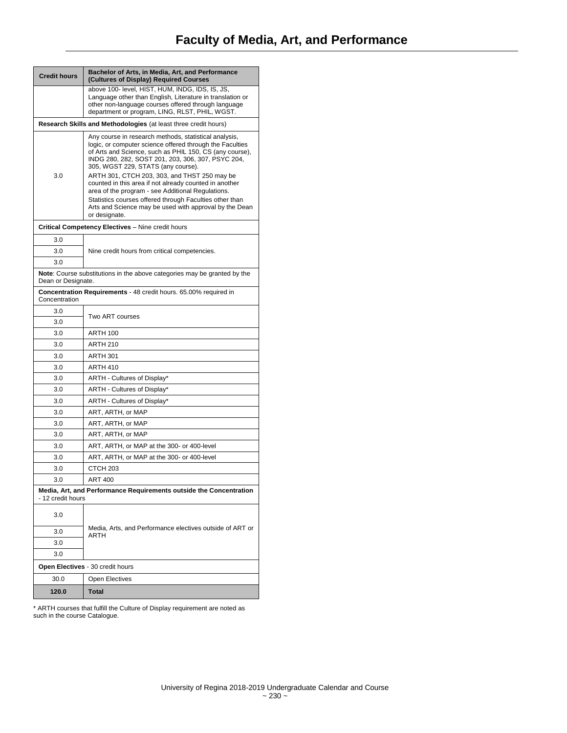# Faculty of Media, Art, and Performance

| Credit hours | Bachelor of Arts, in Media, Art, and Performance (Cultures of Display) Required Courses |
|---|---|
| | above 100- level, HIST, HUM, INDG, IDS, IS, JS, Language other than English, Literature in translation or other non-language courses offered through language department or program, LING, RLST, PHIL, WGST. |
| **Research Skills and Methodologies** (at least three credit hours) | |
| 3.0 | Any course in research methods, statistical analysis, logic, or computer science offered through the Faculties of Arts and Science, such as PHIL 150, CS (any course), INDG 280, 282, SOST 201, 203, 306, 307, PSYC 204, 305, WGST 229, STATS (any course). ARTH 301, CTCH 203, 303, and THST 250 may be counted in this area if not already counted in another area of the program - see Additional Regulations. Statistics courses offered through Faculties other than Arts and Science may be used with approval by the Dean or designate. |
| **Critical Competency Electives** – Nine credit hours | |
| 3.0 | Nine credit hours from critical competencies. |
| 3.0 | |
| 3.0 | |
| **Note**: Course substitutions in the above categories may be granted by the Dean or Designate. | |
| **Concentration Requirements** - 48 credit hours. 65.00% required in Concentration | |
| 3.0 | Two ART courses |
| 3.0 | |
| 3.0 | ARTH 100 |
| 3.0 | ARTH 210 |
| 3.0 | ARTH 301 |
| 3.0 | ARTH 410 |
| 3.0 | ARTH - Cultures of Display* |
| 3.0 | ARTH - Cultures of Display* |
| 3.0 | ARTH - Cultures of Display* |
| 3.0 | ART, ARTH, or MAP |
| 3.0 | ART, ARTH, or MAP |
| 3.0 | ART, ARTH, or MAP |
| 3.0 | ART, ARTH, or MAP at the 300- or 400-level |
| 3.0 | ART, ARTH, or MAP at the 300- or 400-level |
| 3.0 | CTCH 203 |
| 3.0 | ART 400 |
| **Media, Art, and Performance Requirements outside the Concentration** - 12 credit hours | |
| 3.0 | Media, Arts, and Performance electives outside of ART or ARTH |
| 3.0 | |
| 3.0 | |
| 3.0 | |
| **Open Electives** - 30 credit hours | |
| 30.0 | Open Electives |
| **120.0** | **Total** |

* ARTH courses that fulfill the Culture of Display requirement are noted as such in the course Catalogue.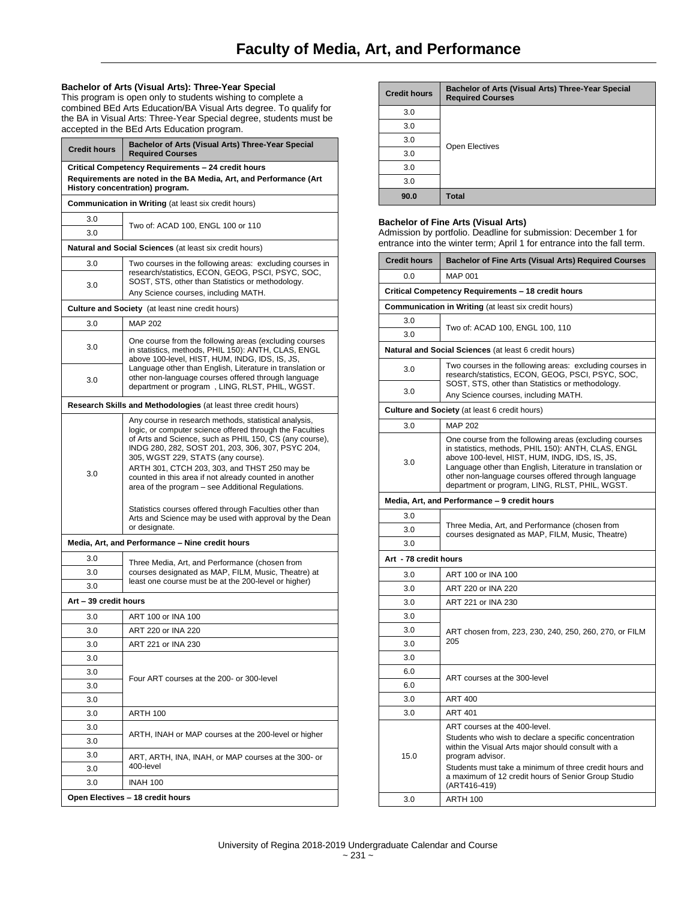# Faculty of Media, Art, and Performance

### Bachelor of Arts (Visual Arts): Three-Year Special

This program is open only to students wishing to complete a combined BEd Arts Education/BA Visual Arts degree. To qualify for the BA in Visual Arts: Three-Year Special degree, students must be accepted in the BEd Arts Education program.

| Credit hours | Bachelor of Arts (Visual Arts) Three-Year Special Required Courses |
|---|---|
| **Critical Competency Requirements – 24 credit hours** **Requirements are noted in the BA Media, Art, and Performance (Art History concentration) program.** | |
| **Communication in Writing** (at least six credit hours) | |
| 3.0 | Two of: ACAD 100, ENGL 100 or 110 |
| 3.0 | |
| **Natural and Social Sciences** (at least six credit hours) | |
| 3.0 | Two courses in the following areas: excluding courses in research/statistics, ECON, GEOG, PSCI, PSYC, SOC, SOST, STS, other than Statistics or methodology. Any Science courses, including MATH. |
| 3.0 | |
| **Culture and Society** (at least nine credit hours) | |
| 3.0 | MAP 202 |
| 3.0 | One course from the following areas (excluding courses in statistics, methods, PHIL 150): ANTH, CLAS, ENGL above 100-level, HIST, HUM, INDG, IDS, IS, JS, Language other than English, Literature in translation or other non-language courses offered through language department or program , LING, RLST, PHIL, WGST. |
| 3.0 | |
| **Research Skills and Methodologies** (at least three credit hours) | |
| 3.0 | Any course in research methods, statistical analysis, logic, or computer science offered through the Faculties of Arts and Science, such as PHIL 150, CS (any course), INDG 280, 282, SOST 201, 203, 306, 307, PSYC 204, 305, WGST 229, STATS (any course). ARTH 301, CTCH 203, 303, and THST 250 may be counted in this area if not already counted in another area of the program – see Additional Regulations. Statistics courses offered through Faculties other than Arts and Science may be used with approval by the Dean or designate. |
| **Media, Art, and Performance – Nine credit hours** | |
| 3.0 | Three Media, Art, and Performance (chosen from courses designated as MAP, FILM, Music, Theatre) at least one course must be at the 200-level or higher) |
| 3.0 | |
| 3.0 | |
| **Art – 39 credit hours** | |
| 3.0 | ART 100 or INA 100 |
| 3.0 | ART 220 or INA 220 |
| 3.0 | ART 221 or INA 230 |
| 3.0 | Four ART courses at the 200- or 300-level |
| 3.0 | |
| 3.0 | |
| 3.0 | |
| 3.0 | ARTH 100 |
| 3.0 | ARTH, INAH or MAP courses at the 200-level or higher |
| 3.0 | |
| 3.0 | ART, ARTH, INA, INAH, or MAP courses at the 300- or 400-level |
| 3.0 | |
| 3.0 | INAH 100 |
| **Open Electives – 18 credit hours** | |
| 3.0 | Open Electives |
| 3.0 | |
| 3.0 | |
| 3.0 | |
| 3.0 | |
| 3.0 | |
| **90.0** | **Total** |

### Bachelor of Fine Arts (Visual Arts)

Admission by portfolio. Deadline for submission: December 1 for entrance into the winter term; April 1 for entrance into the fall term.

| Credit hours | Bachelor of Fine Arts (Visual Arts) Required Courses |
|---|---|
| 0.0 | MAP 001 |
| **Critical Competency Requirements – 18 credit hours** | |
| **Communication in Writing** (at least six credit hours) | |
| 3.0 | Two of: ACAD 100, ENGL 100, 110 |
| 3.0 | |
| **Natural and Social Sciences** (at least 6 credit hours) | |
| 3.0 | Two courses in the following areas: excluding courses in research/statistics, ECON, GEOG, PSCI, PSYC, SOC, SOST, STS, other than Statistics or methodology. Any Science courses, including MATH. |
| 3.0 | |
| **Culture and Society** (at least 6 credit hours) | |
| 3.0 | MAP 202 |
| 3.0 | One course from the following areas (excluding courses in statistics, methods, PHIL 150): ANTH, CLAS, ENGL above 100-level, HIST, HUM, INDG, IDS, IS, JS, Language other than English, Literature in translation or other non-language courses offered through language department or program, LING, RLST, PHIL, WGST. |
| **Media, Art, and Performance – 9 credit hours** | |
| 3.0 | Three Media, Art, and Performance (chosen from courses designated as MAP, FILM, Music, Theatre) |
| 3.0 | |
| 3.0 | |
| **Art - 78 credit hours** | |
| 3.0 | ART 100 or INA 100 |
| 3.0 | ART 220 or INA 220 |
| 3.0 | ART 221 or INA 230 |
| 3.0 | ART chosen from, 223, 230, 240, 250, 260, 270, or FILM 205 |
| 3.0 | |
| 3.0 | |
| 3.0 | |
| 6.0 | ART courses at the 300-level |
| 6.0 | |
| 3.0 | ART 400 |
| 3.0 | ART 401 |
| 15.0 | ART courses at the 400-level. Students who wish to declare a specific concentration within the Visual Arts major should consult with a program advisor. Students must take a minimum of three credit hours and a maximum of 12 credit hours of Senior Group Studio (ART416-419) |
| 3.0 | ARTH 100 |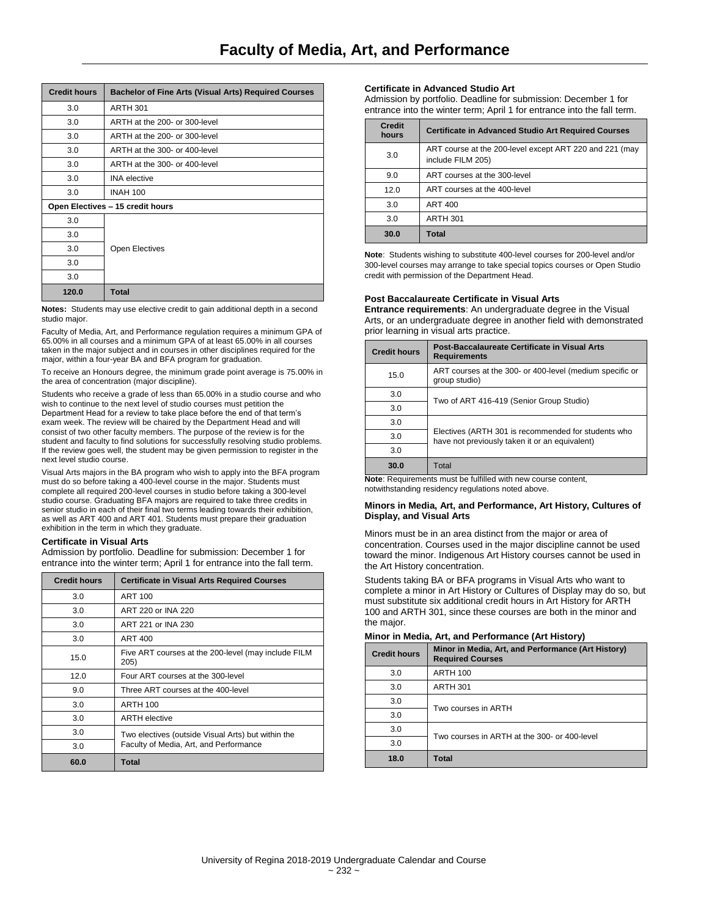# Faculty of Media, Art, and Performance

| Credit hours | Bachelor of Fine Arts (Visual Arts) Required Courses |
|---|---|
| 3.0 | ARTH 301 |
| 3.0 | ARTH at the 200- or 300-level |
| 3.0 | ARTH at the 200- or 300-level |
| 3.0 | ARTH at the 300- or 400-level |
| 3.0 | ARTH at the 300- or 400-level |
| 3.0 | INA elective |
| 3.0 | INAH 100 |
| **Open Electives – 15 credit hours** | |
| 3.0 | Open Electives |
| 3.0 | |
| 3.0 | |
| 3.0 | |
| 3.0 | |
| **120.0** | **Total** |

**Notes:** Students may use elective credit to gain additional depth in a second studio major.

Faculty of Media, Art, and Performance regulation requires a minimum GPA of 65.00% in all courses and a minimum GPA of at least 65.00% in all courses taken in the major subject and in courses in other disciplines required for the major, within a four-year BA and BFA program for graduation.

To receive an Honours degree, the minimum grade point average is 75.00% in the area of concentration (major discipline).

Students who receive a grade of less than 65.00% in a studio course and who wish to continue to the next level of studio courses must petition the Department Head for a review to take place before the end of that term's exam week. The review will be chaired by the Department Head and will consist of two other faculty members. The purpose of the review is for the student and faculty to find solutions for successfully resolving studio problems. If the review goes well, the student may be given permission to register in the next level studio course.

Visual Arts majors in the BA program who wish to apply into the BFA program must do so before taking a 400-level course in the major. Students must complete all required 200-level courses in studio before taking a 300-level studio course. Graduating BFA majors are required to take three credits in senior studio in each of their final two terms leading towards their exhibition, as well as ART 400 and ART 401. Students must prepare their graduation exhibition in the term in which they graduate.

### Certificate in Visual Arts

Admission by portfolio. Deadline for submission: December 1 for entrance into the winter term; April 1 for entrance into the fall term.

| Credit hours | Certificate in Visual Arts Required Courses |
|---|---|
| 3.0 | ART 100 |
| 3.0 | ART 220 or INA 220 |
| 3.0 | ART 221 or INA 230 |
| 3.0 | ART 400 |
| 15.0 | Five ART courses at the 200-level (may include FILM 205) |
| 12.0 | Four ART courses at the 300-level |
| 9.0 | Three ART courses at the 400-level |
| 3.0 | ARTH 100 |
| 3.0 | ARTH elective |
| 3.0 | Two electives (outside Visual Arts) but within the Faculty of Media, Art, and Performance |
| 3.0 | |
| **60.0** | **Total** |

### Certificate in Advanced Studio Art

Admission by portfolio. Deadline for submission: December 1 for entrance into the winter term; April 1 for entrance into the fall term.

| Credit hours | Certificate in Advanced Studio Art Required Courses |
|---|---|
| 3.0 | ART course at the 200-level except ART 220 and 221 (may include FILM 205) |
| 9.0 | ART courses at the 300-level |
| 12.0 | ART courses at the 400-level |
| 3.0 | ART 400 |
| 3.0 | ARTH 301 |
| **30.0** | **Total** |

**Note**: Students wishing to substitute 400-level courses for 200-level and/or 300-level courses may arrange to take special topics courses or Open Studio credit with permission of the Department Head.

### Post Baccalaureate Certificate in Visual Arts

**Entrance requirements**: An undergraduate degree in the Visual Arts, or an undergraduate degree in another field with demonstrated prior learning in visual arts practice.

| Credit hours | Post-Baccalaureate Certificate in Visual Arts Requirements |
|---|---|
| 15.0 | ART courses at the 300- or 400-level (medium specific or group studio) |
| 3.0 | Two of ART 416-419 (Senior Group Studio) |
| 3.0 | |
| 3.0 | Electives (ARTH 301 is recommended for students who have not previously taken it or an equivalent) |
| 3.0 | |
| 3.0 | |
| **30.0** | Total |

**Note**: Requirements must be fulfilled with new course content, notwithstanding residency regulations noted above.

### Minors in Media, Art, and Performance, Art History, Cultures of Display, and Visual Arts

Minors must be in an area distinct from the major or area of concentration. Courses used in the major discipline cannot be used toward the minor. Indigenous Art History courses cannot be used in the Art History concentration.

Students taking BA or BFA programs in Visual Arts who want to complete a minor in Art History or Cultures of Display may do so, but must substitute six additional credit hours in Art History for ARTH 100 and ARTH 301, since these courses are both in the minor and the major.

### Minor in Media, Art, and Performance (Art History)

| Credit hours | Minor in Media, Art, and Performance (Art History) Required Courses |
|---|---|
| 3.0 | ARTH 100 |
| 3.0 | ARTH 301 |
| 3.0 | Two courses in ARTH |
| 3.0 | |
| 3.0 | Two courses in ARTH at the 300- or 400-level |
| 3.0 | |
| **18.0** | **Total** |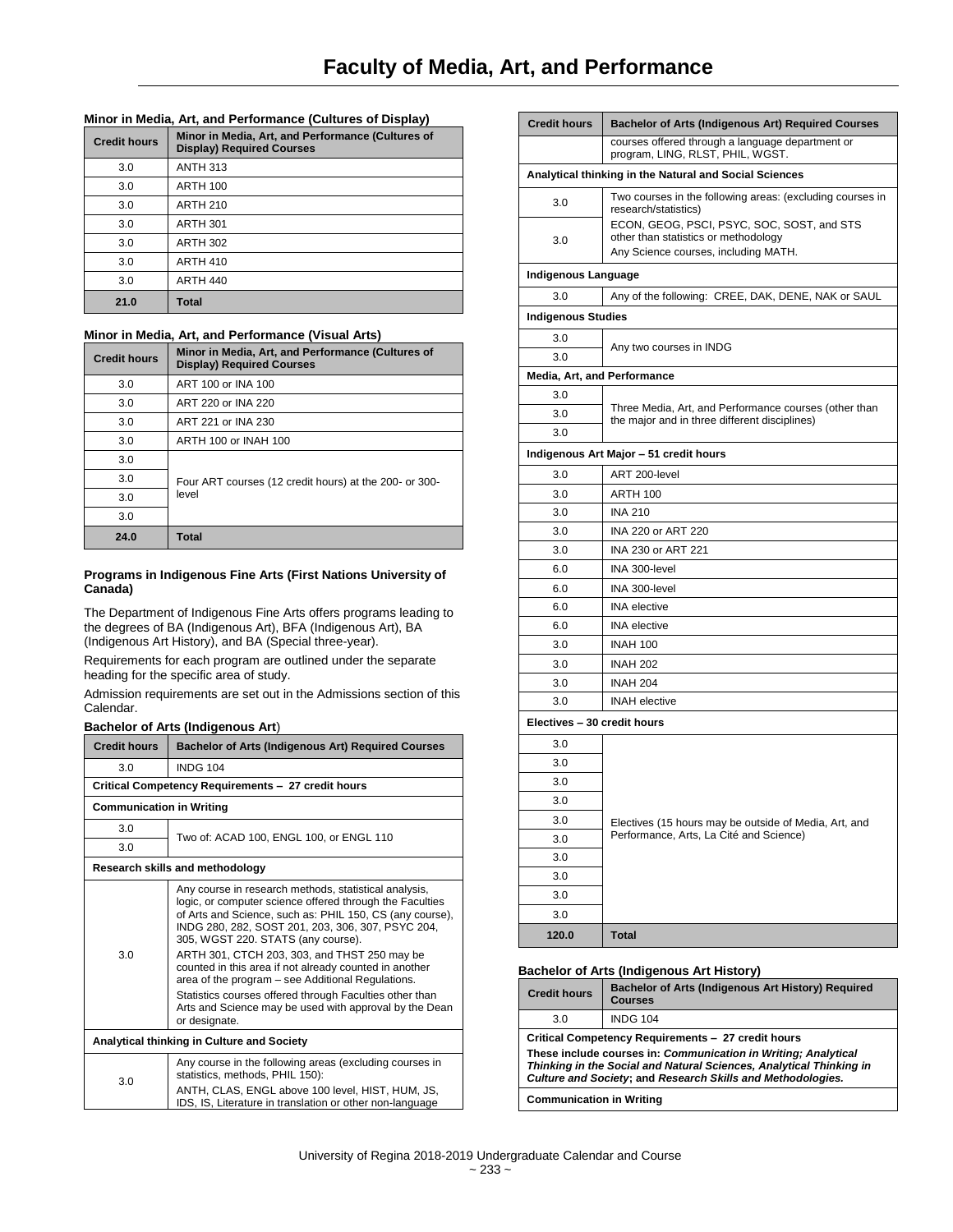# Faculty of Media, Art, and Performance

### Minor in Media, Art, and Performance (Cultures of Display)

| Credit hours | Minor in Media, Art, and Performance (Cultures of Display) Required Courses |
|---|---|
| 3.0 | ANTH 313 |
| 3.0 | ARTH 100 |
| 3.0 | ARTH 210 |
| 3.0 | ARTH 301 |
| 3.0 | ARTH 302 |
| 3.0 | ARTH 410 |
| 3.0 | ARTH 440 |
| **21.0** | **Total** |

### Minor in Media, Art, and Performance (Visual Arts)

| Credit hours | Minor in Media, Art, and Performance (Cultures of Display) Required Courses |
|---|---|
| 3.0 | ART 100 or INA 100 |
| 3.0 | ART 220 or INA 220 |
| 3.0 | ART 221 or INA 230 |
| 3.0 | ARTH 100 or INAH 100 |
| 3.0 | Four ART courses (12 credit hours) at the 200- or 300-level |
| 3.0 | |
| 3.0 | |
| 3.0 | |
| **24.0** | **Total** |

### Programs in Indigenous Fine Arts (First Nations University of Canada)

The Department of Indigenous Fine Arts offers programs leading to the degrees of BA (Indigenous Art), BFA (Indigenous Art), BA (Indigenous Art History), and BA (Special three-year).

Requirements for each program are outlined under the separate heading for the specific area of study.

Admission requirements are set out in the Admissions section of this Calendar.

### Bachelor of Arts (Indigenous Art)

| Credit hours | Bachelor of Arts (Indigenous Art) Required Courses |
|---|---|
| 3.0 | INDG 104 |
| **Critical Competency Requirements – 27 credit hours** | |
| **Communication in Writing** | |
| 3.0 | Two of: ACAD 100, ENGL 100, or ENGL 110 |
| 3.0 | |
| **Research skills and methodology** | |
| 3.0 | Any course in research methods, statistical analysis, logic, or computer science offered through the Faculties of Arts and Science, such as: PHIL 150, CS (any course), INDG 280, 282, SOST 201, 203, 306, 307, PSYC 204, 305, WGST 220. STATS (any course).<br>ARTH 301, CTCH 203, 303, and THST 250 may be counted in this area if not already counted in another area of the program – see Additional Regulations.<br>Statistics courses offered through Faculties other than Arts and Science may be used with approval by the Dean or designate. |
| **Analytical thinking in Culture and Society** | |
| 3.0 | Any course in the following areas (excluding courses in statistics, methods, PHIL 150):<br>ANTH, CLAS, ENGL above 100 level, HIST, HUM, JS, IDS, IS, Literature in translation or other non-language courses offered through a language department or program, LING, RLST, PHIL, WGST. |
| **Analytical thinking in the Natural and Social Sciences** | |
| 3.0 | Two courses in the following areas: (excluding courses in research/statistics)<br>ECON, GEOG, PSCI, PSYC, SOC, SOST, and STS other than statistics or methodology<br>Any Science courses, including MATH. |
| 3.0 | |
| **Indigenous Language** | |
| 3.0 | Any of the following: CREE, DAK, DENE, NAK or SAUL |
| **Indigenous Studies** | |
| 3.0 | Any two courses in INDG |
| 3.0 | |
| **Media, Art, and Performance** | |
| 3.0 | Three Media, Art, and Performance courses (other than the major and in three different disciplines) |
| 3.0 | |
| 3.0 | |
| **Indigenous Art Major – 51 credit hours** | |
| 3.0 | ART 200-level |
| 3.0 | ARTH 100 |
| 3.0 | INA 210 |
| 3.0 | INA 220 or ART 220 |
| 3.0 | INA 230 or ART 221 |
| 6.0 | INA 300-level |
| 6.0 | INA 300-level |
| 6.0 | INA elective |
| 6.0 | INA elective |
| 3.0 | INAH 100 |
| 3.0 | INAH 202 |
| 3.0 | INAH 204 |
| 3.0 | INAH elective |
| **Electives – 30 credit hours** | |
| 3.0 | Electives (15 hours may be outside of Media, Art, and Performance, Arts, La Cité and Science) |
| 3.0 | |
| 3.0 | |
| 3.0 | |
| 3.0 | |
| 3.0 | |
| 3.0 | |
| 3.0 | |
| 3.0 | |
| 3.0 | |
| **120.0** | **Total** |

### Bachelor of Arts (Indigenous Art History)

| Credit hours | Bachelor of Arts (Indigenous Art History) Required Courses |
|---|---|
| 3.0 | INDG 104 |
| **Critical Competency Requirements – 27 credit hours**<br>**These include courses in: *Communication in Writing; Analytical Thinking in the Social and Natural Sciences, Analytical Thinking in Culture and Society*; and *Research Skills and Methodologies.*** | |
| **Communication in Writing** | |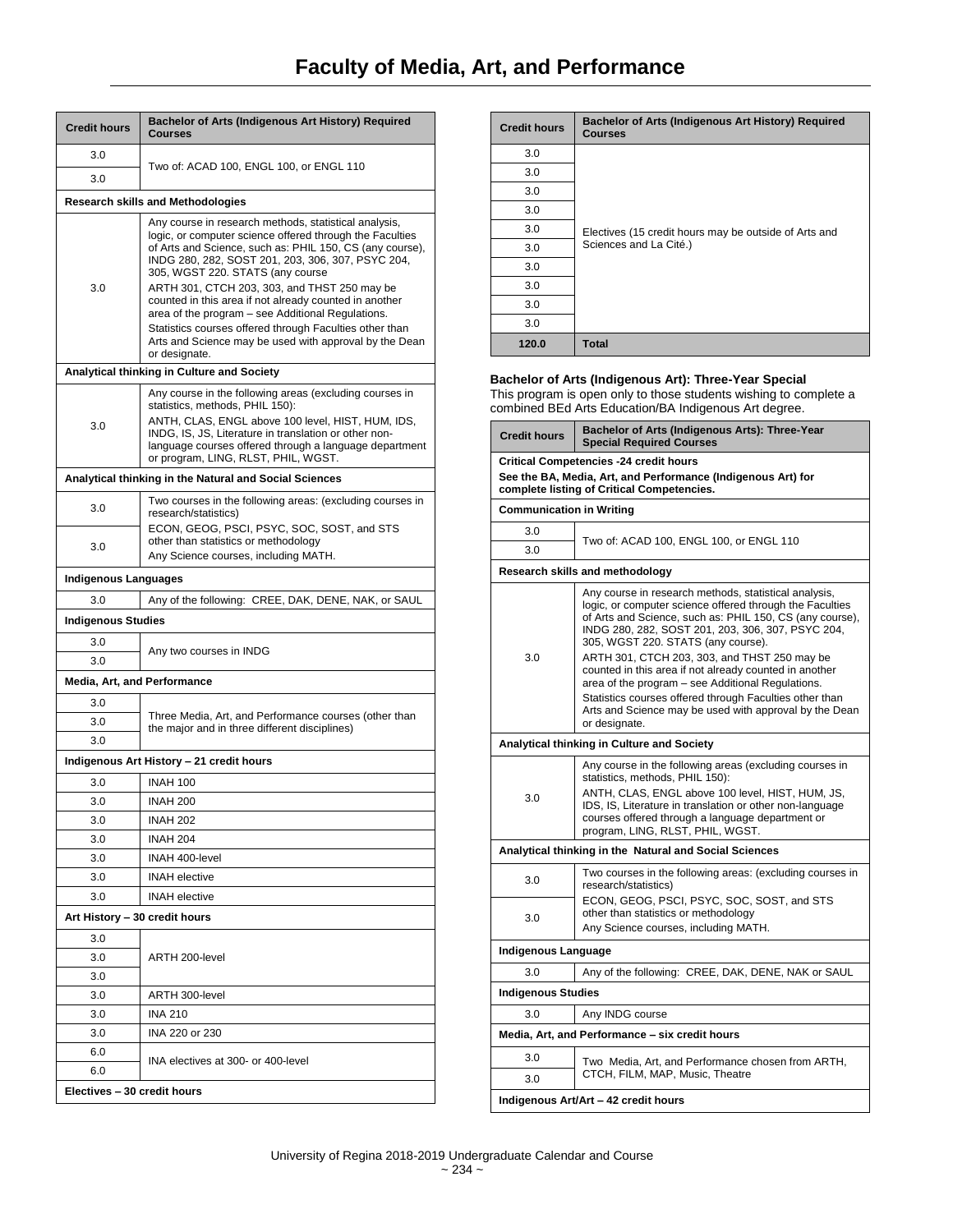# Faculty of Media, Art, and Performance

| Credit hours | Bachelor of Arts (Indigenous Art History) Required Courses |
|---|---|
| 3.0 | Two of: ACAD 100, ENGL 100, or ENGL 110 |
| 3.0 | |
| **Research skills and Methodologies** | |
| 3.0 | Any course in research methods, statistical analysis, logic, or computer science offered through the Faculties of Arts and Science, such as: PHIL 150, CS (any course), INDG 280, 282, SOST 201, 203, 306, 307, PSYC 204, 305, WGST 220. STATS (any course<br>ARTH 301, CTCH 203, 303, and THST 250 may be counted in this area if not already counted in another area of the program – see Additional Regulations.<br>Statistics courses offered through Faculties other than Arts and Science may be used with approval by the Dean or designate. |
| **Analytical thinking in Culture and Society** | |
| 3.0 | Any course in the following areas (excluding courses in statistics, methods, PHIL 150):<br>ANTH, CLAS, ENGL above 100 level, HIST, HUM, IDS, INDG, IS, JS, Literature in translation or other non-language courses offered through a language department or program, LING, RLST, PHIL, WGST. |
| **Analytical thinking in the Natural and Social Sciences** | |
| 3.0 | Two courses in the following areas: (excluding courses in research/statistics)<br>ECON, GEOG, PSCI, PSYC, SOC, SOST, and STS other than statistics or methodology<br>Any Science courses, including MATH. |
| 3.0 | |
| **Indigenous Languages** | |
| 3.0 | Any of the following: CREE, DAK, DENE, NAK, or SAUL |
| **Indigenous Studies** | |
| 3.0 | Any two courses in INDG |
| 3.0 | |
| **Media, Art, and Performance** | |
| 3.0 | Three Media, Art, and Performance courses (other than the major and in three different disciplines) |
| 3.0 | |
| 3.0 | |
| **Indigenous Art History – 21 credit hours** | |
| 3.0 | INAH 100 |
| 3.0 | INAH 200 |
| 3.0 | INAH 202 |
| 3.0 | INAH 204 |
| 3.0 | INAH 400-level |
| 3.0 | INAH elective |
| 3.0 | INAH elective |
| **Art History – 30 credit hours** | |
| 3.0 | ARTH 200-level |
| 3.0 | |
| 3.0 | |
| 3.0 | ARTH 300-level |
| 3.0 | INA 210 |
| 3.0 | INA 220 or 230 |
| 6.0 | INA electives at 300- or 400-level |
| 6.0 | |
| **Electives – 30 credit hours** | |
| 3.0 | Electives (15 credit hours may be outside of Arts and Sciences and La Cité.) |
| 3.0 | |
| 3.0 | |
| 3.0 | |
| 3.0 | |
| 3.0 | |
| 3.0 | |
| 3.0 | |
| 3.0 | |
| 3.0 | |
| **120.0** | **Total** |

**Bachelor of Arts (Indigenous Art): Three-Year Special**

This program is open only to those students wishing to complete a combined BEd Arts Education/BA Indigenous Art degree.

| Credit hours | Bachelor of Arts (Indigenous Arts): Three-Year Special Required Courses |
|---|---|
| **Critical Competencies -24 credit hours**<br>**See the BA, Media, Art, and Performance (Indigenous Art) for complete listing of Critical Competencies.** | |
| **Communication in Writing** | |
| 3.0 | Two of: ACAD 100, ENGL 100, or ENGL 110 |
| 3.0 | |
| **Research skills and methodology** | |
| 3.0 | Any course in research methods, statistical analysis, logic, or computer science offered through the Faculties of Arts and Science, such as: PHIL 150, CS (any course), INDG 280, 282, SOST 201, 203, 306, 307, PSYC 204, 305, WGST 220. STATS (any course).<br>ARTH 301, CTCH 203, 303, and THST 250 may be counted in this area if not already counted in another area of the program – see Additional Regulations.<br>Statistics courses offered through Faculties other than Arts and Science may be used with approval by the Dean or designate. |
| **Analytical thinking in Culture and Society** | |
| 3.0 | Any course in the following areas (excluding courses in statistics, methods, PHIL 150):<br>ANTH, CLAS, ENGL above 100 level, HIST, HUM, JS, IDS, IS, Literature in translation or other non-language courses offered through a language department or program, LING, RLST, PHIL, WGST. |
| **Analytical thinking in the Natural and Social Sciences** | |
| 3.0 | Two courses in the following areas: (excluding courses in research/statistics)<br>ECON, GEOG, PSCI, PSYC, SOC, SOST, and STS other than statistics or methodology<br>Any Science courses, including MATH. |
| 3.0 | |
| **Indigenous Language** | |
| 3.0 | Any of the following: CREE, DAK, DENE, NAK or SAUL |
| **Indigenous Studies** | |
| 3.0 | Any INDG course |
| **Media, Art, and Performance – six credit hours** | |
| 3.0 | Two Media, Art, and Performance chosen from ARTH, CTCH, FILM, MAP, Music, Theatre |
| 3.0 | |
| **Indigenous Art/Art – 42 credit hours** | |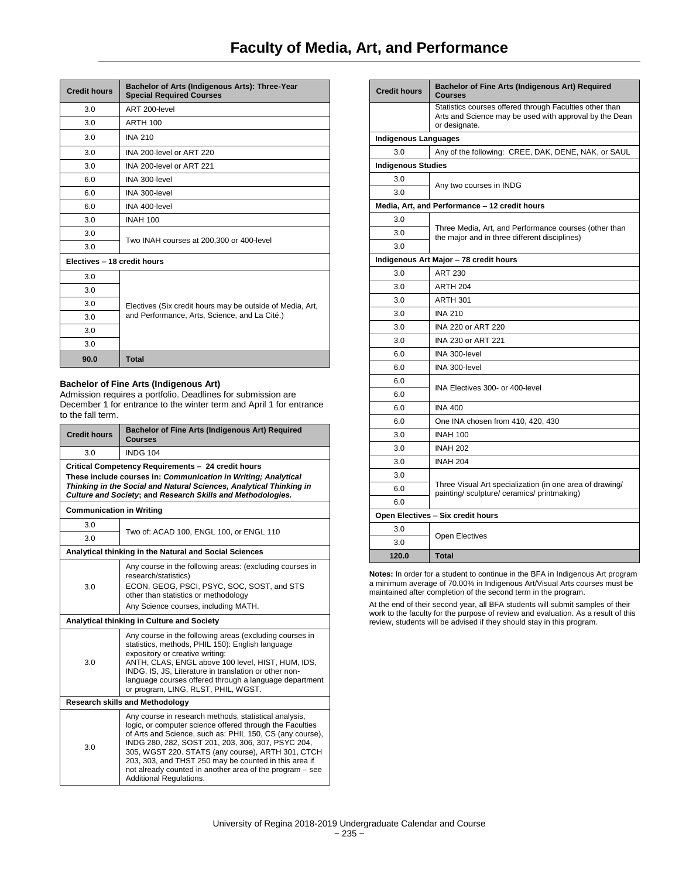# Faculty of Media, Art, and Performance

| Credit hours | Bachelor of Arts (Indigenous Arts): Three-Year Special Required Courses |
|---|---|
| 3.0 | ART 200-level |
| 3.0 | ARTH 100 |
| 3.0 | INA 210 |
| 3.0 | INA 200-level or ART 220 |
| 3.0 | INA 200-level or ART 221 |
| 6.0 | INA 300-level |
| 6.0 | INA 300-level |
| 6.0 | INA 400-level |
| 3.0 | INAH 100 |
| 3.0 | Two INAH courses at 200,300 or 400-level |
| 3.0 | |
| **Electives – 18 credit hours** | |
| 3.0 | Electives (Six credit hours may be outside of Media, Art, and Performance, Arts, Science, and La Cité.) |
| 3.0 | |
| 3.0 | |
| 3.0 | |
| 3.0 | |
| 3.0 | |
| **90.0** | **Total** |

**Bachelor of Fine Arts (Indigenous Art)**
Admission requires a portfolio. Deadlines for submission are December 1 for entrance to the winter term and April 1 for entrance to the fall term.

| Credit hours | Bachelor of Fine Arts (Indigenous Art) Required Courses |
|---|---|
| 3.0 | INDG 104 |
| **Critical Competency Requirements – 24 credit hours** These include courses in: ***Communication in Writing; Analytical Thinking in the Social and Natural Sciences, Analytical Thinking in Culture and Society*; and *Research Skills and Methodologies.*** | |
| **Communication in Writing** | |
| 3.0 | Two of: ACAD 100, ENGL 100, or ENGL 110 |
| 3.0 | |
| **Analytical thinking in the Natural and Social Sciences** | |
| 3.0 | Any course in the following areas: (excluding courses in research/statistics) ECON, GEOG, PSCI, PSYC, SOC, SOST, and STS other than statistics or methodology Any Science courses, including MATH. |
| **Analytical thinking in Culture and Society** | |
| 3.0 | Any course in the following areas (excluding courses in statistics, methods, PHIL 150): English language expository or creative writing: ANTH, CLAS, ENGL above 100 level, HIST, HUM, IDS, INDG, IS, JS, Literature in translation or other non-language courses offered through a language department or program, LING, RLST, PHIL, WGST. |
| **Research skills and Methodology** | |
| 3.0 | Any course in research methods, statistical analysis, logic, or computer science offered through the Faculties of Arts and Science, such as: PHIL 150, CS (any course), INDG 280, 282, SOST 201, 203, 306, 307, PSYC 204, 305, WGST 220. STATS (any course), ARTH 301, CTCH 203, 303, and THST 250 may be counted in this area if not already counted in another area of the program – see Additional Regulations. |
| | Statistics courses offered through Faculties other than Arts and Science may be used with approval by the Dean or designate. |
| **Indigenous Languages** | |
| 3.0 | Any of the following: CREE, DAK, DENE, NAK, or SAUL |
| **Indigenous Studies** | |
| 3.0 | Any two courses in INDG |
| 3.0 | |
| **Media, Art, and Performance – 12 credit hours** | |
| 3.0 | Three Media, Art, and Performance courses (other than the major and in three different disciplines) |
| 3.0 | |
| 3.0 | |
| **Indigenous Art Major – 78 credit hours** | |
| 3.0 | ART 230 |
| 3.0 | ARTH 204 |
| 3.0 | ARTH 301 |
| 3.0 | INA 210 |
| 3.0 | INA 220 or ART 220 |
| 3.0 | INA 230 or ART 221 |
| 6.0 | INA 300-level |
| 6.0 | INA 300-level |
| 6.0 | INA Electives 300- or 400-level |
| 6.0 | |
| 6.0 | INA 400 |
| 6.0 | One INA chosen from 410, 420, 430 |
| 3.0 | INAH 100 |
| 3.0 | INAH 202 |
| 3.0 | INAH 204 |
| 3.0 | Three Visual Art specialization (in one area of drawing/ painting/ sculpture/ ceramics/ printmaking) |
| 6.0 | |
| 6.0 | |
| **Open Electives – Six credit hours** | |
| 3.0 | Open Electives |
| 3.0 | |
| **120.0** | **Total** |

**Notes:** In order for a student to continue in the BFA in Indigenous Art program a minimum average of 70.00% in Indigenous Art/Visual Arts courses must be maintained after completion of the second term in the program.

At the end of their second year, all BFA students will submit samples of their work to the faculty for the purpose of review and evaluation. As a result of this review, students will be advised if they should stay in this program.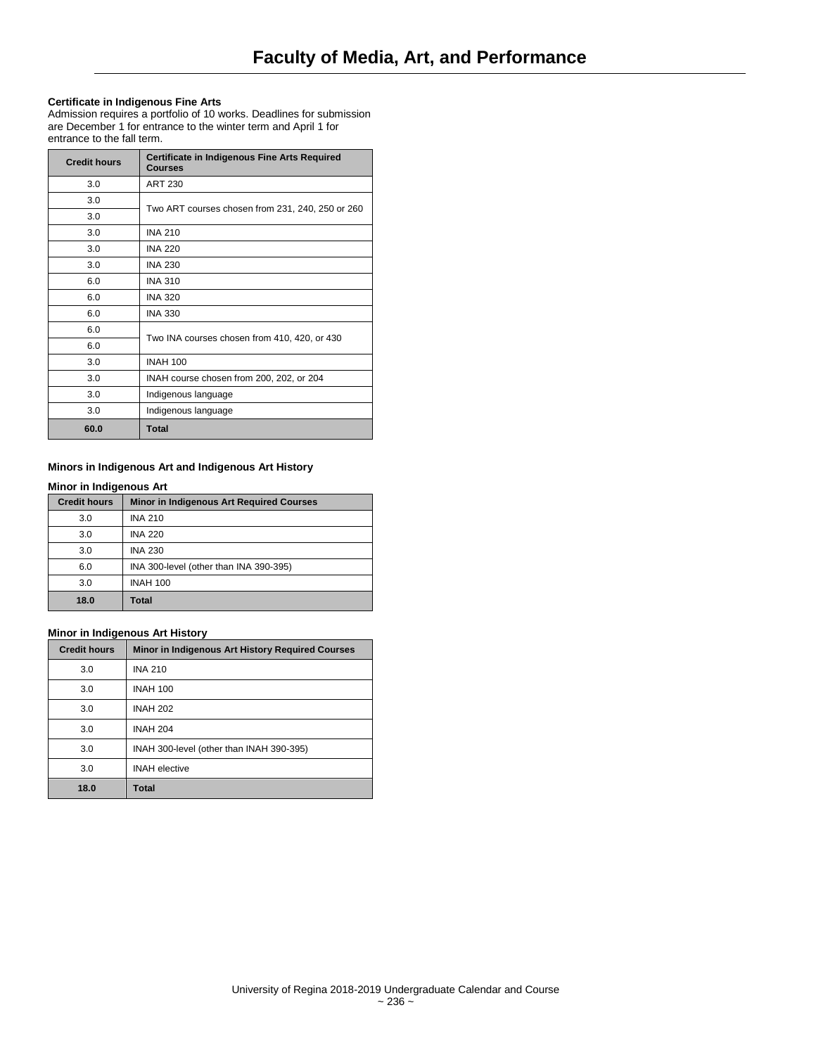**Certificate in Indigenous Fine Arts**

Admission requires a portfolio of 10 works. Deadlines for submission are December 1 for entrance to the winter term and April 1 for entrance to the fall term.

| Credit hours | Certificate in Indigenous Fine Arts Required Courses |
|---|---|
| 3.0 | ART 230 |
| 3.0 | Two ART courses chosen from 231, 240, 250 or 260 |
| 3.0 | |
| 3.0 | INA 210 |
| 3.0 | INA 220 |
| 3.0 | INA 230 |
| 6.0 | INA 310 |
| 6.0 | INA 320 |
| 6.0 | INA 330 |
| 6.0 | Two INA courses chosen from 410, 420, or 430 |
| 6.0 | |
| 3.0 | INAH 100 |
| 3.0 | INAH course chosen from 200, 202, or 204 |
| 3.0 | Indigenous language |
| 3.0 | Indigenous language |
| **60.0** | **Total** |

**Minors in Indigenous Art and Indigenous Art History**

**Minor in Indigenous Art**

| Credit hours | Minor in Indigenous Art Required Courses |
|---|---|
| 3.0 | INA 210 |
| 3.0 | INA 220 |
| 3.0 | INA 230 |
| 6.0 | INA 300-level (other than INA 390-395) |
| 3.0 | INAH 100 |
| **18.0** | **Total** |

**Minor in Indigenous Art History**

| Credit hours | Minor in Indigenous Art History Required Courses |
|---|---|
| 3.0 | INA 210 |
| 3.0 | INAH 100 |
| 3.0 | INAH 202 |
| 3.0 | INAH 204 |
| 3.0 | INAH 300-level (other than INAH 390-395) |
| 3.0 | INAH elective |
| **18.0** | **Total** |